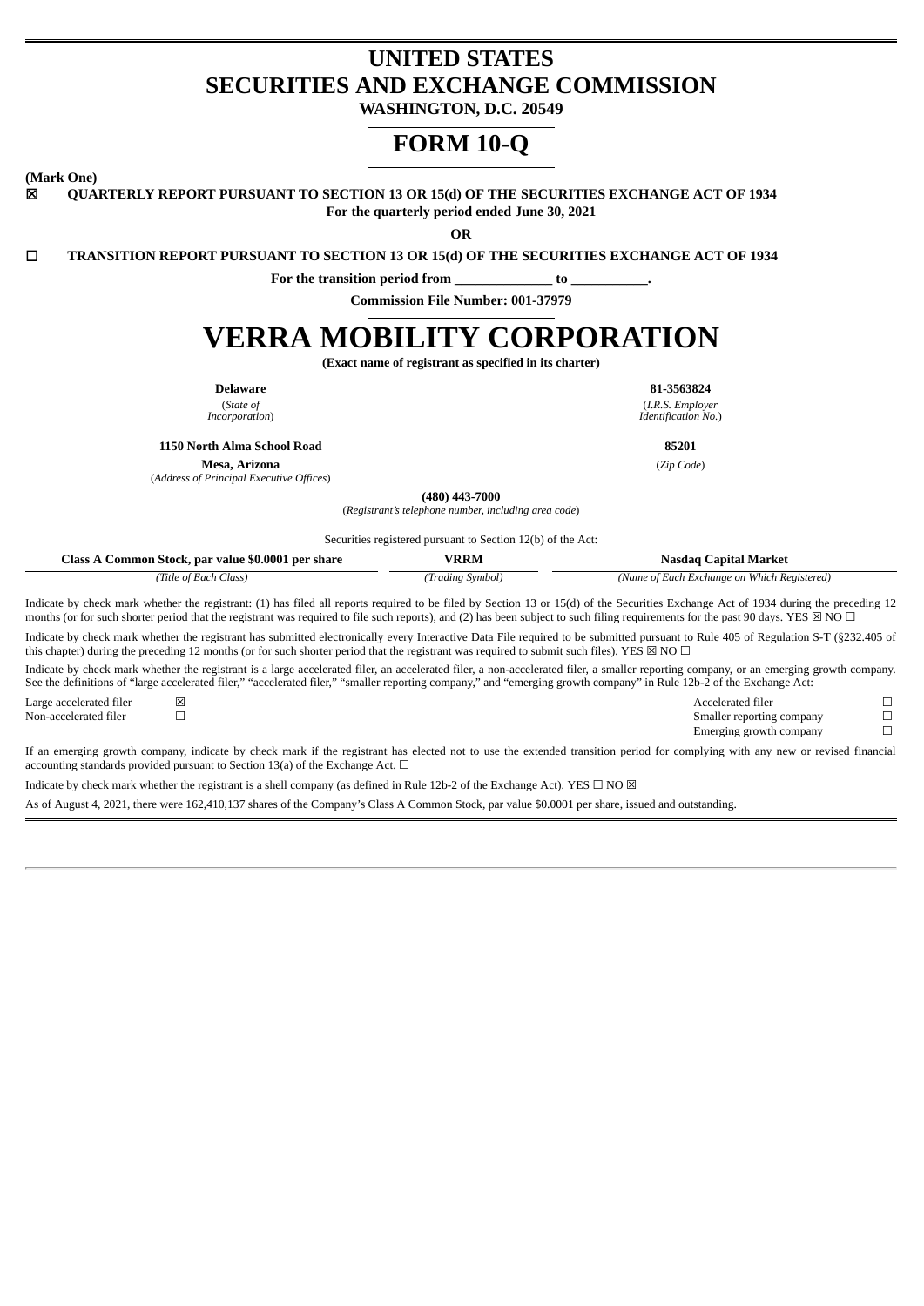# UNITED STATES
# SECURITIES AND EXCHANGE COMMISSION

**WASHINGTON, D.C. 20549**

# FORM 10-Q

**(Mark One)**

☒ **QUARTERLY REPORT PURSUANT TO SECTION 13 OR 15(d) OF THE SECURITIES EXCHANGE ACT OF 1934**

**For the quarterly period ended June 30, 2021**

**OR**

☐ **TRANSITION REPORT PURSUANT TO SECTION 13 OR 15(d) OF THE SECURITIES EXCHANGE ACT OF 1934**

**For the transition period from \_\_\_\_\_\_\_\_\_\_\_\_\_\_ to \_\_\_\_\_\_\_\_\_\_\_.**

**Commission File Number: 001-37979**

# VERRA MOBILITY CORPORATION

**(Exact name of registrant as specified in its charter)**

| **Delaware** | **81-3563824** |
|---|---|
| (*State of Incorporation*) | (*I.R.S. Employer Identification No.*) |
| **1150 North Alma School Road** | **85201** |
| **Mesa, Arizona** | (*Zip Code*) |
| (*Address of Principal Executive Offices*) | |

**(480) 443-7000**

(*Registrant's telephone number, including area code*)

Securities registered pursuant to Section 12(b) of the Act:

| **Class A Common Stock, par value $0.0001 per share** | **VRRM** | **Nasdaq Capital Market** |
|---|---|---|
| *(Title of Each Class)* | *(Trading Symbol)* | *(Name of Each Exchange on Which Registered)* |

Indicate by check mark whether the registrant: (1) has filed all reports required to be filed by Section 13 or 15(d) of the Securities Exchange Act of 1934 during the preceding 12 months (or for such shorter period that the registrant was required to file such reports), and (2) has been subject to such filing requirements for the past 90 days. YES ☒ NO ☐

Indicate by check mark whether the registrant has submitted electronically every Interactive Data File required to be submitted pursuant to Rule 405 of Regulation S-T (§232.405 of this chapter) during the preceding 12 months (or for such shorter period that the registrant was required to submit such files). YES ☒ NO ☐

Indicate by check mark whether the registrant is a large accelerated filer, an accelerated filer, a non-accelerated filer, a smaller reporting company, or an emerging growth company. See the definitions of "large accelerated filer," "accelerated filer," "smaller reporting company," and "emerging growth company" in Rule 12b-2 of the Exchange Act:

| | | | |
|---|---|---|---|
| Large accelerated filer | ☒ | Accelerated filer | ☐ |
| Non-accelerated filer | ☐ | Smaller reporting company | ☐ |
| | | Emerging growth company | ☐ |

If an emerging growth company, indicate by check mark if the registrant has elected not to use the extended transition period for complying with any new or revised financial accounting standards provided pursuant to Section 13(a) of the Exchange Act. ☐

Indicate by check mark whether the registrant is a shell company (as defined in Rule 12b-2 of the Exchange Act). YES ☐ NO ☒

As of August 4, 2021, there were 162,410,137 shares of the Company's Class A Common Stock, par value $0.0001 per share, issued and outstanding.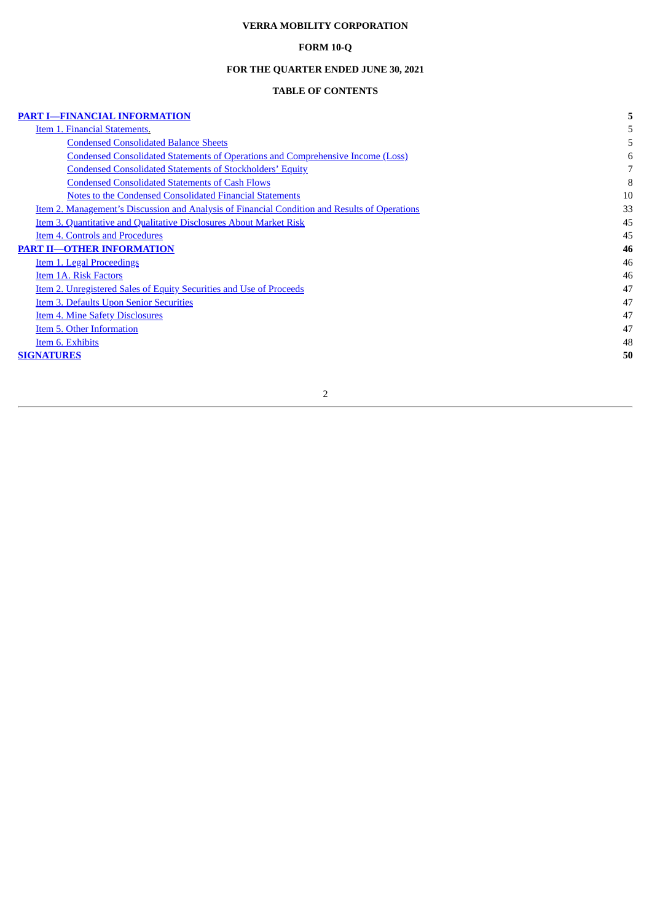**VERRA MOBILITY CORPORATION**

**FORM 10-Q**

**FOR THE QUARTER ENDED JUNE 30, 2021**

**TABLE OF CONTENTS**

| | |
|---|---|
| **PART I—FINANCIAL INFORMATION** | **5** |
| Item 1. Financial Statements. | 5 |
| Condensed Consolidated Balance Sheets | 5 |
| Condensed Consolidated Statements of Operations and Comprehensive Income (Loss) | 6 |
| Condensed Consolidated Statements of Stockholders' Equity | 7 |
| Condensed Consolidated Statements of Cash Flows | 8 |
| Notes to the Condensed Consolidated Financial Statements | 10 |
| Item 2. Management's Discussion and Analysis of Financial Condition and Results of Operations | 33 |
| Item 3. Quantitative and Qualitative Disclosures About Market Risk | 45 |
| Item 4. Controls and Procedures | 45 |
| **PART II—OTHER INFORMATION** | **46** |
| Item 1. Legal Proceedings | 46 |
| Item 1A. Risk Factors | 46 |
| Item 2. Unregistered Sales of Equity Securities and Use of Proceeds | 47 |
| Item 3. Defaults Upon Senior Securities | 47 |
| Item 4. Mine Safety Disclosures | 47 |
| Item 5. Other Information | 47 |
| Item 6. Exhibits | 48 |
| **SIGNATURES** | **50** |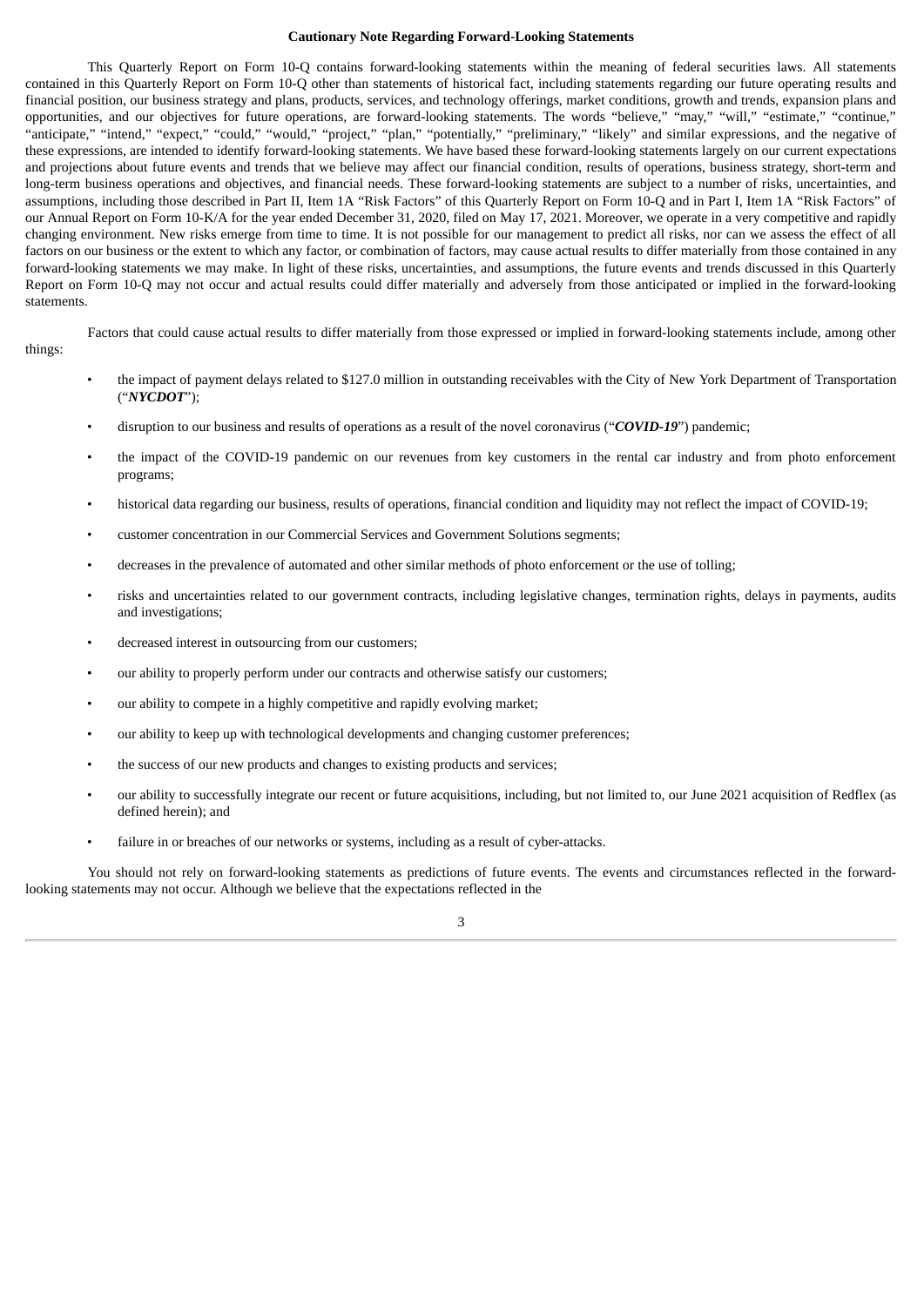## Cautionary Note Regarding Forward-Looking Statements

This Quarterly Report on Form 10-Q contains forward-looking statements within the meaning of federal securities laws. All statements contained in this Quarterly Report on Form 10-Q other than statements of historical fact, including statements regarding our future operating results and financial position, our business strategy and plans, products, services, and technology offerings, market conditions, growth and trends, expansion plans and opportunities, and our objectives for future operations, are forward-looking statements. The words "believe," "may," "will," "estimate," "continue," "anticipate," "intend," "expect," "could," "would," "project," "plan," "potentially," "preliminary," "likely" and similar expressions, and the negative of these expressions, are intended to identify forward-looking statements. We have based these forward-looking statements largely on our current expectations and projections about future events and trends that we believe may affect our financial condition, results of operations, business strategy, short-term and long-term business operations and objectives, and financial needs. These forward-looking statements are subject to a number of risks, uncertainties, and assumptions, including those described in Part II, Item 1A "Risk Factors" of this Quarterly Report on Form 10-Q and in Part I, Item 1A "Risk Factors" of our Annual Report on Form 10-K/A for the year ended December 31, 2020, filed on May 17, 2021. Moreover, we operate in a very competitive and rapidly changing environment. New risks emerge from time to time. It is not possible for our management to predict all risks, nor can we assess the effect of all factors on our business or the extent to which any factor, or combination of factors, may cause actual results to differ materially from those contained in any forward-looking statements we may make. In light of these risks, uncertainties, and assumptions, the future events and trends discussed in this Quarterly Report on Form 10-Q may not occur and actual results could differ materially and adversely from those anticipated or implied in the forward-looking statements.

Factors that could cause actual results to differ materially from those expressed or implied in forward-looking statements include, among other things:

- the impact of payment delays related to $127.0 million in outstanding receivables with the City of New York Department of Transportation ("***NYCDOT***");
- disruption to our business and results of operations as a result of the novel coronavirus ("***COVID-19***") pandemic;
- the impact of the COVID-19 pandemic on our revenues from key customers in the rental car industry and from photo enforcement programs;
- historical data regarding our business, results of operations, financial condition and liquidity may not reflect the impact of COVID-19;
- customer concentration in our Commercial Services and Government Solutions segments;
- decreases in the prevalence of automated and other similar methods of photo enforcement or the use of tolling;
- risks and uncertainties related to our government contracts, including legislative changes, termination rights, delays in payments, audits and investigations;
- decreased interest in outsourcing from our customers;
- our ability to properly perform under our contracts and otherwise satisfy our customers;
- our ability to compete in a highly competitive and rapidly evolving market;
- our ability to keep up with technological developments and changing customer preferences;
- the success of our new products and changes to existing products and services;
- our ability to successfully integrate our recent or future acquisitions, including, but not limited to, our June 2021 acquisition of Redflex (as defined herein); and
- failure in or breaches of our networks or systems, including as a result of cyber-attacks.

You should not rely on forward-looking statements as predictions of future events. The events and circumstances reflected in the forward-looking statements may not occur. Although we believe that the expectations reflected in the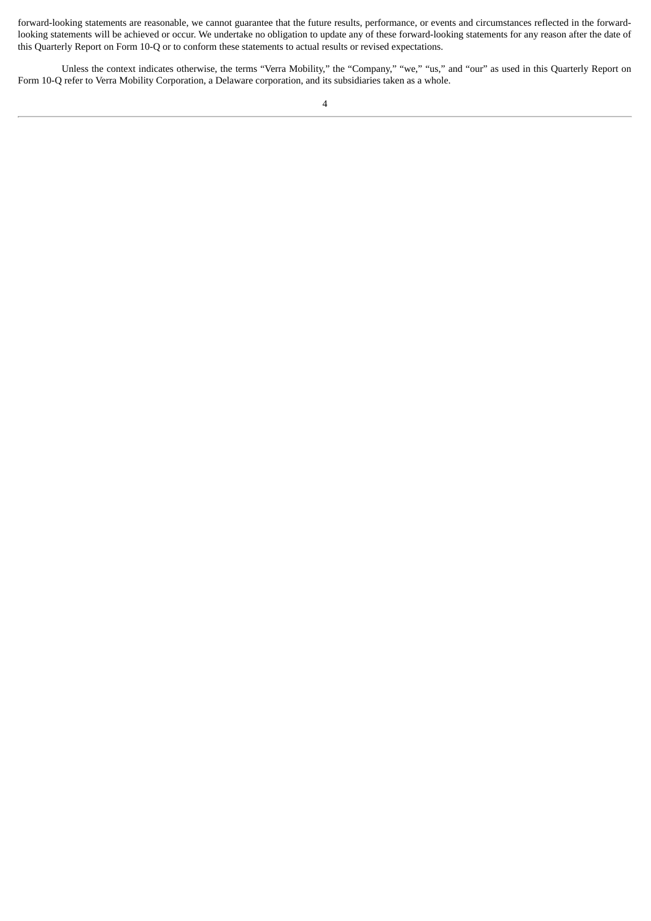forward-looking statements are reasonable, we cannot guarantee that the future results, performance, or events and circumstances reflected in the forward-looking statements will be achieved or occur. We undertake no obligation to update any of these forward-looking statements for any reason after the date of this Quarterly Report on Form 10-Q or to conform these statements to actual results or revised expectations.

Unless the context indicates otherwise, the terms "Verra Mobility," the "Company," "we," "us," and "our" as used in this Quarterly Report on Form 10-Q refer to Verra Mobility Corporation, a Delaware corporation, and its subsidiaries taken as a whole.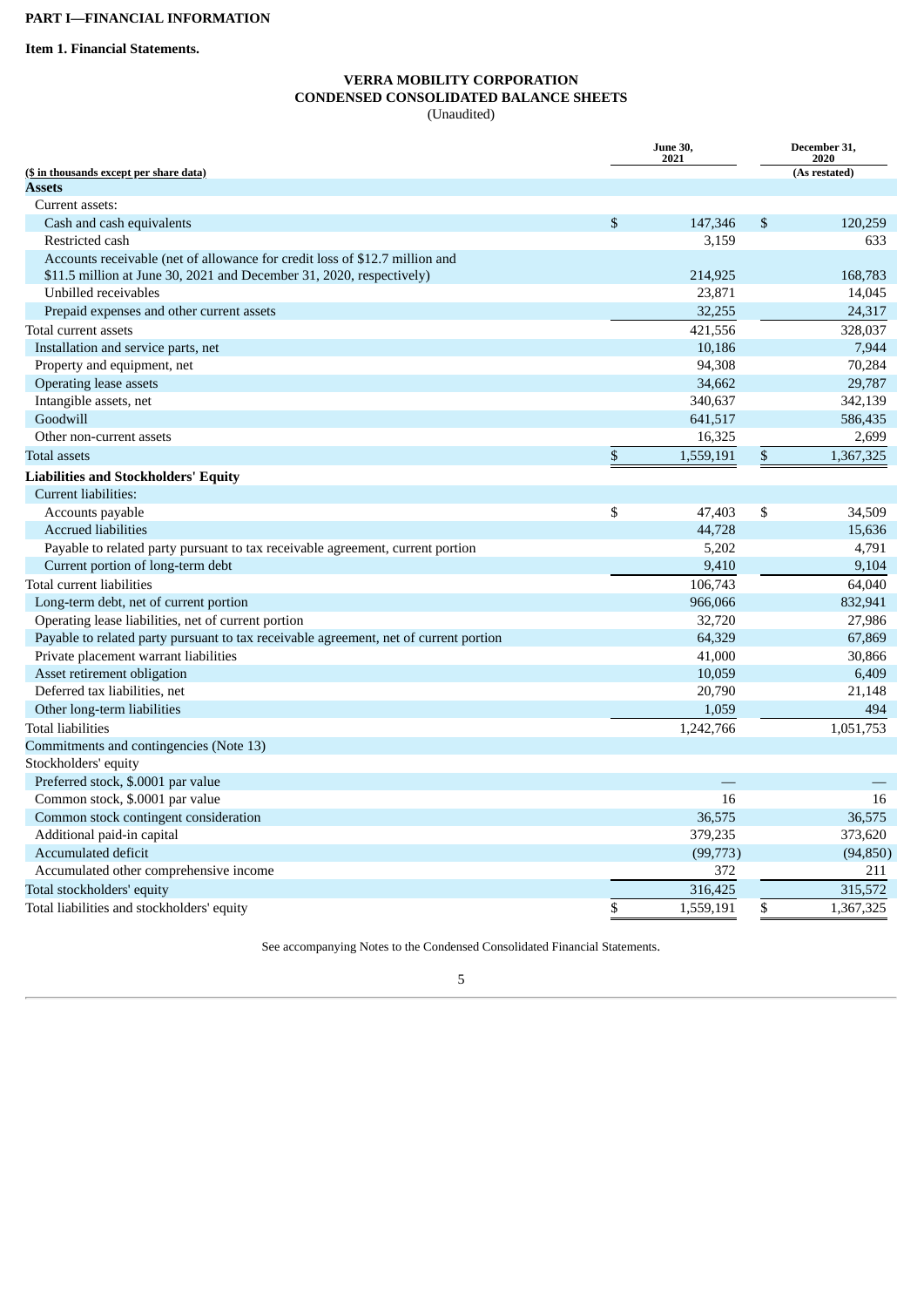**PART I—FINANCIAL INFORMATION**

**Item 1. Financial Statements.**

**VERRA MOBILITY CORPORATION**
**CONDENSED CONSOLIDATED BALANCE SHEETS**
(Unaudited)

| ($ in thousands except per share data) | June 30, 2021 | December 31, 2020 (As restated) |
|---|---|---|
| **Assets** | | |
| Current assets: | | |
| Cash and cash equivalents | $ 147,346 | $ 120,259 |
| Restricted cash | 3,159 | 633 |
| Accounts receivable (net of allowance for credit loss of $12.7 million and $11.5 million at June 30, 2021 and December 31, 2020, respectively) | 214,925 | 168,783 |
| Unbilled receivables | 23,871 | 14,045 |
| Prepaid expenses and other current assets | 32,255 | 24,317 |
| Total current assets | 421,556 | 328,037 |
| Installation and service parts, net | 10,186 | 7,944 |
| Property and equipment, net | 94,308 | 70,284 |
| Operating lease assets | 34,662 | 29,787 |
| Intangible assets, net | 340,637 | 342,139 |
| Goodwill | 641,517 | 586,435 |
| Other non-current assets | 16,325 | 2,699 |
| Total assets | $ 1,559,191 | $ 1,367,325 |
| **Liabilities and Stockholders' Equity** | | |
| Current liabilities: | | |
| Accounts payable | $ 47,403 | $ 34,509 |
| Accrued liabilities | 44,728 | 15,636 |
| Payable to related party pursuant to tax receivable agreement, current portion | 5,202 | 4,791 |
| Current portion of long-term debt | 9,410 | 9,104 |
| Total current liabilities | 106,743 | 64,040 |
| Long-term debt, net of current portion | 966,066 | 832,941 |
| Operating lease liabilities, net of current portion | 32,720 | 27,986 |
| Payable to related party pursuant to tax receivable agreement, net of current portion | 64,329 | 67,869 |
| Private placement warrant liabilities | 41,000 | 30,866 |
| Asset retirement obligation | 10,059 | 6,409 |
| Deferred tax liabilities, net | 20,790 | 21,148 |
| Other long-term liabilities | 1,059 | 494 |
| Total liabilities | 1,242,766 | 1,051,753 |
| Commitments and contingencies (Note 13) | | |
| Stockholders' equity | | |
| Preferred stock, $.0001 par value | — | — |
| Common stock, $.0001 par value | 16 | 16 |
| Common stock contingent consideration | 36,575 | 36,575 |
| Additional paid-in capital | 379,235 | 373,620 |
| Accumulated deficit | (99,773) | (94,850) |
| Accumulated other comprehensive income | 372 | 211 |
| Total stockholders' equity | 316,425 | 315,572 |
| Total liabilities and stockholders' equity | $ 1,559,191 | $ 1,367,325 |

See accompanying Notes to the Condensed Consolidated Financial Statements.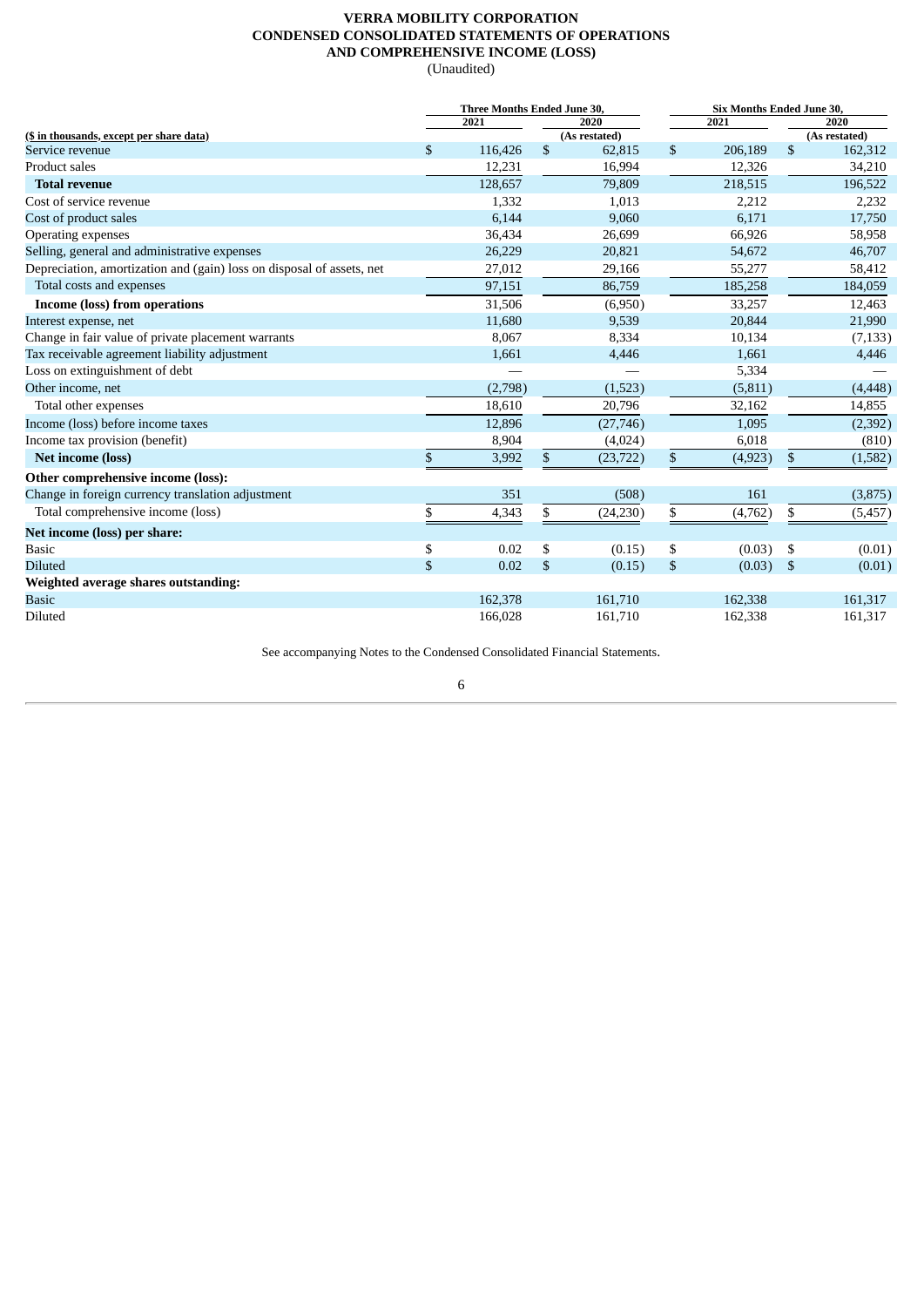# VERRA MOBILITY CORPORATION
## CONDENSED CONSOLIDATED STATEMENTS OF OPERATIONS AND COMPREHENSIVE INCOME (LOSS)
(Unaudited)

| ($ in thousands, except per share data) | Three Months Ended June 30, 2021 | Three Months Ended June 30, 2020 (As restated) | Six Months Ended June 30, 2021 | Six Months Ended June 30, 2020 (As restated) |
|---|---|---|---|---|
| Service revenue | $ 116,426 | $ 62,815 | $ 206,189 | $ 162,312 |
| Product sales | 12,231 | 16,994 | 12,326 | 34,210 |
| **Total revenue** | 128,657 | 79,809 | 218,515 | 196,522 |
| Cost of service revenue | 1,332 | 1,013 | 2,212 | 2,232 |
| Cost of product sales | 6,144 | 9,060 | 6,171 | 17,750 |
| Operating expenses | 36,434 | 26,699 | 66,926 | 58,958 |
| Selling, general and administrative expenses | 26,229 | 20,821 | 54,672 | 46,707 |
| Depreciation, amortization and (gain) loss on disposal of assets, net | 27,012 | 29,166 | 55,277 | 58,412 |
| Total costs and expenses | 97,151 | 86,759 | 185,258 | 184,059 |
| **Income (loss) from operations** | 31,506 | (6,950) | 33,257 | 12,463 |
| Interest expense, net | 11,680 | 9,539 | 20,844 | 21,990 |
| Change in fair value of private placement warrants | 8,067 | 8,334 | 10,134 | (7,133) |
| Tax receivable agreement liability adjustment | 1,661 | 4,446 | 1,661 | 4,446 |
| Loss on extinguishment of debt | — | — | 5,334 | — |
| Other income, net | (2,798) | (1,523) | (5,811) | (4,448) |
| Total other expenses | 18,610 | 20,796 | 32,162 | 14,855 |
| Income (loss) before income taxes | 12,896 | (27,746) | 1,095 | (2,392) |
| Income tax provision (benefit) | 8,904 | (4,024) | 6,018 | (810) |
| **Net income (loss)** | $ 3,992 | $ (23,722) | $ (4,923) | $ (1,582) |
| **Other comprehensive income (loss):** | | | | |
| Change in foreign currency translation adjustment | 351 | (508) | 161 | (3,875) |
| Total comprehensive income (loss) | $ 4,343 | $ (24,230) | $ (4,762) | $ (5,457) |
| **Net income (loss) per share:** | | | | |
| Basic | $ 0.02 | $ (0.15) | $ (0.03) | $ (0.01) |
| Diluted | $ 0.02 | $ (0.15) | $ (0.03) | $ (0.01) |
| **Weighted average shares outstanding:** | | | | |
| Basic | 162,378 | 161,710 | 162,338 | 161,317 |
| Diluted | 166,028 | 161,710 | 162,338 | 161,317 |

See accompanying Notes to the Condensed Consolidated Financial Statements.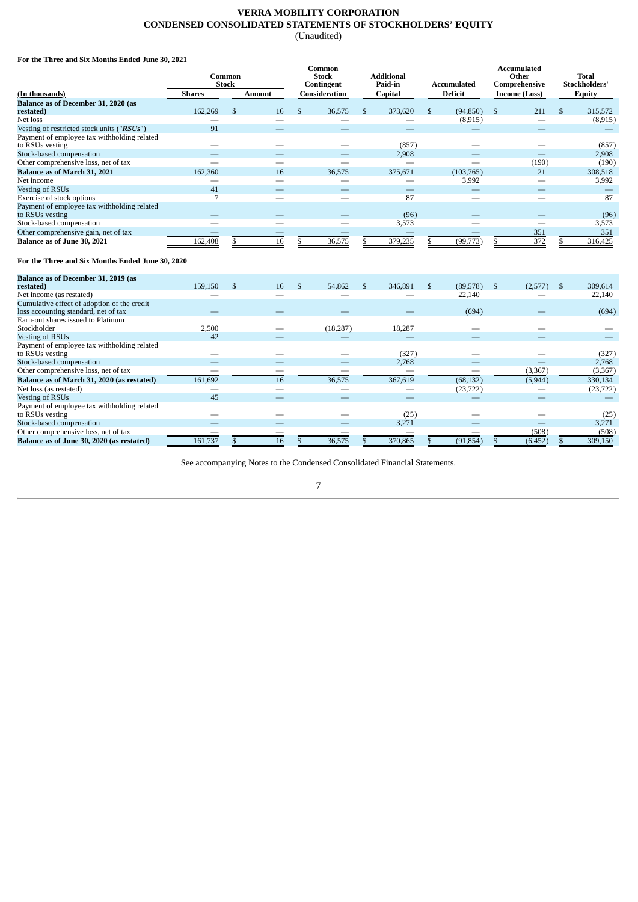# VERRA MOBILITY CORPORATION
## CONDENSED CONSOLIDATED STATEMENTS OF STOCKHOLDERS' EQUITY
(Unaudited)

**For the Three and Six Months Ended June 30, 2021**

| (In thousands) | Common Stock Shares | Common Stock Amount | Common Stock Contingent Consideration | Additional Paid-in Capital | Accumulated Deficit | Accumulated Other Comprehensive Income (Loss) | Total Stockholders' Equity |
|---|---|---|---|---|---|---|---|
| **Balance as of December 31, 2020 (as restated)** | 162,269 | $ 16 | $ 36,575 | $ 373,620 | $ (94,850) | $ 211 | $ 315,572 |
| Net loss | — | — | — | — | (8,915) | — | (8,915) |
| Vesting of restricted stock units ("***RSUs***") | 91 | — | — | — | — | — | — |
| Payment of employee tax withholding related to RSUs vesting | — | — | — | (857) | — | — | (857) |
| Stock-based compensation | — | — | — | 2,908 | — | — | 2,908 |
| Other comprehensive loss, net of tax | — | — | — | — | — | (190) | (190) |
| **Balance as of March 31, 2021** | 162,360 | 16 | 36,575 | 375,671 | (103,765) | 21 | 308,518 |
| Net income | — | — | — | — | 3,992 | — | 3,992 |
| Vesting of RSUs | 41 | — | — | — | — | — | — |
| Exercise of stock options | 7 | — | — | 87 | — | — | 87 |
| Payment of employee tax withholding related to RSUs vesting | — | — | — | (96) | — | — | (96) |
| Stock-based compensation | — | — | — | 3,573 | — | — | 3,573 |
| Other comprehensive gain, net of tax | — | — | — | — | — | 351 | 351 |
| **Balance as of June 30, 2021** | 162,408 | $ 16 | $ 36,575 | $ 379,235 | $ (99,773) | $ 372 | $ 316,425 |

**For the Three and Six Months Ended June 30, 2020**

| (In thousands) | Common Stock Shares | Common Stock Amount | Common Stock Contingent Consideration | Additional Paid-in Capital | Accumulated Deficit | Accumulated Other Comprehensive Income (Loss) | Total Stockholders' Equity |
|---|---|---|---|---|---|---|---|
| **Balance as of December 31, 2019 (as restated)** | 159,150 | $ 16 | $ 54,862 | $ 346,891 | $ (89,578) | $ (2,577) | $ 309,614 |
| Net income (as restated) | — | — | — | — | 22,140 | — | 22,140 |
| Cumulative effect of adoption of the credit loss accounting standard, net of tax | — | — | — | — | (694) | — | (694) |
| Earn-out shares issued to Platinum Stockholder | 2,500 | — | (18,287) | 18,287 | — | — | — |
| Vesting of RSUs | 42 | — | — | — | — | — | — |
| Payment of employee tax withholding related to RSUs vesting | — | — | — | (327) | — | — | (327) |
| Stock-based compensation | — | — | — | 2,768 | — | — | 2,768 |
| Other comprehensive loss, net of tax | — | — | — | — | — | (3,367) | (3,367) |
| **Balance as of March 31, 2020 (as restated)** | 161,692 | 16 | 36,575 | 367,619 | (68,132) | (5,944) | 330,134 |
| Net loss (as restated) | — | — | — | — | (23,722) | — | (23,722) |
| Vesting of RSUs | 45 | — | — | — | — | — | — |
| Payment of employee tax withholding related to RSUs vesting | — | — | — | (25) | — | — | (25) |
| Stock-based compensation | — | — | — | 3,271 | — | — | 3,271 |
| Other comprehensive loss, net of tax | — | — | — | — | — | (508) | (508) |
| **Balance as of June 30, 2020 (as restated)** | 161,737 | $ 16 | $ 36,575 | $ 370,865 | $ (91,854) | $ (6,452) | $ 309,150 |

See accompanying Notes to the Condensed Consolidated Financial Statements.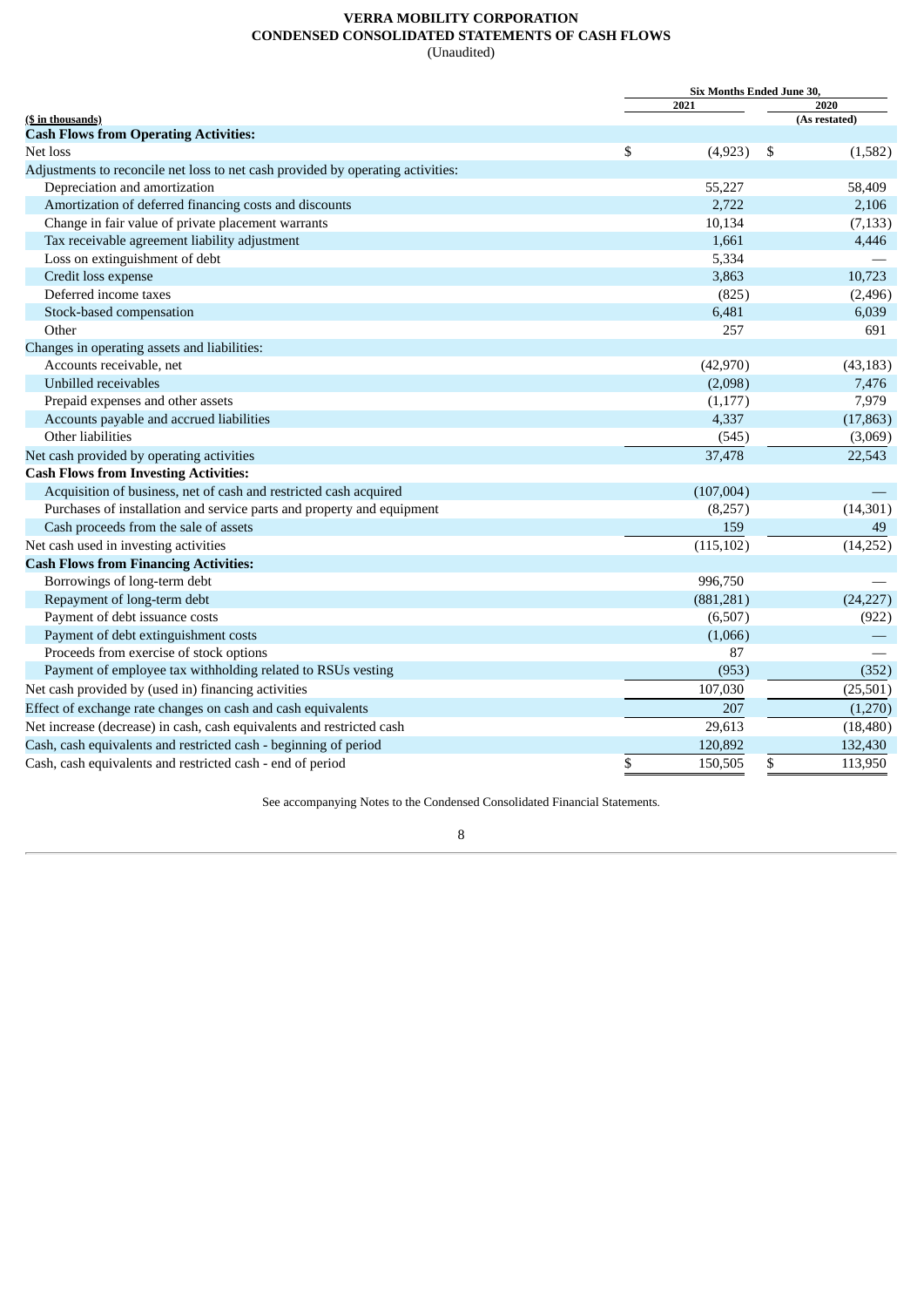**VERRA MOBILITY CORPORATION**
**CONDENSED CONSOLIDATED STATEMENTS OF CASH FLOWS**
(Unaudited)

| ($ in thousands) | Six Months Ended June 30, 2021 | Six Months Ended June 30, 2020 (As restated) |
|---|---|---|
| **Cash Flows from Operating Activities:** | | |
| Net loss | $ (4,923) | $ (1,582) |
| Adjustments to reconcile net loss to net cash provided by operating activities: | | |
| Depreciation and amortization | 55,227 | 58,409 |
| Amortization of deferred financing costs and discounts | 2,722 | 2,106 |
| Change in fair value of private placement warrants | 10,134 | (7,133) |
| Tax receivable agreement liability adjustment | 1,661 | 4,446 |
| Loss on extinguishment of debt | 5,334 | — |
| Credit loss expense | 3,863 | 10,723 |
| Deferred income taxes | (825) | (2,496) |
| Stock-based compensation | 6,481 | 6,039 |
| Other | 257 | 691 |
| Changes in operating assets and liabilities: | | |
| Accounts receivable, net | (42,970) | (43,183) |
| Unbilled receivables | (2,098) | 7,476 |
| Prepaid expenses and other assets | (1,177) | 7,979 |
| Accounts payable and accrued liabilities | 4,337 | (17,863) |
| Other liabilities | (545) | (3,069) |
| Net cash provided by operating activities | 37,478 | 22,543 |
| **Cash Flows from Investing Activities:** | | |
| Acquisition of business, net of cash and restricted cash acquired | (107,004) | — |
| Purchases of installation and service parts and property and equipment | (8,257) | (14,301) |
| Cash proceeds from the sale of assets | 159 | 49 |
| Net cash used in investing activities | (115,102) | (14,252) |
| **Cash Flows from Financing Activities:** | | |
| Borrowings of long-term debt | 996,750 | — |
| Repayment of long-term debt | (881,281) | (24,227) |
| Payment of debt issuance costs | (6,507) | (922) |
| Payment of debt extinguishment costs | (1,066) | — |
| Proceeds from exercise of stock options | 87 | — |
| Payment of employee tax withholding related to RSUs vesting | (953) | (352) |
| Net cash provided by (used in) financing activities | 107,030 | (25,501) |
| Effect of exchange rate changes on cash and cash equivalents | 207 | (1,270) |
| Net increase (decrease) in cash, cash equivalents and restricted cash | 29,613 | (18,480) |
| Cash, cash equivalents and restricted cash - beginning of period | 120,892 | 132,430 |
| Cash, cash equivalents and restricted cash - end of period | $ 150,505 | $ 113,950 |

See accompanying Notes to the Condensed Consolidated Financial Statements.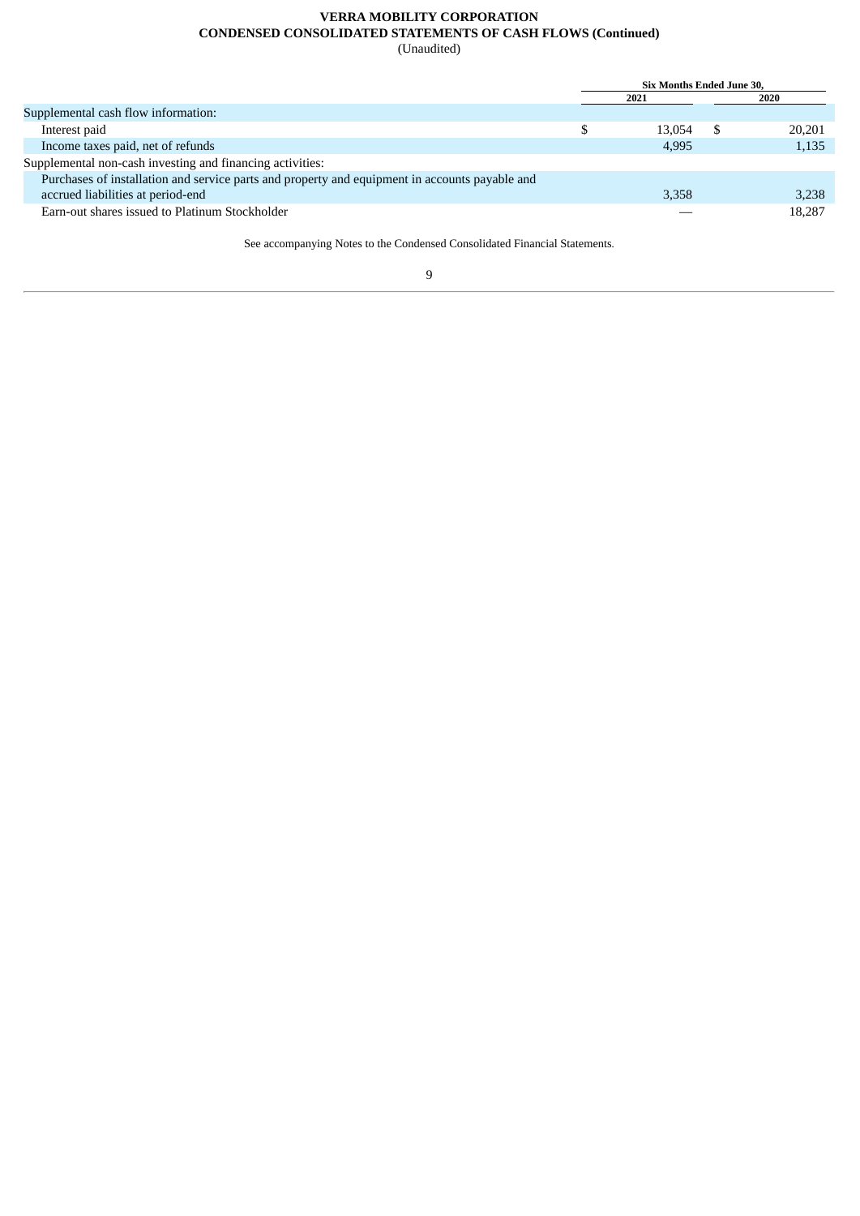**VERRA MOBILITY CORPORATION**
**CONDENSED CONSOLIDATED STATEMENTS OF CASH FLOWS (Continued)**
(Unaudited)

| | Six Months Ended June 30, | |
|---|---|---|
| | 2021 | 2020 |
| Supplemental cash flow information: | | |
| Interest paid | $ 13,054 | $ 20,201 |
| Income taxes paid, net of refunds | 4,995 | 1,135 |
| Supplemental non-cash investing and financing activities: | | |
| Purchases of installation and service parts and property and equipment in accounts payable and accrued liabilities at period-end | 3,358 | 3,238 |
| Earn-out shares issued to Platinum Stockholder | — | 18,287 |

See accompanying Notes to the Condensed Consolidated Financial Statements.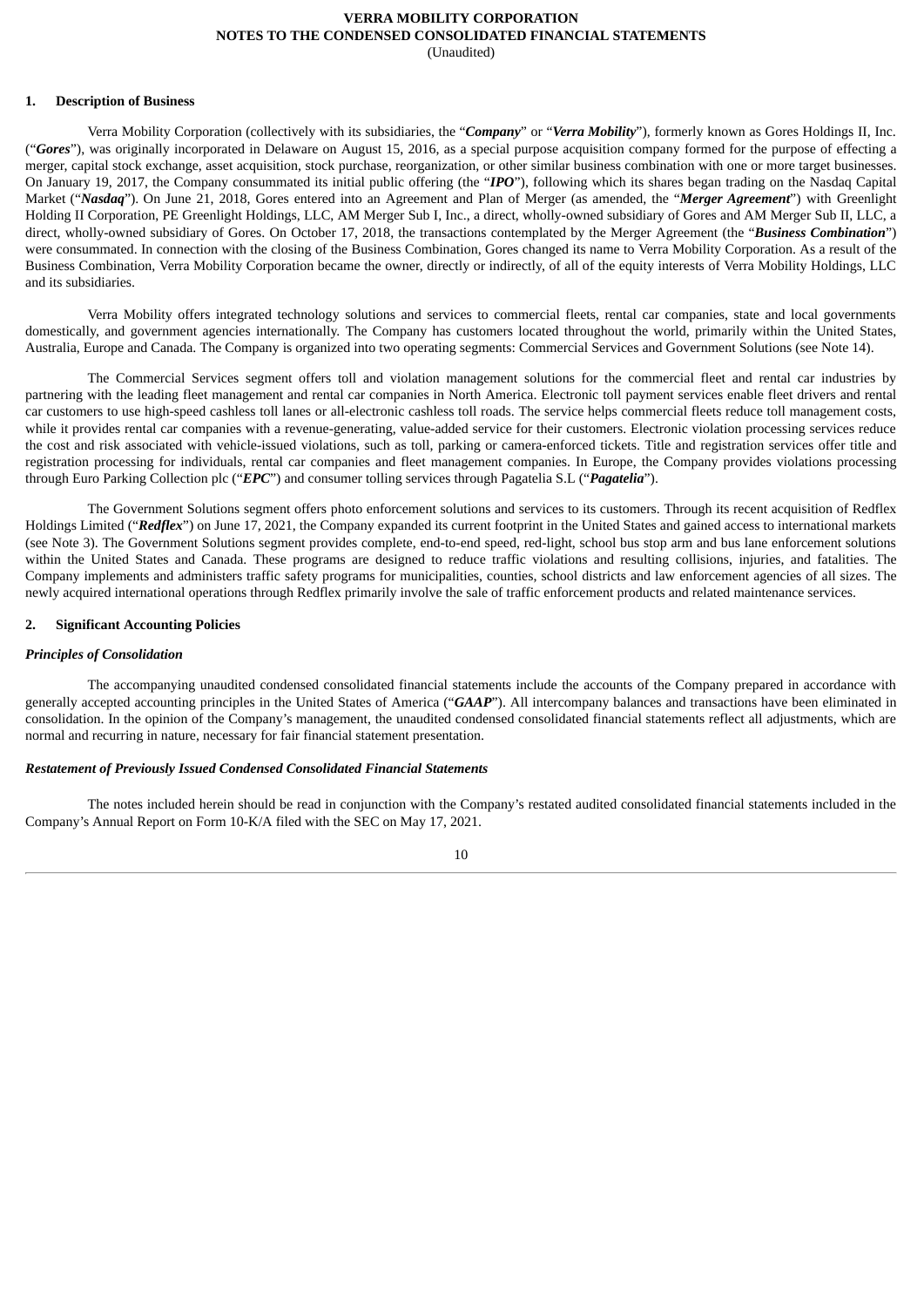**VERRA MOBILITY CORPORATION**
**NOTES TO THE CONDENSED CONSOLIDATED FINANCIAL STATEMENTS**
(Unaudited)

## 1. Description of Business

Verra Mobility Corporation (collectively with its subsidiaries, the "***Company***" or "***Verra Mobility***"), formerly known as Gores Holdings II, Inc. ("***Gores***"), was originally incorporated in Delaware on August 15, 2016, as a special purpose acquisition company formed for the purpose of effecting a merger, capital stock exchange, asset acquisition, stock purchase, reorganization, or other similar business combination with one or more target businesses. On January 19, 2017, the Company consummated its initial public offering (the "***IPO***"), following which its shares began trading on the Nasdaq Capital Market ("***Nasdaq***"). On June 21, 2018, Gores entered into an Agreement and Plan of Merger (as amended, the "***Merger Agreement***") with Greenlight Holding II Corporation, PE Greenlight Holdings, LLC, AM Merger Sub I, Inc., a direct, wholly-owned subsidiary of Gores and AM Merger Sub II, LLC, a direct, wholly-owned subsidiary of Gores. On October 17, 2018, the transactions contemplated by the Merger Agreement (the "***Business Combination***") were consummated. In connection with the closing of the Business Combination, Gores changed its name to Verra Mobility Corporation. As a result of the Business Combination, Verra Mobility Corporation became the owner, directly or indirectly, of all of the equity interests of Verra Mobility Holdings, LLC and its subsidiaries.

Verra Mobility offers integrated technology solutions and services to commercial fleets, rental car companies, state and local governments domestically, and government agencies internationally. The Company has customers located throughout the world, primarily within the United States, Australia, Europe and Canada. The Company is organized into two operating segments: Commercial Services and Government Solutions (see Note 14).

The Commercial Services segment offers toll and violation management solutions for the commercial fleet and rental car industries by partnering with the leading fleet management and rental car companies in North America. Electronic toll payment services enable fleet drivers and rental car customers to use high-speed cashless toll lanes or all-electronic cashless toll roads. The service helps commercial fleets reduce toll management costs, while it provides rental car companies with a revenue-generating, value-added service for their customers. Electronic violation processing services reduce the cost and risk associated with vehicle-issued violations, such as toll, parking or camera-enforced tickets. Title and registration services offer title and registration processing for individuals, rental car companies and fleet management companies. In Europe, the Company provides violations processing through Euro Parking Collection plc ("***EPC***") and consumer tolling services through Pagatelia S.L ("***Pagatelia***").

The Government Solutions segment offers photo enforcement solutions and services to its customers. Through its recent acquisition of Redflex Holdings Limited ("***Redflex***") on June 17, 2021, the Company expanded its current footprint in the United States and gained access to international markets (see Note 3). The Government Solutions segment provides complete, end-to-end speed, red-light, school bus stop arm and bus lane enforcement solutions within the United States and Canada. These programs are designed to reduce traffic violations and resulting collisions, injuries, and fatalities. The Company implements and administers traffic safety programs for municipalities, counties, school districts and law enforcement agencies of all sizes. The newly acquired international operations through Redflex primarily involve the sale of traffic enforcement products and related maintenance services.

## 2. Significant Accounting Policies

### *Principles of Consolidation*

The accompanying unaudited condensed consolidated financial statements include the accounts of the Company prepared in accordance with generally accepted accounting principles in the United States of America ("***GAAP***"). All intercompany balances and transactions have been eliminated in consolidation. In the opinion of the Company's management, the unaudited condensed consolidated financial statements reflect all adjustments, which are normal and recurring in nature, necessary for fair financial statement presentation.

### *Restatement of Previously Issued Condensed Consolidated Financial Statements*

The notes included herein should be read in conjunction with the Company's restated audited consolidated financial statements included in the Company's Annual Report on Form 10-K/A filed with the SEC on May 17, 2021.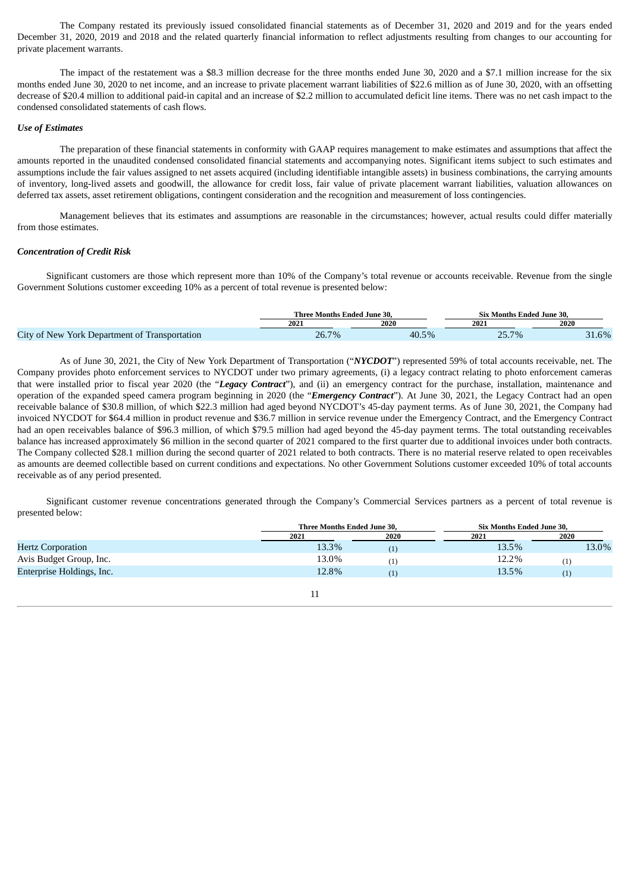The Company restated its previously issued consolidated financial statements as of December 31, 2020 and 2019 and for the years ended December 31, 2020, 2019 and 2018 and the related quarterly financial information to reflect adjustments resulting from changes to our accounting for private placement warrants.

The impact of the restatement was a $8.3 million decrease for the three months ended June 30, 2020 and a $7.1 million increase for the six months ended June 30, 2020 to net income, and an increase to private placement warrant liabilities of $22.6 million as of June 30, 2020, with an offsetting decrease of $20.4 million to additional paid-in capital and an increase of $2.2 million to accumulated deficit line items. There was no net cash impact to the condensed consolidated statements of cash flows.

***Use of Estimates***

The preparation of these financial statements in conformity with GAAP requires management to make estimates and assumptions that affect the amounts reported in the unaudited condensed consolidated financial statements and accompanying notes. Significant items subject to such estimates and assumptions include the fair values assigned to net assets acquired (including identifiable intangible assets) in business combinations, the carrying amounts of inventory, long-lived assets and goodwill, the allowance for credit loss, fair value of private placement warrant liabilities, valuation allowances on deferred tax assets, asset retirement obligations, contingent consideration and the recognition and measurement of loss contingencies.

Management believes that its estimates and assumptions are reasonable in the circumstances; however, actual results could differ materially from those estimates.

***Concentration of Credit Risk***

Significant customers are those which represent more than 10% of the Company's total revenue or accounts receivable. Revenue from the single Government Solutions customer exceeding 10% as a percent of total revenue is presented below:

| | Three Months Ended June 30, | | Six Months Ended June 30, | |
|---|---|---|---|---|
| | 2021 | 2020 | 2021 | 2020 |
| City of New York Department of Transportation | 26.7% | 40.5% | 25.7% | 31.6% |

As of June 30, 2021, the City of New York Department of Transportation ("***NYCDOT***") represented 59% of total accounts receivable, net. The Company provides photo enforcement services to NYCDOT under two primary agreements, (i) a legacy contract relating to photo enforcement cameras that were installed prior to fiscal year 2020 (the "***Legacy Contract***"), and (ii) an emergency contract for the purchase, installation, maintenance and operation of the expanded speed camera program beginning in 2020 (the "***Emergency Contract***"). At June 30, 2021, the Legacy Contract had an open receivable balance of $30.8 million, of which $22.3 million had aged beyond NYCDOT's 45-day payment terms. As of June 30, 2021, the Company had invoiced NYCDOT for $64.4 million in product revenue and $36.7 million in service revenue under the Emergency Contract, and the Emergency Contract had an open receivables balance of $96.3 million, of which $79.5 million had aged beyond the 45-day payment terms. The total outstanding receivables balance has increased approximately $6 million in the second quarter of 2021 compared to the first quarter due to additional invoices under both contracts. The Company collected $28.1 million during the second quarter of 2021 related to both contracts. There is no material reserve related to open receivables as amounts are deemed collectible based on current conditions and expectations. No other Government Solutions customer exceeded 10% of total accounts receivable as of any period presented.

Significant customer revenue concentrations generated through the Company's Commercial Services partners as a percent of total revenue is presented below:

| | Three Months Ended June 30, | | Six Months Ended June 30, | |
|---|---|---|---|---|
| | 2021 | 2020 | 2021 | 2020 |
| Hertz Corporation | 13.3% | (1) | 13.5% | 13.0% |
| Avis Budget Group, Inc. | 13.0% | (1) | 12.2% | (1) |
| Enterprise Holdings, Inc. | 12.8% | (1) | 13.5% | (1) |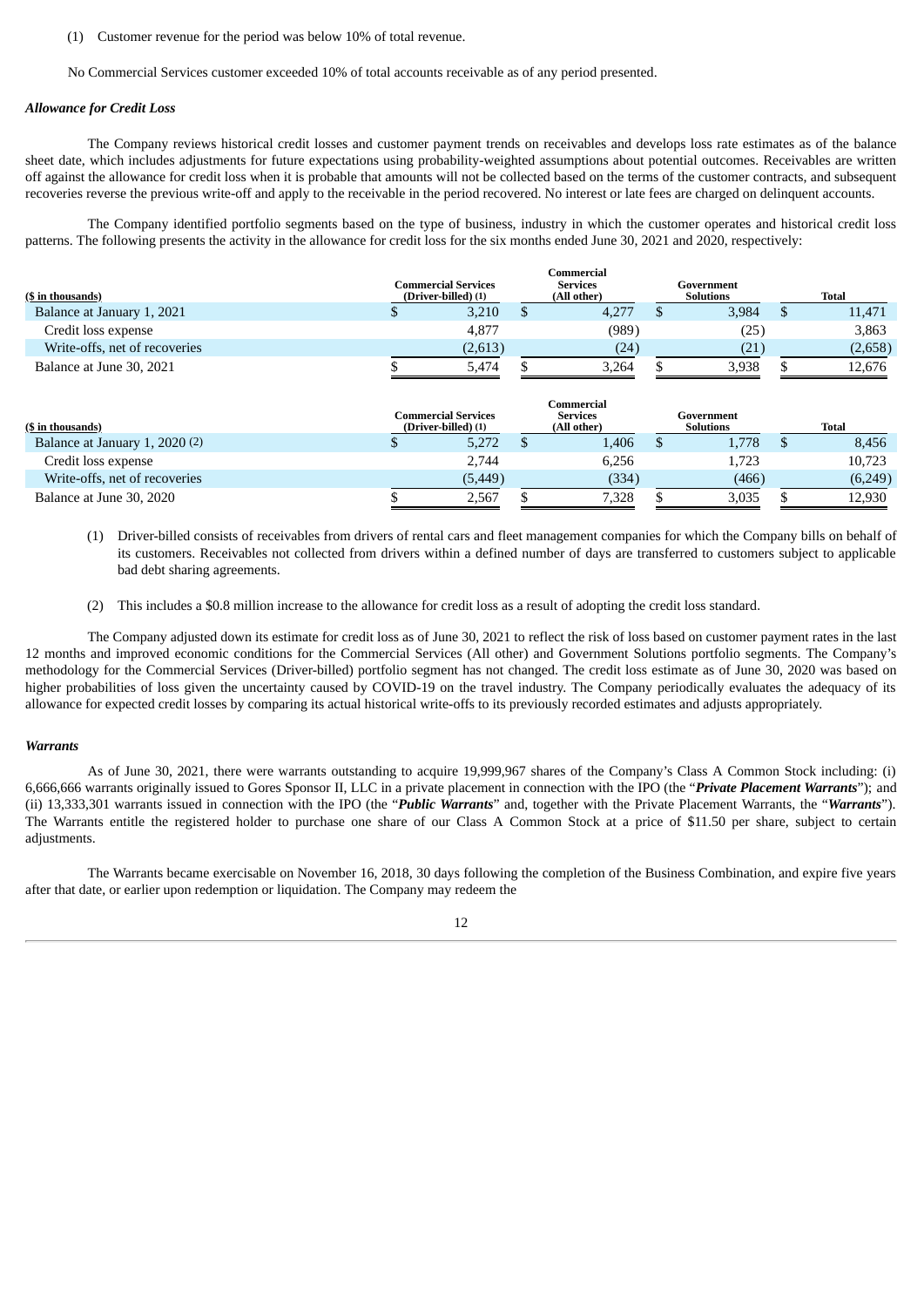(1) Customer revenue for the period was below 10% of total revenue.

No Commercial Services customer exceeded 10% of total accounts receivable as of any period presented.

***Allowance for Credit Loss***

The Company reviews historical credit losses and customer payment trends on receivables and develops loss rate estimates as of the balance sheet date, which includes adjustments for future expectations using probability-weighted assumptions about potential outcomes. Receivables are written off against the allowance for credit loss when it is probable that amounts will not be collected based on the terms of the customer contracts, and subsequent recoveries reverse the previous write-off and apply to the receivable in the period recovered. No interest or late fees are charged on delinquent accounts.

The Company identified portfolio segments based on the type of business, industry in which the customer operates and historical credit loss patterns. The following presents the activity in the allowance for credit loss for the six months ended June 30, 2021 and 2020, respectively:

| ($ in thousands) | Commercial Services (Driver-billed) (1) | Commercial Services (All other) | Government Solutions | Total |
|---|---|---|---|---|
| Balance at January 1, 2021 | $ 3,210 | $ 4,277 | $ 3,984 | $ 11,471 |
| Credit loss expense | 4,877 | (989) | (25) | 3,863 |
| Write-offs, net of recoveries | (2,613) | (24) | (21) | (2,658) |
| Balance at June 30, 2021 | $ 5,474 | $ 3,264 | $ 3,938 | $ 12,676 |

| ($ in thousands) | Commercial Services (Driver-billed) (1) | Commercial Services (All other) | Government Solutions | Total |
|---|---|---|---|---|
| Balance at January 1, 2020 (2) | $ 5,272 | $ 1,406 | $ 1,778 | $ 8,456 |
| Credit loss expense | 2,744 | 6,256 | 1,723 | 10,723 |
| Write-offs, net of recoveries | (5,449) | (334) | (466) | (6,249) |
| Balance at June 30, 2020 | $ 2,567 | $ 7,328 | $ 3,035 | $ 12,930 |

(1) Driver-billed consists of receivables from drivers of rental cars and fleet management companies for which the Company bills on behalf of its customers. Receivables not collected from drivers within a defined number of days are transferred to customers subject to applicable bad debt sharing agreements.

(2) This includes a $0.8 million increase to the allowance for credit loss as a result of adopting the credit loss standard.

The Company adjusted down its estimate for credit loss as of June 30, 2021 to reflect the risk of loss based on customer payment rates in the last 12 months and improved economic conditions for the Commercial Services (All other) and Government Solutions portfolio segments. The Company's methodology for the Commercial Services (Driver-billed) portfolio segment has not changed. The credit loss estimate as of June 30, 2020 was based on higher probabilities of loss given the uncertainty caused by COVID-19 on the travel industry. The Company periodically evaluates the adequacy of its allowance for expected credit losses by comparing its actual historical write-offs to its previously recorded estimates and adjusts appropriately.

***Warrants***

As of June 30, 2021, there were warrants outstanding to acquire 19,999,967 shares of the Company's Class A Common Stock including: (i) 6,666,666 warrants originally issued to Gores Sponsor II, LLC in a private placement in connection with the IPO (the "***Private Placement Warrants***"); and (ii) 13,333,301 warrants issued in connection with the IPO (the "***Public Warrants***" and, together with the Private Placement Warrants, the "***Warrants***"). The Warrants entitle the registered holder to purchase one share of our Class A Common Stock at a price of $11.50 per share, subject to certain adjustments.

The Warrants became exercisable on November 16, 2018, 30 days following the completion of the Business Combination, and expire five years after that date, or earlier upon redemption or liquidation. The Company may redeem the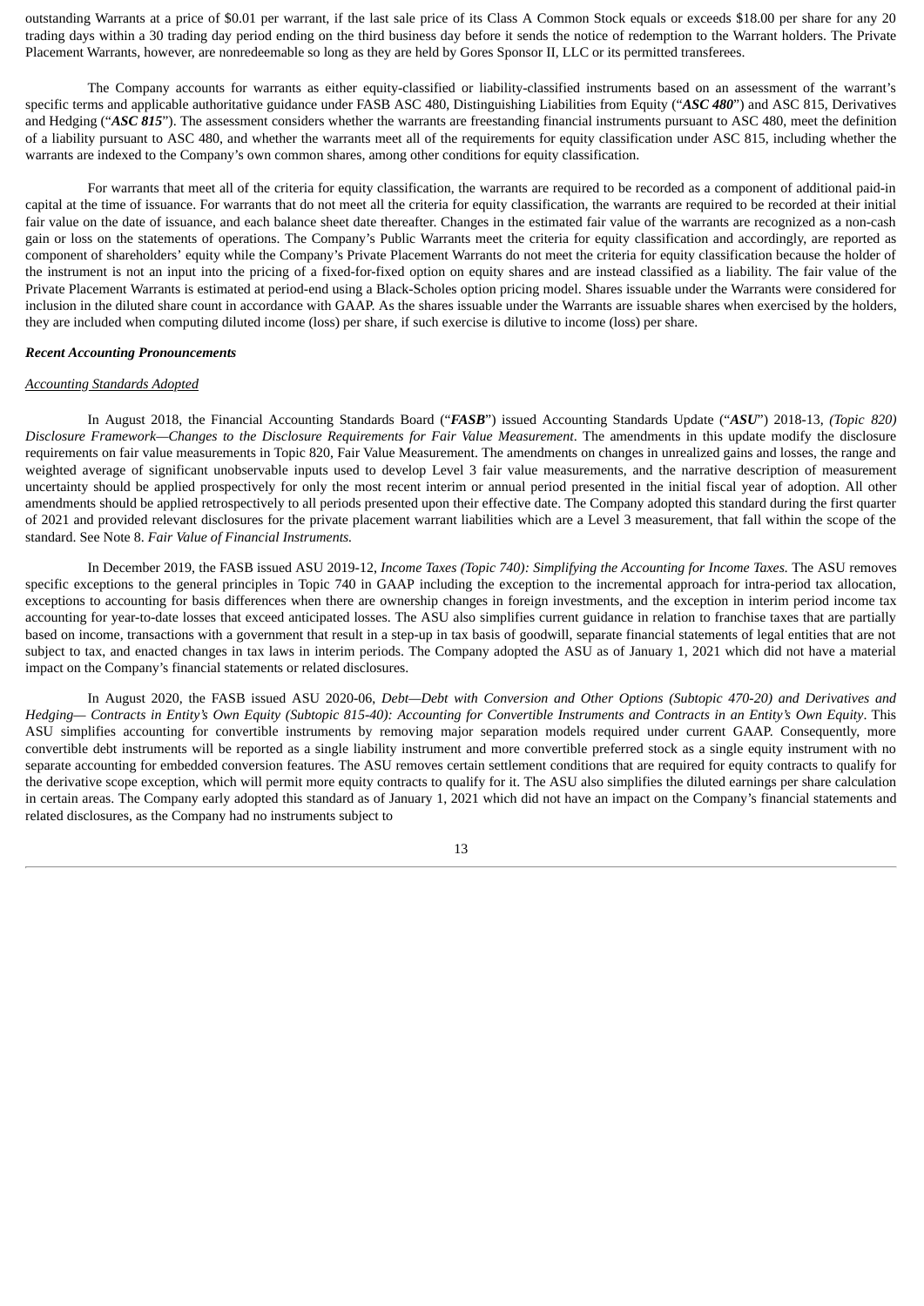outstanding Warrants at a price of $0.01 per warrant, if the last sale price of its Class A Common Stock equals or exceeds $18.00 per share for any 20 trading days within a 30 trading day period ending on the third business day before it sends the notice of redemption to the Warrant holders. The Private Placement Warrants, however, are nonredeemable so long as they are held by Gores Sponsor II, LLC or its permitted transferees.

The Company accounts for warrants as either equity-classified or liability-classified instruments based on an assessment of the warrant's specific terms and applicable authoritative guidance under FASB ASC 480, Distinguishing Liabilities from Equity ("***ASC 480***") and ASC 815, Derivatives and Hedging ("***ASC 815***"). The assessment considers whether the warrants are freestanding financial instruments pursuant to ASC 480, meet the definition of a liability pursuant to ASC 480, and whether the warrants meet all of the requirements for equity classification under ASC 815, including whether the warrants are indexed to the Company's own common shares, among other conditions for equity classification.

For warrants that meet all of the criteria for equity classification, the warrants are required to be recorded as a component of additional paid-in capital at the time of issuance. For warrants that do not meet all the criteria for equity classification, the warrants are required to be recorded at their initial fair value on the date of issuance, and each balance sheet date thereafter. Changes in the estimated fair value of the warrants are recognized as a non-cash gain or loss on the statements of operations. The Company's Public Warrants meet the criteria for equity classification and accordingly, are reported as component of shareholders' equity while the Company's Private Placement Warrants do not meet the criteria for equity classification because the holder of the instrument is not an input into the pricing of a fixed-for-fixed option on equity shares and are instead classified as a liability. The fair value of the Private Placement Warrants is estimated at period-end using a Black-Scholes option pricing model. Shares issuable under the Warrants were considered for inclusion in the diluted share count in accordance with GAAP. As the shares issuable under the Warrants are issuable shares when exercised by the holders, they are included when computing diluted income (loss) per share, if such exercise is dilutive to income (loss) per share.

***Recent Accounting Pronouncements***

*Accounting Standards Adopted*

In August 2018, the Financial Accounting Standards Board ("***FASB***") issued Accounting Standards Update ("***ASU***") 2018-13, *(Topic 820) Disclosure Framework—Changes to the Disclosure Requirements for Fair Value Measurement*. The amendments in this update modify the disclosure requirements on fair value measurements in Topic 820, Fair Value Measurement. The amendments on changes in unrealized gains and losses, the range and weighted average of significant unobservable inputs used to develop Level 3 fair value measurements, and the narrative description of measurement uncertainty should be applied prospectively for only the most recent interim or annual period presented in the initial fiscal year of adoption. All other amendments should be applied retrospectively to all periods presented upon their effective date. The Company adopted this standard during the first quarter of 2021 and provided relevant disclosures for the private placement warrant liabilities which are a Level 3 measurement, that fall within the scope of the standard. See Note 8. *Fair Value of Financial Instruments.*

In December 2019, the FASB issued ASU 2019-12, *Income Taxes (Topic 740): Simplifying the Accounting for Income Taxes.* The ASU removes specific exceptions to the general principles in Topic 740 in GAAP including the exception to the incremental approach for intra-period tax allocation, exceptions to accounting for basis differences when there are ownership changes in foreign investments, and the exception in interim period income tax accounting for year-to-date losses that exceed anticipated losses. The ASU also simplifies current guidance in relation to franchise taxes that are partially based on income, transactions with a government that result in a step-up in tax basis of goodwill, separate financial statements of legal entities that are not subject to tax, and enacted changes in tax laws in interim periods. The Company adopted the ASU as of January 1, 2021 which did not have a material impact on the Company's financial statements or related disclosures.

In August 2020, the FASB issued ASU 2020-06, *Debt—Debt with Conversion and Other Options (Subtopic 470-20) and Derivatives and Hedging— Contracts in Entity's Own Equity (Subtopic 815-40): Accounting for Convertible Instruments and Contracts in an Entity's Own Equity*. This ASU simplifies accounting for convertible instruments by removing major separation models required under current GAAP. Consequently, more convertible debt instruments will be reported as a single liability instrument and more convertible preferred stock as a single equity instrument with no separate accounting for embedded conversion features. The ASU removes certain settlement conditions that are required for equity contracts to qualify for the derivative scope exception, which will permit more equity contracts to qualify for it. The ASU also simplifies the diluted earnings per share calculation in certain areas. The Company early adopted this standard as of January 1, 2021 which did not have an impact on the Company's financial statements and related disclosures, as the Company had no instruments subject to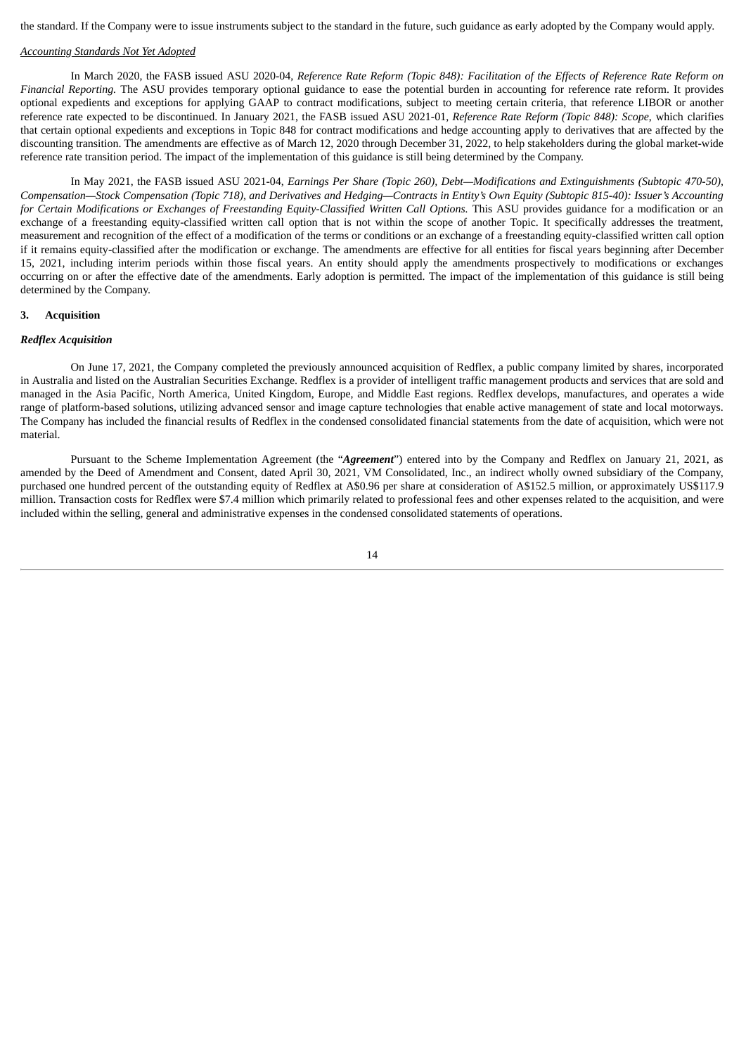the standard. If the Company were to issue instruments subject to the standard in the future, such guidance as early adopted by the Company would apply.

*Accounting Standards Not Yet Adopted*

In March 2020, the FASB issued ASU 2020-04, *Reference Rate Reform (Topic 848): Facilitation of the Effects of Reference Rate Reform on Financial Reporting.* The ASU provides temporary optional guidance to ease the potential burden in accounting for reference rate reform. It provides optional expedients and exceptions for applying GAAP to contract modifications, subject to meeting certain criteria, that reference LIBOR or another reference rate expected to be discontinued. In January 2021, the FASB issued ASU 2021-01, *Reference Rate Reform (Topic 848): Scope,* which clarifies that certain optional expedients and exceptions in Topic 848 for contract modifications and hedge accounting apply to derivatives that are affected by the discounting transition. The amendments are effective as of March 12, 2020 through December 31, 2022, to help stakeholders during the global market-wide reference rate transition period. The impact of the implementation of this guidance is still being determined by the Company.

In May 2021, the FASB issued ASU 2021-04, *Earnings Per Share (Topic 260), Debt—Modifications and Extinguishments (Subtopic 470-50), Compensation—Stock Compensation (Topic 718), and Derivatives and Hedging—Contracts in Entity's Own Equity (Subtopic 815-40): Issuer's Accounting for Certain Modifications or Exchanges of Freestanding Equity-Classified Written Call Options.* This ASU provides guidance for a modification or an exchange of a freestanding equity-classified written call option that is not within the scope of another Topic. It specifically addresses the treatment, measurement and recognition of the effect of a modification of the terms or conditions or an exchange of a freestanding equity-classified written call option if it remains equity-classified after the modification or exchange. The amendments are effective for all entities for fiscal years beginning after December 15, 2021, including interim periods within those fiscal years. An entity should apply the amendments prospectively to modifications or exchanges occurring on or after the effective date of the amendments. Early adoption is permitted. The impact of the implementation of this guidance is still being determined by the Company.

## 3. Acquisition

***Redflex Acquisition***

On June 17, 2021, the Company completed the previously announced acquisition of Redflex, a public company limited by shares, incorporated in Australia and listed on the Australian Securities Exchange. Redflex is a provider of intelligent traffic management products and services that are sold and managed in the Asia Pacific, North America, United Kingdom, Europe, and Middle East regions. Redflex develops, manufactures, and operates a wide range of platform-based solutions, utilizing advanced sensor and image capture technologies that enable active management of state and local motorways. The Company has included the financial results of Redflex in the condensed consolidated financial statements from the date of acquisition, which were not material.

Pursuant to the Scheme Implementation Agreement (the "***Agreement***") entered into by the Company and Redflex on January 21, 2021, as amended by the Deed of Amendment and Consent, dated April 30, 2021, VM Consolidated, Inc., an indirect wholly owned subsidiary of the Company, purchased one hundred percent of the outstanding equity of Redflex at A$0.96 per share at consideration of A$152.5 million, or approximately US$117.9 million. Transaction costs for Redflex were $7.4 million which primarily related to professional fees and other expenses related to the acquisition, and were included within the selling, general and administrative expenses in the condensed consolidated statements of operations.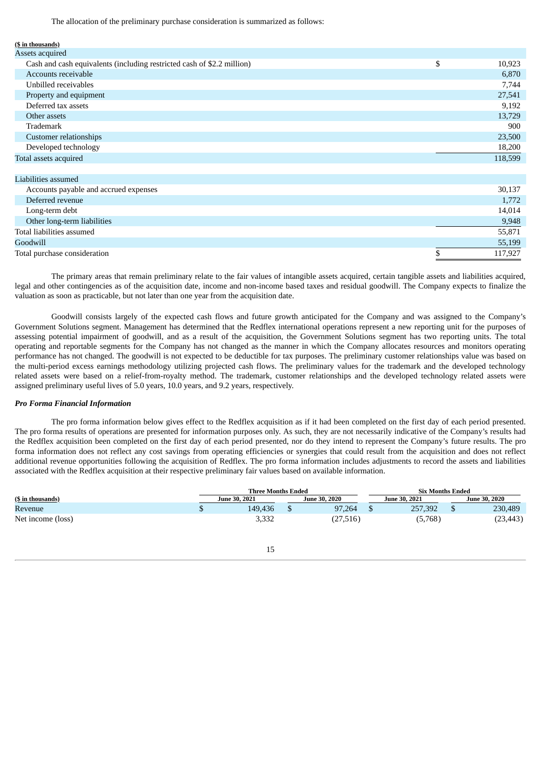The allocation of the preliminary purchase consideration is summarized as follows:

| ($ in thousands) | |
|---|---|
| Assets acquired | |
| Cash and cash equivalents (including restricted cash of $2.2 million) | $ 10,923 |
| Accounts receivable | 6,870 |
| Unbilled receivables | 7,744 |
| Property and equipment | 27,541 |
| Deferred tax assets | 9,192 |
| Other assets | 13,729 |
| Trademark | 900 |
| Customer relationships | 23,500 |
| Developed technology | 18,200 |
| Total assets acquired | 118,599 |
| | |
| Liabilities assumed | |
| Accounts payable and accrued expenses | 30,137 |
| Deferred revenue | 1,772 |
| Long-term debt | 14,014 |
| Other long-term liabilities | 9,948 |
| Total liabilities assumed | 55,871 |
| Goodwill | 55,199 |
| Total purchase consideration | $ 117,927 |

The primary areas that remain preliminary relate to the fair values of intangible assets acquired, certain tangible assets and liabilities acquired, legal and other contingencies as of the acquisition date, income and non-income based taxes and residual goodwill. The Company expects to finalize the valuation as soon as practicable, but not later than one year from the acquisition date.

Goodwill consists largely of the expected cash flows and future growth anticipated for the Company and was assigned to the Company's Government Solutions segment. Management has determined that the Redflex international operations represent a new reporting unit for the purposes of assessing potential impairment of goodwill, and as a result of the acquisition, the Government Solutions segment has two reporting units. The total operating and reportable segments for the Company has not changed as the manner in which the Company allocates resources and monitors operating performance has not changed. The goodwill is not expected to be deductible for tax purposes. The preliminary customer relationships value was based on the multi-period excess earnings methodology utilizing projected cash flows. The preliminary values for the trademark and the developed technology related assets were based on a relief-from-royalty method. The trademark, customer relationships and the developed technology related assets were assigned preliminary useful lives of 5.0 years, 10.0 years, and 9.2 years, respectively.

***Pro Forma Financial Information***

The pro forma information below gives effect to the Redflex acquisition as if it had been completed on the first day of each period presented. The pro forma results of operations are presented for information purposes only. As such, they are not necessarily indicative of the Company's results had the Redflex acquisition been completed on the first day of each period presented, nor do they intend to represent the Company's future results. The pro forma information does not reflect any cost savings from operating efficiencies or synergies that could result from the acquisition and does not reflect additional revenue opportunities following the acquisition of Redflex. The pro forma information includes adjustments to record the assets and liabilities associated with the Redflex acquisition at their respective preliminary fair values based on available information.

| | Three Months Ended | | Six Months Ended | |
|---|---|---|---|---|
| ($ in thousands) | June 30, 2021 | June 30, 2020 | June 30, 2021 | June 30, 2020 |
| Revenue | $ 149,436 | $ 97,264 | $ 257,392 | $ 230,489 |
| Net income (loss) | 3,332 | (27,516) | (5,768) | (23,443) |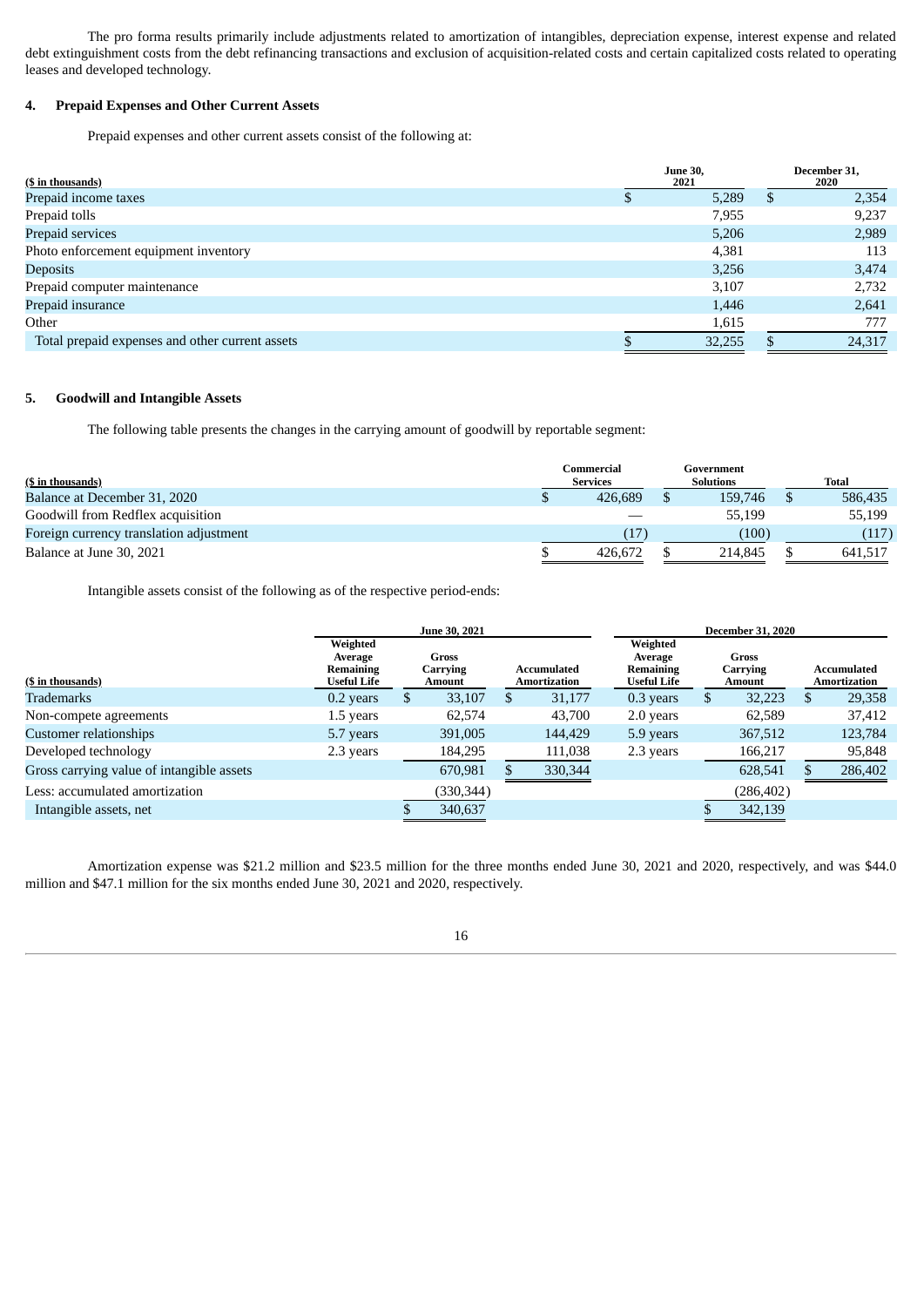The pro forma results primarily include adjustments related to amortization of intangibles, depreciation expense, interest expense and related debt extinguishment costs from the debt refinancing transactions and exclusion of acquisition-related costs and certain capitalized costs related to operating leases and developed technology.

## 4. Prepaid Expenses and Other Current Assets

Prepaid expenses and other current assets consist of the following at:

| ($ in thousands) | June 30, 2021 | December 31, 2020 |
|---|---|---|
| Prepaid income taxes | $ 5,289 | $ 2,354 |
| Prepaid tolls | 7,955 | 9,237 |
| Prepaid services | 5,206 | 2,989 |
| Photo enforcement equipment inventory | 4,381 | 113 |
| Deposits | 3,256 | 3,474 |
| Prepaid computer maintenance | 3,107 | 2,732 |
| Prepaid insurance | 1,446 | 2,641 |
| Other | 1,615 | 777 |
| Total prepaid expenses and other current assets | $ 32,255 | $ 24,317 |

## 5. Goodwill and Intangible Assets

The following table presents the changes in the carrying amount of goodwill by reportable segment:

| ($ in thousands) | Commercial Services | Government Solutions | Total |
|---|---|---|---|
| Balance at December 31, 2020 | $ 426,689 | $ 159,746 | $ 586,435 |
| Goodwill from Redflex acquisition | — | 55,199 | 55,199 |
| Foreign currency translation adjustment | (17) | (100) | (117) |
| Balance at June 30, 2021 | $ 426,672 | $ 214,845 | $ 641,517 |

Intangible assets consist of the following as of the respective period-ends:

| | June 30, 2021 | | | December 31, 2020 | | |
|---|---|---|---|---|---|---|
| ($ in thousands) | Weighted Average Remaining Useful Life | Gross Carrying Amount | Accumulated Amortization | Weighted Average Remaining Useful Life | Gross Carrying Amount | Accumulated Amortization |
| Trademarks | 0.2 years | $ 33,107 | $ 31,177 | 0.3 years | $ 32,223 | $ 29,358 |
| Non-compete agreements | 1.5 years | 62,574 | 43,700 | 2.0 years | 62,589 | 37,412 |
| Customer relationships | 5.7 years | 391,005 | 144,429 | 5.9 years | 367,512 | 123,784 |
| Developed technology | 2.3 years | 184,295 | 111,038 | 2.3 years | 166,217 | 95,848 |
| Gross carrying value of intangible assets | | 670,981 | $ 330,344 | | 628,541 | $ 286,402 |
| Less: accumulated amortization | | (330,344) | | | (286,402) | |
| Intangible assets, net | | $ 340,637 | | | $ 342,139 | |

Amortization expense was $21.2 million and $23.5 million for the three months ended June 30, 2021 and 2020, respectively, and was $44.0 million and $47.1 million for the six months ended June 30, 2021 and 2020, respectively.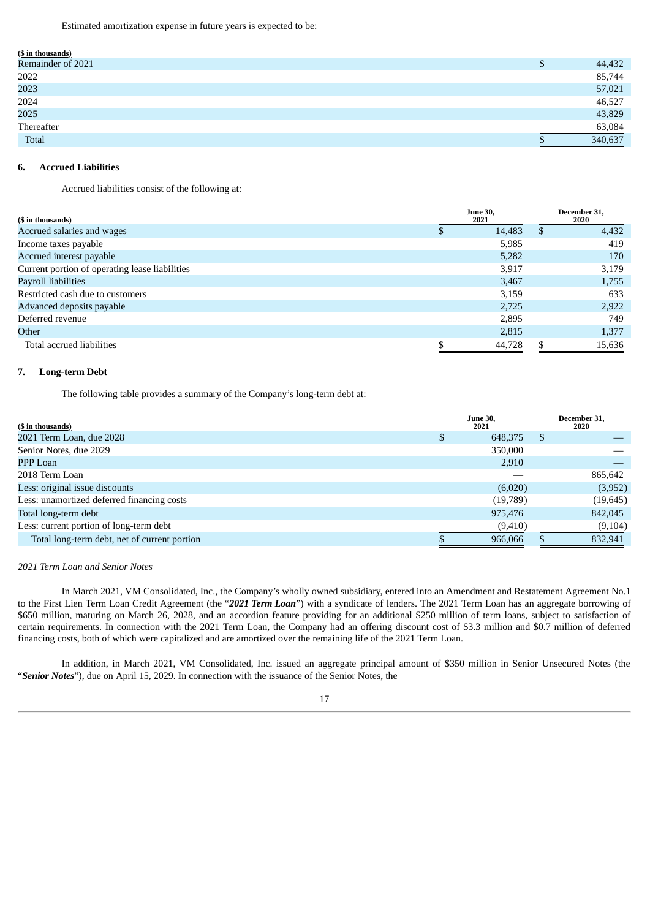Estimated amortization expense in future years is expected to be:

| ($ in thousands) | |
|---|---|
| Remainder of 2021 | $ 44,432 |
| 2022 | 85,744 |
| 2023 | 57,021 |
| 2024 | 46,527 |
| 2025 | 43,829 |
| Thereafter | 63,084 |
| Total | $ 340,637 |

## 6. Accrued Liabilities

Accrued liabilities consist of the following at:

| ($ in thousands) | June 30, 2021 | December 31, 2020 |
|---|---|---|
| Accrued salaries and wages | $ 14,483 | $ 4,432 |
| Income taxes payable | 5,985 | 419 |
| Accrued interest payable | 5,282 | 170 |
| Current portion of operating lease liabilities | 3,917 | 3,179 |
| Payroll liabilities | 3,467 | 1,755 |
| Restricted cash due to customers | 3,159 | 633 |
| Advanced deposits payable | 2,725 | 2,922 |
| Deferred revenue | 2,895 | 749 |
| Other | 2,815 | 1,377 |
| Total accrued liabilities | $ 44,728 | $ 15,636 |

## 7. Long-term Debt

The following table provides a summary of the Company's long-term debt at:

| ($ in thousands) | June 30, 2021 | December 31, 2020 |
|---|---|---|
| 2021 Term Loan, due 2028 | $ 648,375 | $ — |
| Senior Notes, due 2029 | 350,000 | — |
| PPP Loan | 2,910 | — |
| 2018 Term Loan | — | 865,642 |
| Less: original issue discounts | (6,020) | (3,952) |
| Less: unamortized deferred financing costs | (19,789) | (19,645) |
| Total long-term debt | 975,476 | 842,045 |
| Less: current portion of long-term debt | (9,410) | (9,104) |
| Total long-term debt, net of current portion | $ 966,066 | $ 832,941 |

*2021 Term Loan and Senior Notes*

In March 2021, VM Consolidated, Inc., the Company's wholly owned subsidiary, entered into an Amendment and Restatement Agreement No.1 to the First Lien Term Loan Credit Agreement (the "***2021 Term Loan***") with a syndicate of lenders. The 2021 Term Loan has an aggregate borrowing of $650 million, maturing on March 26, 2028, and an accordion feature providing for an additional $250 million of term loans, subject to satisfaction of certain requirements. In connection with the 2021 Term Loan, the Company had an offering discount cost of $3.3 million and $0.7 million of deferred financing costs, both of which were capitalized and are amortized over the remaining life of the 2021 Term Loan.

In addition, in March 2021, VM Consolidated, Inc. issued an aggregate principal amount of $350 million in Senior Unsecured Notes (the "***Senior Notes***"), due on April 15, 2029. In connection with the issuance of the Senior Notes, the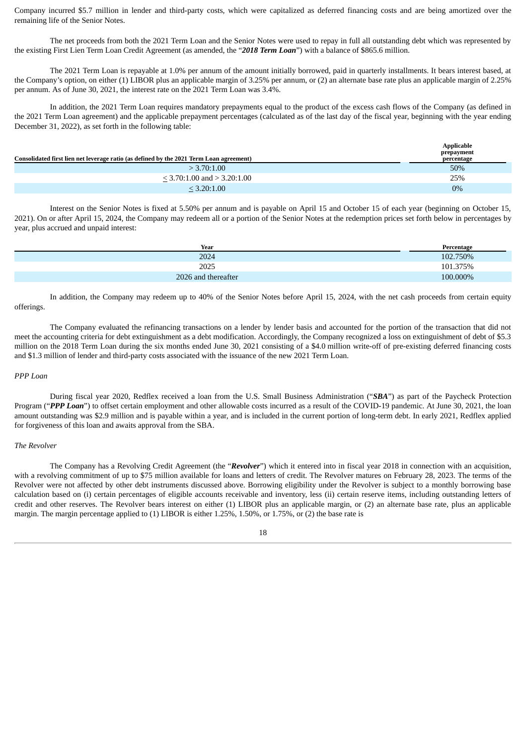Company incurred $5.7 million in lender and third-party costs, which were capitalized as deferred financing costs and are being amortized over the remaining life of the Senior Notes.

The net proceeds from both the 2021 Term Loan and the Senior Notes were used to repay in full all outstanding debt which was represented by the existing First Lien Term Loan Credit Agreement (as amended, the "***2018 Term Loan***") with a balance of $865.6 million.

The 2021 Term Loan is repayable at 1.0% per annum of the amount initially borrowed, paid in quarterly installments. It bears interest based, at the Company's option, on either (1) LIBOR plus an applicable margin of 3.25% per annum, or (2) an alternate base rate plus an applicable margin of 2.25% per annum. As of June 30, 2021, the interest rate on the 2021 Term Loan was 3.4%.

In addition, the 2021 Term Loan requires mandatory prepayments equal to the product of the excess cash flows of the Company (as defined in the 2021 Term Loan agreement) and the applicable prepayment percentages (calculated as of the last day of the fiscal year, beginning with the year ending December 31, 2022), as set forth in the following table:

| Consolidated first lien net leverage ratio (as defined by the 2021 Term Loan agreement) | Applicable prepayment percentage |
|---|---|
| > 3.70:1.00 | 50% |
| ≤ 3.70:1.00 and > 3.20:1.00 | 25% |
| ≤ 3.20:1.00 | 0% |

Interest on the Senior Notes is fixed at 5.50% per annum and is payable on April 15 and October 15 of each year (beginning on October 15, 2021). On or after April 15, 2024, the Company may redeem all or a portion of the Senior Notes at the redemption prices set forth below in percentages by year, plus accrued and unpaid interest:

| Year | Percentage |
|---|---|
| 2024 | 102.750% |
| 2025 | 101.375% |
| 2026 and thereafter | 100.000% |

In addition, the Company may redeem up to 40% of the Senior Notes before April 15, 2024, with the net cash proceeds from certain equity offerings.

The Company evaluated the refinancing transactions on a lender by lender basis and accounted for the portion of the transaction that did not meet the accounting criteria for debt extinguishment as a debt modification. Accordingly, the Company recognized a loss on extinguishment of debt of $5.3 million on the 2018 Term Loan during the six months ended June 30, 2021 consisting of a $4.0 million write-off of pre-existing deferred financing costs and $1.3 million of lender and third-party costs associated with the issuance of the new 2021 Term Loan.

*PPP Loan*

During fiscal year 2020, Redflex received a loan from the U.S. Small Business Administration ("***SBA***") as part of the Paycheck Protection Program ("***PPP Loan***") to offset certain employment and other allowable costs incurred as a result of the COVID-19 pandemic. At June 30, 2021, the loan amount outstanding was $2.9 million and is payable within a year, and is included in the current portion of long-term debt. In early 2021, Redflex applied for forgiveness of this loan and awaits approval from the SBA.

*The Revolver*

The Company has a Revolving Credit Agreement (the "***Revolver***") which it entered into in fiscal year 2018 in connection with an acquisition, with a revolving commitment of up to $75 million available for loans and letters of credit. The Revolver matures on February 28, 2023. The terms of the Revolver were not affected by other debt instruments discussed above. Borrowing eligibility under the Revolver is subject to a monthly borrowing base calculation based on (i) certain percentages of eligible accounts receivable and inventory, less (ii) certain reserve items, including outstanding letters of credit and other reserves. The Revolver bears interest on either (1) LIBOR plus an applicable margin, or (2) an alternate base rate, plus an applicable margin. The margin percentage applied to (1) LIBOR is either 1.25%, 1.50%, or 1.75%, or (2) the base rate is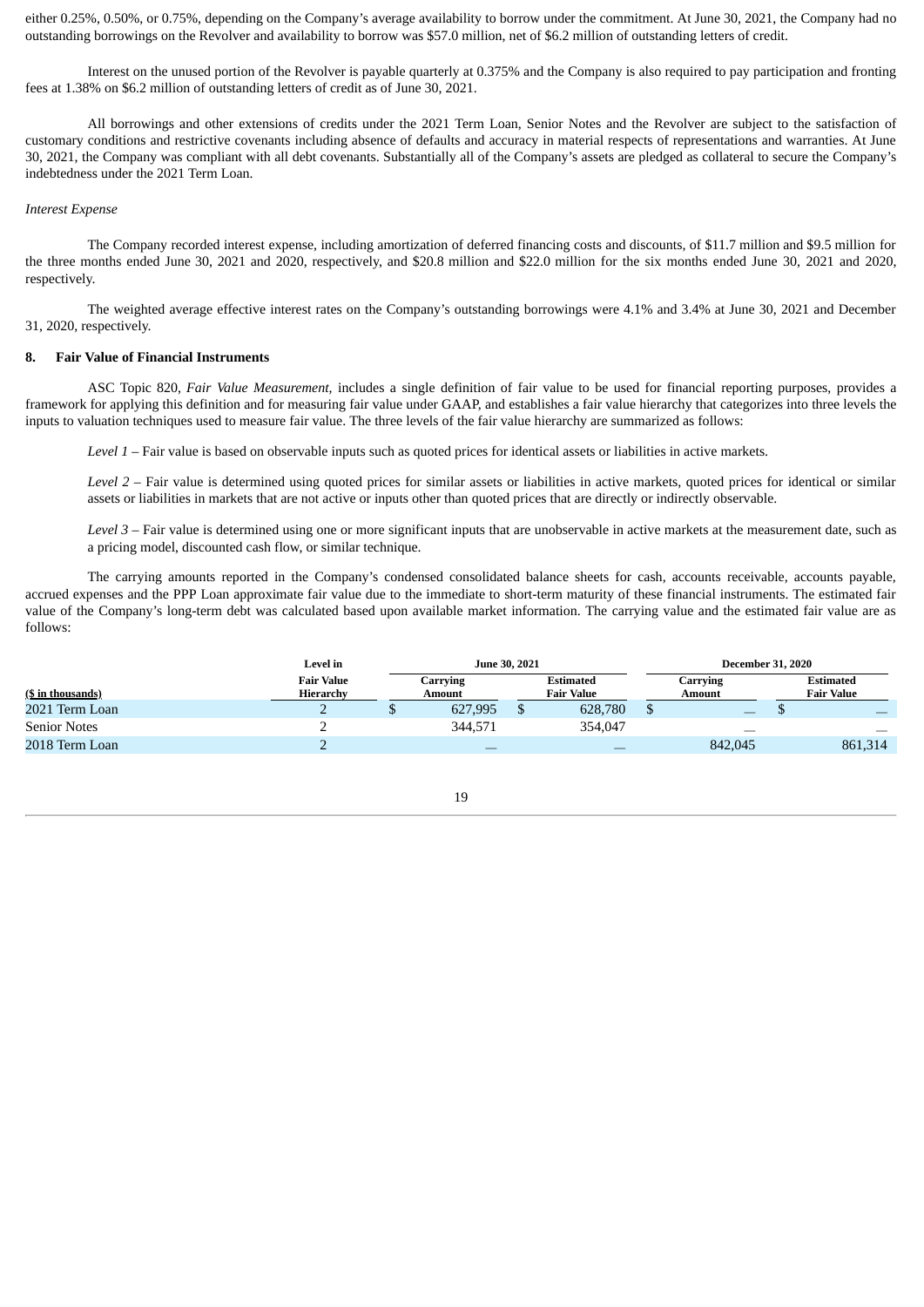either 0.25%, 0.50%, or 0.75%, depending on the Company's average availability to borrow under the commitment. At June 30, 2021, the Company had no outstanding borrowings on the Revolver and availability to borrow was $57.0 million, net of $6.2 million of outstanding letters of credit.

Interest on the unused portion of the Revolver is payable quarterly at 0.375% and the Company is also required to pay participation and fronting fees at 1.38% on $6.2 million of outstanding letters of credit as of June 30, 2021.

All borrowings and other extensions of credits under the 2021 Term Loan, Senior Notes and the Revolver are subject to the satisfaction of customary conditions and restrictive covenants including absence of defaults and accuracy in material respects of representations and warranties. At June 30, 2021, the Company was compliant with all debt covenants. Substantially all of the Company's assets are pledged as collateral to secure the Company's indebtedness under the 2021 Term Loan.

*Interest Expense*

The Company recorded interest expense, including amortization of deferred financing costs and discounts, of $11.7 million and $9.5 million for the three months ended June 30, 2021 and 2020, respectively, and $20.8 million and $22.0 million for the six months ended June 30, 2021 and 2020, respectively.

The weighted average effective interest rates on the Company's outstanding borrowings were 4.1% and 3.4% at June 30, 2021 and December 31, 2020, respectively.

**8. Fair Value of Financial Instruments**

ASC Topic 820, *Fair Value Measurement*, includes a single definition of fair value to be used for financial reporting purposes, provides a framework for applying this definition and for measuring fair value under GAAP, and establishes a fair value hierarchy that categorizes into three levels the inputs to valuation techniques used to measure fair value. The three levels of the fair value hierarchy are summarized as follows:

*Level 1* – Fair value is based on observable inputs such as quoted prices for identical assets or liabilities in active markets.

*Level 2* – Fair value is determined using quoted prices for similar assets or liabilities in active markets, quoted prices for identical or similar assets or liabilities in markets that are not active or inputs other than quoted prices that are directly or indirectly observable.

*Level 3* – Fair value is determined using one or more significant inputs that are unobservable in active markets at the measurement date, such as a pricing model, discounted cash flow, or similar technique.

The carrying amounts reported in the Company's condensed consolidated balance sheets for cash, accounts receivable, accounts payable, accrued expenses and the PPP Loan approximate fair value due to the immediate to short-term maturity of these financial instruments. The estimated fair value of the Company's long-term debt was calculated based upon available market information. The carrying value and the estimated fair value are as follows:

| ($ in thousands) | Level in Fair Value Hierarchy | June 30, 2021 Carrying Amount | June 30, 2021 Estimated Fair Value | December 31, 2020 Carrying Amount | December 31, 2020 Estimated Fair Value |
|---|---|---|---|---|---|
| 2021 Term Loan | 2 | $ 627,995 | $ 628,780 | $ — | $ — |
| Senior Notes | 2 | 344,571 | 354,047 | — | — |
| 2018 Term Loan | 2 | — | — | 842,045 | 861,314 |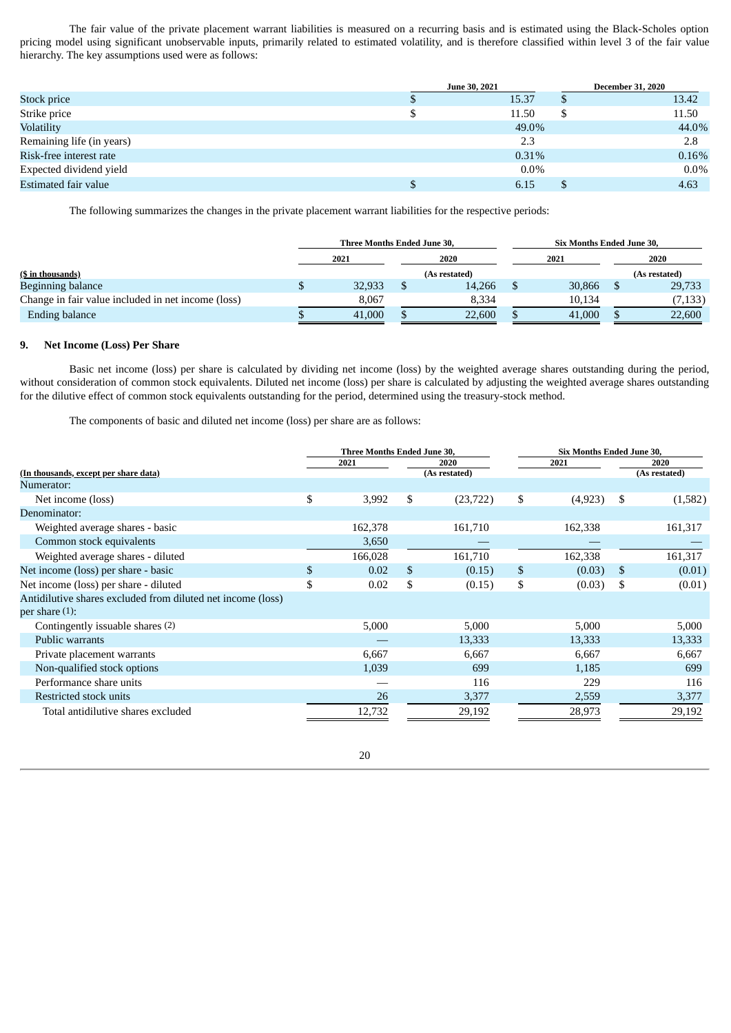The fair value of the private placement warrant liabilities is measured on a recurring basis and is estimated using the Black-Scholes option pricing model using significant unobservable inputs, primarily related to estimated volatility, and is therefore classified within level 3 of the fair value hierarchy. The key assumptions used were as follows:

| | June 30, 2021 | December 31, 2020 |
|---|---|---|
| Stock price | $ 15.37 | $ 13.42 |
| Strike price | $ 11.50 | $ 11.50 |
| Volatility | 49.0% | 44.0% |
| Remaining life (in years) | 2.3 | 2.8 |
| Risk-free interest rate | 0.31% | 0.16% |
| Expected dividend yield | 0.0% | 0.0% |
| Estimated fair value | $ 6.15 | $ 4.63 |

The following summarizes the changes in the private placement warrant liabilities for the respective periods:

| | Three Months Ended June 30, | | Six Months Ended June 30, | |
|---|---|---|---|---|
| | 2021 | 2020 | 2021 | 2020 |
| ($ in thousands) | | (As restated) | | (As restated) |
| Beginning balance | $ 32,933 | $ 14,266 | $ 30,866 | $ 29,733 |
| Change in fair value included in net income (loss) | 8,067 | 8,334 | 10,134 | (7,133) |
| Ending balance | $ 41,000 | $ 22,600 | $ 41,000 | $ 22,600 |

## 9. Net Income (Loss) Per Share

Basic net income (loss) per share is calculated by dividing net income (loss) by the weighted average shares outstanding during the period, without consideration of common stock equivalents. Diluted net income (loss) per share is calculated by adjusting the weighted average shares outstanding for the dilutive effect of common stock equivalents outstanding for the period, determined using the treasury-stock method.

The components of basic and diluted net income (loss) per share are as follows:

| | Three Months Ended June 30, | | Six Months Ended June 30, | |
|---|---|---|---|---|
| | 2021 | 2020 | 2021 | 2020 |
| (In thousands, except per share data) | | (As restated) | | (As restated) |
| Numerator: | | | | |
| Net income (loss) | $ 3,992 | $ (23,722) | $ (4,923) | $ (1,582) |
| Denominator: | | | | |
| Weighted average shares - basic | 162,378 | 161,710 | 162,338 | 161,317 |
| Common stock equivalents | 3,650 | — | — | — |
| Weighted average shares - diluted | 166,028 | 161,710 | 162,338 | 161,317 |
| Net income (loss) per share - basic | $ 0.02 | $ (0.15) | $ (0.03) | $ (0.01) |
| Net income (loss) per share - diluted | $ 0.02 | $ (0.15) | $ (0.03) | $ (0.01) |
| Antidilutive shares excluded from diluted net income (loss) per share (1): | | | | |
| Contingently issuable shares (2) | 5,000 | 5,000 | 5,000 | 5,000 |
| Public warrants | — | 13,333 | 13,333 | 13,333 |
| Private placement warrants | 6,667 | 6,667 | 6,667 | 6,667 |
| Non-qualified stock options | 1,039 | 699 | 1,185 | 699 |
| Performance share units | — | 116 | 229 | 116 |
| Restricted stock units | 26 | 3,377 | 2,559 | 3,377 |
| Total antidilutive shares excluded | 12,732 | 29,192 | 28,973 | 29,192 |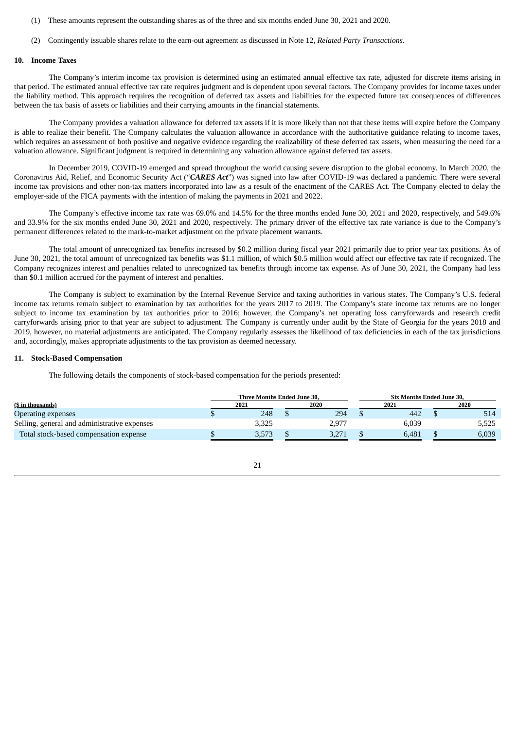(1) These amounts represent the outstanding shares as of the three and six months ended June 30, 2021 and 2020.

(2) Contingently issuable shares relate to the earn-out agreement as discussed in Note 12, *Related Party Transactions*.

## 10. Income Taxes

The Company's interim income tax provision is determined using an estimated annual effective tax rate, adjusted for discrete items arising in that period. The estimated annual effective tax rate requires judgment and is dependent upon several factors. The Company provides for income taxes under the liability method. This approach requires the recognition of deferred tax assets and liabilities for the expected future tax consequences of differences between the tax basis of assets or liabilities and their carrying amounts in the financial statements.

The Company provides a valuation allowance for deferred tax assets if it is more likely than not that these items will expire before the Company is able to realize their benefit. The Company calculates the valuation allowance in accordance with the authoritative guidance relating to income taxes, which requires an assessment of both positive and negative evidence regarding the realizability of these deferred tax assets, when measuring the need for a valuation allowance. Significant judgment is required in determining any valuation allowance against deferred tax assets.

In December 2019, COVID-19 emerged and spread throughout the world causing severe disruption to the global economy. In March 2020, the Coronavirus Aid, Relief, and Economic Security Act ("***CARES Act***") was signed into law after COVID-19 was declared a pandemic. There were several income tax provisions and other non-tax matters incorporated into law as a result of the enactment of the CARES Act. The Company elected to delay the employer-side of the FICA payments with the intention of making the payments in 2021 and 2022.

The Company's effective income tax rate was 69.0% and 14.5% for the three months ended June 30, 2021 and 2020, respectively, and 549.6% and 33.9% for the six months ended June 30, 2021 and 2020, respectively. The primary driver of the effective tax rate variance is due to the Company's permanent differences related to the mark-to-market adjustment on the private placement warrants.

The total amount of unrecognized tax benefits increased by $0.2 million during fiscal year 2021 primarily due to prior year tax positions. As of June 30, 2021, the total amount of unrecognized tax benefits was $1.1 million, of which $0.5 million would affect our effective tax rate if recognized. The Company recognizes interest and penalties related to unrecognized tax benefits through income tax expense. As of June 30, 2021, the Company had less than $0.1 million accrued for the payment of interest and penalties.

The Company is subject to examination by the Internal Revenue Service and taxing authorities in various states. The Company's U.S. federal income tax returns remain subject to examination by tax authorities for the years 2017 to 2019. The Company's state income tax returns are no longer subject to income tax examination by tax authorities prior to 2016; however, the Company's net operating loss carryforwards and research credit carryforwards arising prior to that year are subject to adjustment. The Company is currently under audit by the State of Georgia for the years 2018 and 2019, however, no material adjustments are anticipated. The Company regularly assesses the likelihood of tax deficiencies in each of the tax jurisdictions and, accordingly, makes appropriate adjustments to the tax provision as deemed necessary.

## 11. Stock-Based Compensation

The following details the components of stock-based compensation for the periods presented:

| | Three Months Ended June 30, | | Six Months Ended June 30, | |
|---|---|---|---|---|
| ($ in thousands) | 2021 | 2020 | 2021 | 2020 |
| Operating expenses | $ 248 | $ 294 | $ 442 | $ 514 |
| Selling, general and administrative expenses | 3,325 | 2,977 | 6,039 | 5,525 |
| Total stock-based compensation expense | $ 3,573 | $ 3,271 | $ 6,481 | $ 6,039 |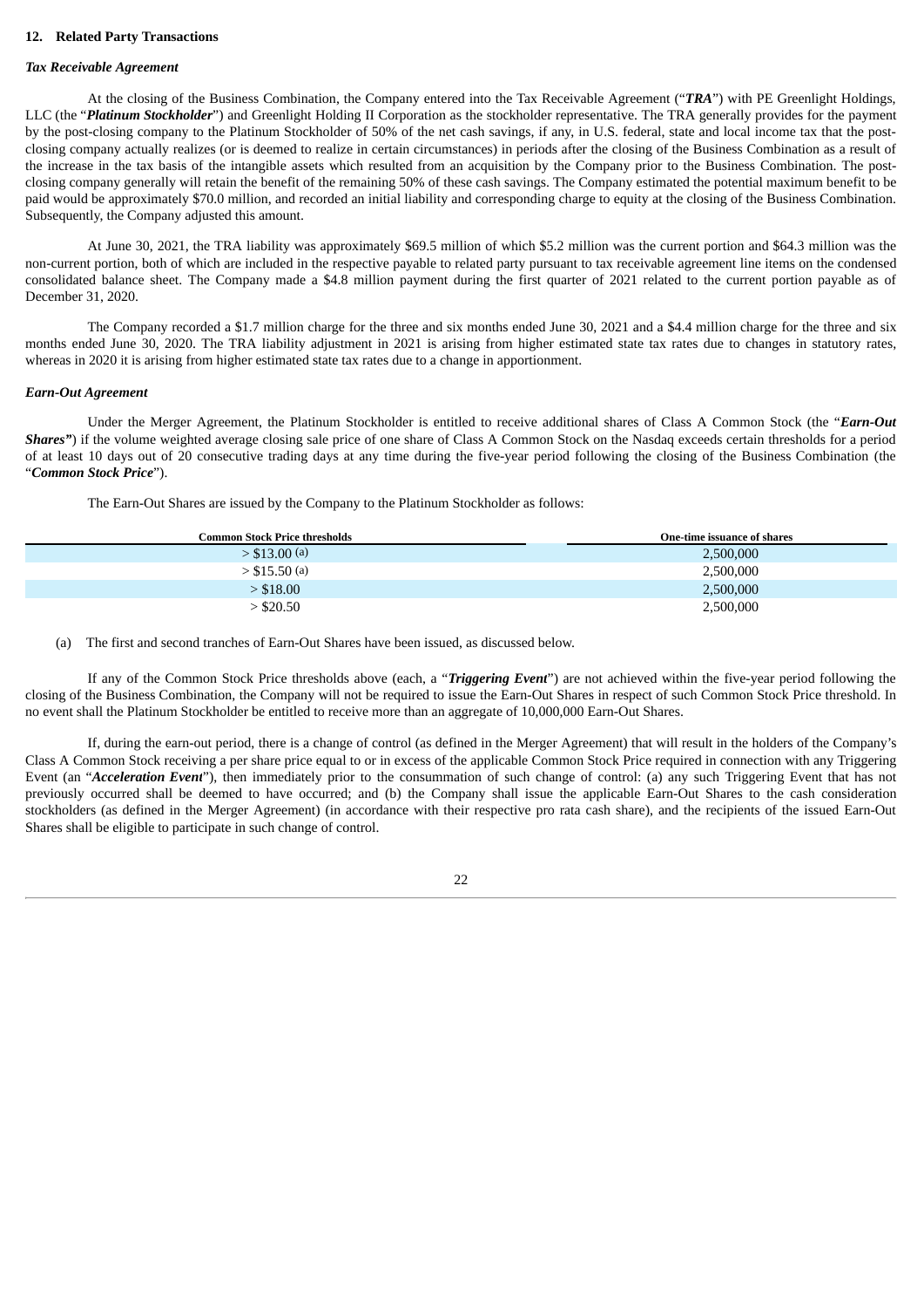## 12. Related Party Transactions

### *Tax Receivable Agreement*

At the closing of the Business Combination, the Company entered into the Tax Receivable Agreement ("***TRA***") with PE Greenlight Holdings, LLC (the "***Platinum Stockholder***") and Greenlight Holding II Corporation as the stockholder representative. The TRA generally provides for the payment by the post-closing company to the Platinum Stockholder of 50% of the net cash savings, if any, in U.S. federal, state and local income tax that the post-closing company actually realizes (or is deemed to realize in certain circumstances) in periods after the closing of the Business Combination as a result of the increase in the tax basis of the intangible assets which resulted from an acquisition by the Company prior to the Business Combination. The post-closing company generally will retain the benefit of the remaining 50% of these cash savings. The Company estimated the potential maximum benefit to be paid would be approximately $70.0 million, and recorded an initial liability and corresponding charge to equity at the closing of the Business Combination. Subsequently, the Company adjusted this amount.

At June 30, 2021, the TRA liability was approximately $69.5 million of which $5.2 million was the current portion and $64.3 million was the non-current portion, both of which are included in the respective payable to related party pursuant to tax receivable agreement line items on the condensed consolidated balance sheet. The Company made a $4.8 million payment during the first quarter of 2021 related to the current portion payable as of December 31, 2020.

The Company recorded a $1.7 million charge for the three and six months ended June 30, 2021 and a $4.4 million charge for the three and six months ended June 30, 2020. The TRA liability adjustment in 2021 is arising from higher estimated state tax rates due to changes in statutory rates, whereas in 2020 it is arising from higher estimated state tax rates due to a change in apportionment.

### *Earn-Out Agreement*

Under the Merger Agreement, the Platinum Stockholder is entitled to receive additional shares of Class A Common Stock (the "***Earn-Out Shares"***) if the volume weighted average closing sale price of one share of Class A Common Stock on the Nasdaq exceeds certain thresholds for a period of at least 10 days out of 20 consecutive trading days at any time during the five-year period following the closing of the Business Combination (the "***Common Stock Price***").

The Earn-Out Shares are issued by the Company to the Platinum Stockholder as follows:

| Common Stock Price thresholds | One-time issuance of shares |
|---|---|
| > $13.00 (a) | 2,500,000 |
| > $15.50 (a) | 2,500,000 |
| > $18.00 | 2,500,000 |
| > $20.50 | 2,500,000 |

(a) The first and second tranches of Earn-Out Shares have been issued, as discussed below.

If any of the Common Stock Price thresholds above (each, a "***Triggering Event***") are not achieved within the five-year period following the closing of the Business Combination, the Company will not be required to issue the Earn-Out Shares in respect of such Common Stock Price threshold. In no event shall the Platinum Stockholder be entitled to receive more than an aggregate of 10,000,000 Earn-Out Shares.

If, during the earn-out period, there is a change of control (as defined in the Merger Agreement) that will result in the holders of the Company's Class A Common Stock receiving a per share price equal to or in excess of the applicable Common Stock Price required in connection with any Triggering Event (an "***Acceleration Event***"), then immediately prior to the consummation of such change of control: (a) any such Triggering Event that has not previously occurred shall be deemed to have occurred; and (b) the Company shall issue the applicable Earn-Out Shares to the cash consideration stockholders (as defined in the Merger Agreement) (in accordance with their respective pro rata cash share), and the recipients of the issued Earn-Out Shares shall be eligible to participate in such change of control.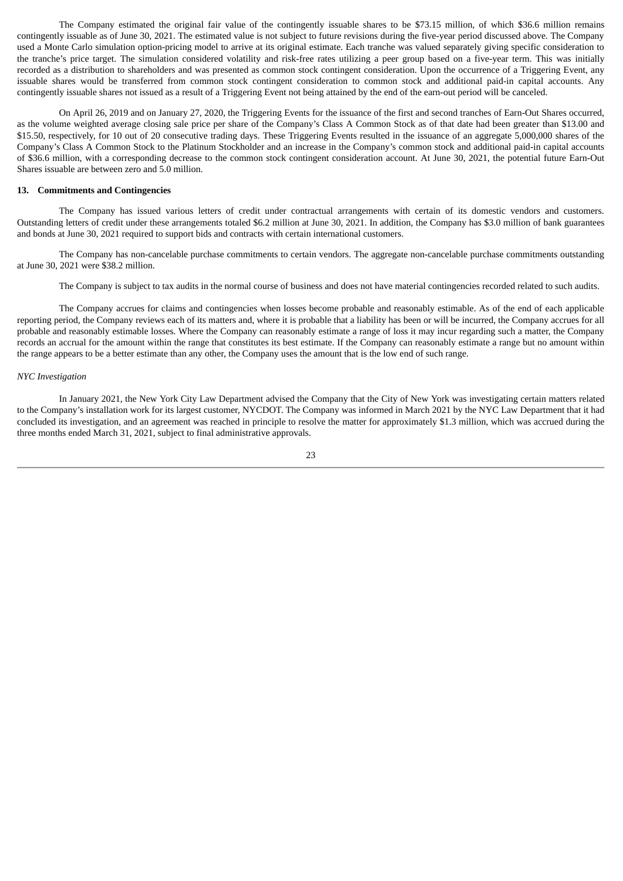The Company estimated the original fair value of the contingently issuable shares to be $73.15 million, of which $36.6 million remains contingently issuable as of June 30, 2021. The estimated value is not subject to future revisions during the five-year period discussed above. The Company used a Monte Carlo simulation option-pricing model to arrive at its original estimate. Each tranche was valued separately giving specific consideration to the tranche's price target. The simulation considered volatility and risk-free rates utilizing a peer group based on a five-year term. This was initially recorded as a distribution to shareholders and was presented as common stock contingent consideration. Upon the occurrence of a Triggering Event, any issuable shares would be transferred from common stock contingent consideration to common stock and additional paid-in capital accounts. Any contingently issuable shares not issued as a result of a Triggering Event not being attained by the end of the earn-out period will be canceled.

On April 26, 2019 and on January 27, 2020, the Triggering Events for the issuance of the first and second tranches of Earn-Out Shares occurred, as the volume weighted average closing sale price per share of the Company's Class A Common Stock as of that date had been greater than $13.00 and $15.50, respectively, for 10 out of 20 consecutive trading days. These Triggering Events resulted in the issuance of an aggregate 5,000,000 shares of the Company's Class A Common Stock to the Platinum Stockholder and an increase in the Company's common stock and additional paid-in capital accounts of $36.6 million, with a corresponding decrease to the common stock contingent consideration account. At June 30, 2021, the potential future Earn-Out Shares issuable are between zero and 5.0 million.

## 13. Commitments and Contingencies

The Company has issued various letters of credit under contractual arrangements with certain of its domestic vendors and customers. Outstanding letters of credit under these arrangements totaled $6.2 million at June 30, 2021. In addition, the Company has $3.0 million of bank guarantees and bonds at June 30, 2021 required to support bids and contracts with certain international customers.

The Company has non-cancelable purchase commitments to certain vendors. The aggregate non-cancelable purchase commitments outstanding at June 30, 2021 were $38.2 million.

The Company is subject to tax audits in the normal course of business and does not have material contingencies recorded related to such audits.

The Company accrues for claims and contingencies when losses become probable and reasonably estimable. As of the end of each applicable reporting period, the Company reviews each of its matters and, where it is probable that a liability has been or will be incurred, the Company accrues for all probable and reasonably estimable losses. Where the Company can reasonably estimate a range of loss it may incur regarding such a matter, the Company records an accrual for the amount within the range that constitutes its best estimate. If the Company can reasonably estimate a range but no amount within the range appears to be a better estimate than any other, the Company uses the amount that is the low end of such range.

*NYC Investigation*

In January 2021, the New York City Law Department advised the Company that the City of New York was investigating certain matters related to the Company's installation work for its largest customer, NYCDOT. The Company was informed in March 2021 by the NYC Law Department that it had concluded its investigation, and an agreement was reached in principle to resolve the matter for approximately $1.3 million, which was accrued during the three months ended March 31, 2021, subject to final administrative approvals.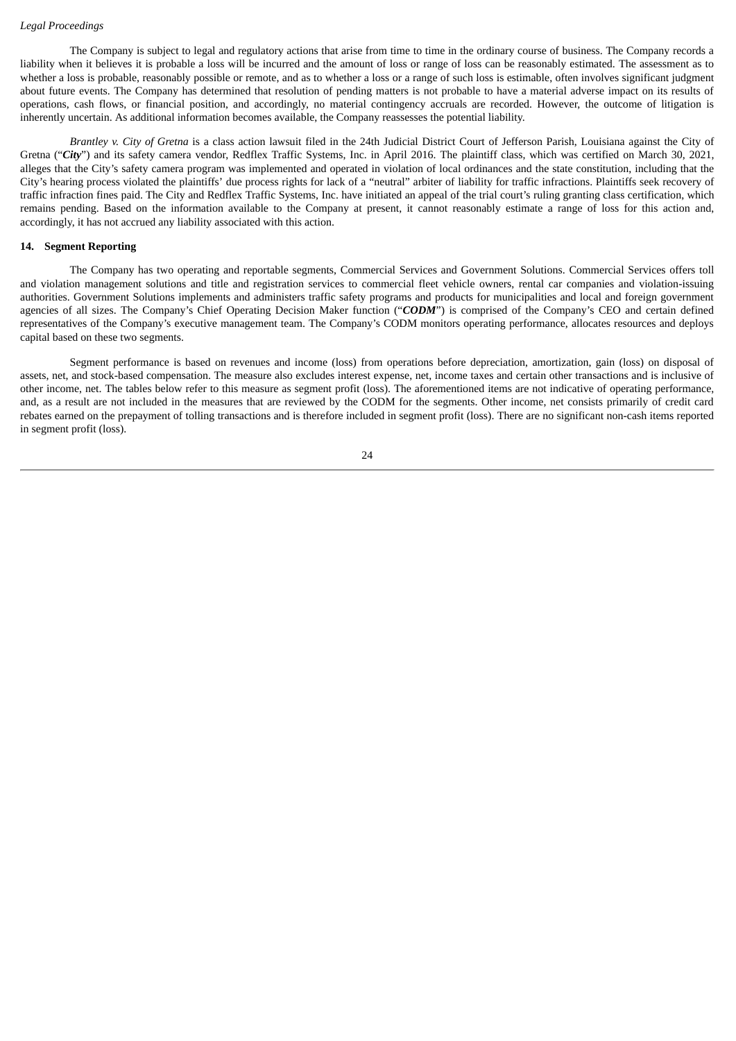*Legal Proceedings*

The Company is subject to legal and regulatory actions that arise from time to time in the ordinary course of business. The Company records a liability when it believes it is probable a loss will be incurred and the amount of loss or range of loss can be reasonably estimated. The assessment as to whether a loss is probable, reasonably possible or remote, and as to whether a loss or a range of such loss is estimable, often involves significant judgment about future events. The Company has determined that resolution of pending matters is not probable to have a material adverse impact on its results of operations, cash flows, or financial position, and accordingly, no material contingency accruals are recorded. However, the outcome of litigation is inherently uncertain. As additional information becomes available, the Company reassesses the potential liability.

*Brantley v. City of Gretna* is a class action lawsuit filed in the 24th Judicial District Court of Jefferson Parish, Louisiana against the City of Gretna ("***City***") and its safety camera vendor, Redflex Traffic Systems, Inc. in April 2016. The plaintiff class, which was certified on March 30, 2021, alleges that the City's safety camera program was implemented and operated in violation of local ordinances and the state constitution, including that the City's hearing process violated the plaintiffs' due process rights for lack of a "neutral" arbiter of liability for traffic infractions. Plaintiffs seek recovery of traffic infraction fines paid. The City and Redflex Traffic Systems, Inc. have initiated an appeal of the trial court's ruling granting class certification, which remains pending. Based on the information available to the Company at present, it cannot reasonably estimate a range of loss for this action and, accordingly, it has not accrued any liability associated with this action.

## 14. Segment Reporting

The Company has two operating and reportable segments, Commercial Services and Government Solutions. Commercial Services offers toll and violation management solutions and title and registration services to commercial fleet vehicle owners, rental car companies and violation-issuing authorities. Government Solutions implements and administers traffic safety programs and products for municipalities and local and foreign government agencies of all sizes. The Company's Chief Operating Decision Maker function ("***CODM***") is comprised of the Company's CEO and certain defined representatives of the Company's executive management team. The Company's CODM monitors operating performance, allocates resources and deploys capital based on these two segments.

Segment performance is based on revenues and income (loss) from operations before depreciation, amortization, gain (loss) on disposal of assets, net, and stock-based compensation. The measure also excludes interest expense, net, income taxes and certain other transactions and is inclusive of other income, net. The tables below refer to this measure as segment profit (loss). The aforementioned items are not indicative of operating performance, and, as a result are not included in the measures that are reviewed by the CODM for the segments. Other income, net consists primarily of credit card rebates earned on the prepayment of tolling transactions and is therefore included in segment profit (loss). There are no significant non-cash items reported in segment profit (loss).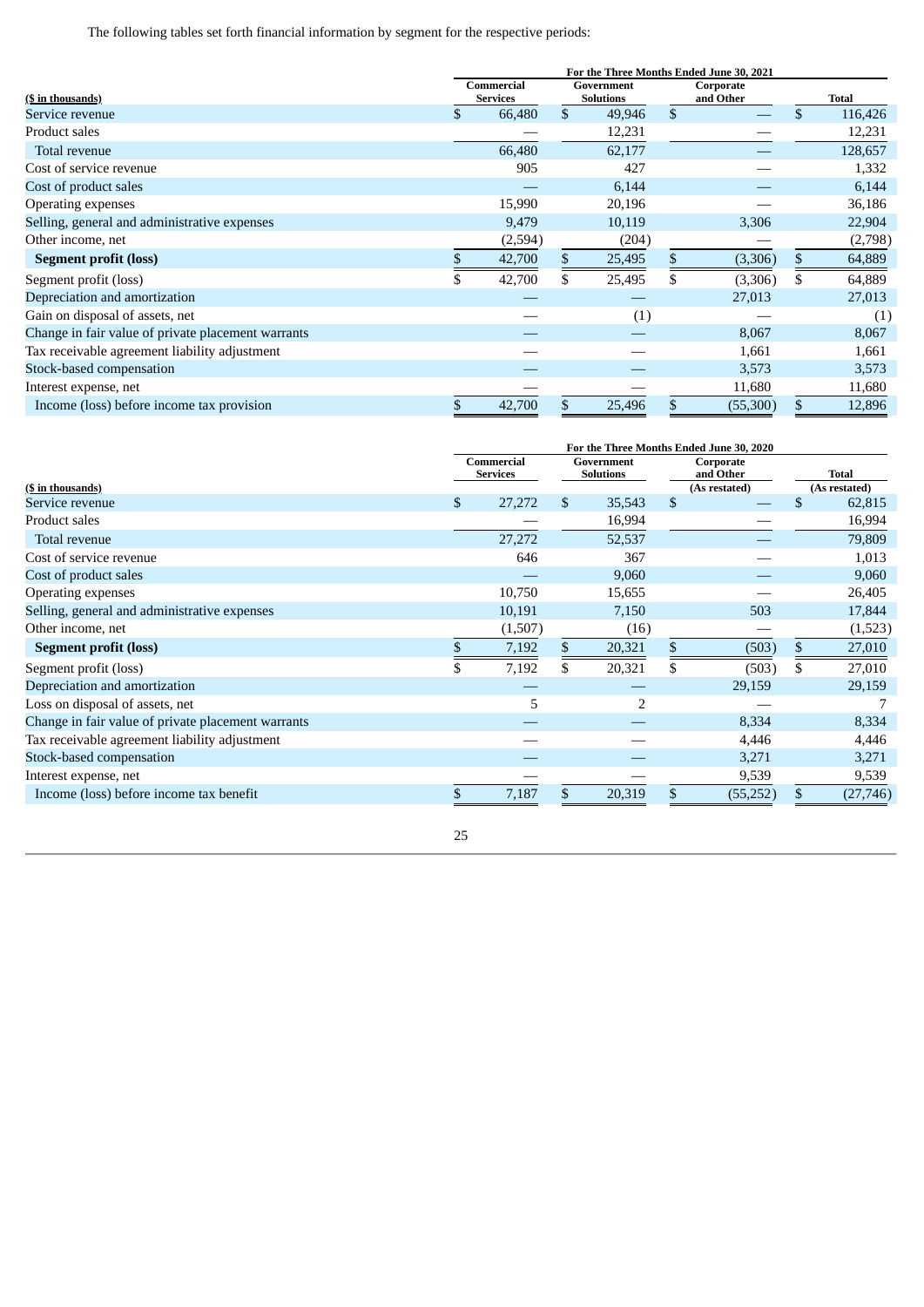The following tables set forth financial information by segment for the respective periods:

| ($ in thousands) | For the Three Months Ended June 30, 2021 | | | |
|---|---|---|---|---|
| | Commercial Services | Government Solutions | Corporate and Other | Total |
| Service revenue | $ 66,480 | $ 49,946 | $ — | $ 116,426 |
| Product sales | — | 12,231 | — | 12,231 |
| Total revenue | 66,480 | 62,177 | — | 128,657 |
| Cost of service revenue | 905 | 427 | — | 1,332 |
| Cost of product sales | — | 6,144 | — | 6,144 |
| Operating expenses | 15,990 | 20,196 | — | 36,186 |
| Selling, general and administrative expenses | 9,479 | 10,119 | 3,306 | 22,904 |
| Other income, net | (2,594) | (204) | — | (2,798) |
| **Segment profit (loss)** | $ 42,700 | $ 25,495 | $ (3,306) | $ 64,889 |
| Segment profit (loss) | $ 42,700 | $ 25,495 | $ (3,306) | $ 64,889 |
| Depreciation and amortization | — | — | 27,013 | 27,013 |
| Gain on disposal of assets, net | — | (1) | — | (1) |
| Change in fair value of private placement warrants | — | — | 8,067 | 8,067 |
| Tax receivable agreement liability adjustment | — | — | 1,661 | 1,661 |
| Stock-based compensation | — | — | 3,573 | 3,573 |
| Interest expense, net | — | — | 11,680 | 11,680 |
| Income (loss) before income tax provision | $ 42,700 | $ 25,496 | $ (55,300) | $ 12,896 |

| ($ in thousands) | For the Three Months Ended June 30, 2020 | | | |
|---|---|---|---|---|
| | Commercial Services | Government Solutions | Corporate and Other (As restated) | Total (As restated) |
| Service revenue | $ 27,272 | $ 35,543 | $ — | $ 62,815 |
| Product sales | — | 16,994 | — | 16,994 |
| Total revenue | 27,272 | 52,537 | — | 79,809 |
| Cost of service revenue | 646 | 367 | — | 1,013 |
| Cost of product sales | — | 9,060 | — | 9,060 |
| Operating expenses | 10,750 | 15,655 | — | 26,405 |
| Selling, general and administrative expenses | 10,191 | 7,150 | 503 | 17,844 |
| Other income, net | (1,507) | (16) | — | (1,523) |
| **Segment profit (loss)** | $ 7,192 | $ 20,321 | $ (503) | $ 27,010 |
| Segment profit (loss) | $ 7,192 | $ 20,321 | $ (503) | $ 27,010 |
| Depreciation and amortization | — | — | 29,159 | 29,159 |
| Loss on disposal of assets, net | 5 | 2 | — | 7 |
| Change in fair value of private placement warrants | — | — | 8,334 | 8,334 |
| Tax receivable agreement liability adjustment | — | — | 4,446 | 4,446 |
| Stock-based compensation | — | — | 3,271 | 3,271 |
| Interest expense, net | — | — | 9,539 | 9,539 |
| Income (loss) before income tax benefit | $ 7,187 | $ 20,319 | $ (55,252) | $ (27,746) |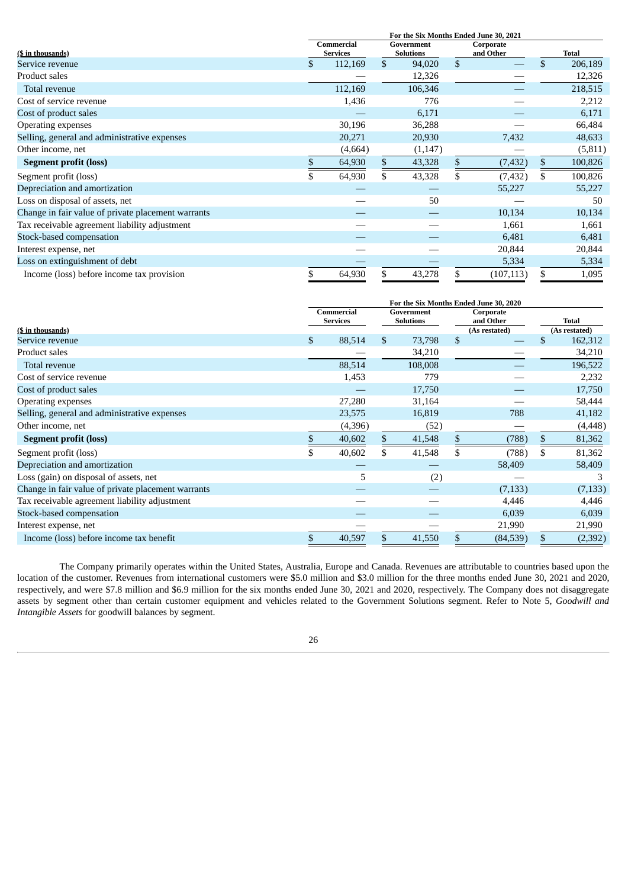| ($ in thousands) | For the Six Months Ended June 30, 2021 | | | |
|---|---|---|---|---|
| | Commercial Services | Government Solutions | Corporate and Other | Total |
| Service revenue | $ 112,169 | $ 94,020 | $ — | $ 206,189 |
| Product sales | — | 12,326 | — | 12,326 |
| Total revenue | 112,169 | 106,346 | — | 218,515 |
| Cost of service revenue | 1,436 | 776 | — | 2,212 |
| Cost of product sales | — | 6,171 | — | 6,171 |
| Operating expenses | 30,196 | 36,288 | — | 66,484 |
| Selling, general and administrative expenses | 20,271 | 20,930 | 7,432 | 48,633 |
| Other income, net | (4,664) | (1,147) | — | (5,811) |
| **Segment profit (loss)** | $ 64,930 | $ 43,328 | $ (7,432) | $ 100,826 |
| Segment profit (loss) | $ 64,930 | $ 43,328 | $ (7,432) | $ 100,826 |
| Depreciation and amortization | — | — | 55,227 | 55,227 |
| Loss on disposal of assets, net | — | 50 | — | 50 |
| Change in fair value of private placement warrants | — | — | 10,134 | 10,134 |
| Tax receivable agreement liability adjustment | — | — | 1,661 | 1,661 |
| Stock-based compensation | — | — | 6,481 | 6,481 |
| Interest expense, net | — | — | 20,844 | 20,844 |
| Loss on extinguishment of debt | — | — | 5,334 | 5,334 |
| Income (loss) before income tax provision | $ 64,930 | $ 43,278 | $ (107,113) | $ 1,095 |

| ($ in thousands) | For the Six Months Ended June 30, 2020 | | | |
|---|---|---|---|---|
| | Commercial Services | Government Solutions | Corporate and Other (As restated) | Total (As restated) |
| Service revenue | $ 88,514 | $ 73,798 | $ — | $ 162,312 |
| Product sales | — | 34,210 | — | 34,210 |
| Total revenue | 88,514 | 108,008 | — | 196,522 |
| Cost of service revenue | 1,453 | 779 | — | 2,232 |
| Cost of product sales | — | 17,750 | — | 17,750 |
| Operating expenses | 27,280 | 31,164 | — | 58,444 |
| Selling, general and administrative expenses | 23,575 | 16,819 | 788 | 41,182 |
| Other income, net | (4,396) | (52) | — | (4,448) |
| **Segment profit (loss)** | $ 40,602 | $ 41,548 | $ (788) | $ 81,362 |
| Segment profit (loss) | $ 40,602 | $ 41,548 | $ (788) | $ 81,362 |
| Depreciation and amortization | — | — | 58,409 | 58,409 |
| Loss (gain) on disposal of assets, net | 5 | (2) | — | 3 |
| Change in fair value of private placement warrants | — | — | (7,133) | (7,133) |
| Tax receivable agreement liability adjustment | — | — | 4,446 | 4,446 |
| Stock-based compensation | — | — | 6,039 | 6,039 |
| Interest expense, net | — | — | 21,990 | 21,990 |
| Income (loss) before income tax benefit | $ 40,597 | $ 41,550 | $ (84,539) | $ (2,392) |

The Company primarily operates within the United States, Australia, Europe and Canada. Revenues are attributable to countries based upon the location of the customer. Revenues from international customers were $5.0 million and $3.0 million for the three months ended June 30, 2021 and 2020, respectively, and were $7.8 million and $6.9 million for the six months ended June 30, 2021 and 2020, respectively. The Company does not disaggregate assets by segment other than certain customer equipment and vehicles related to the Government Solutions segment. Refer to Note 5, *Goodwill and Intangible Assets* for goodwill balances by segment.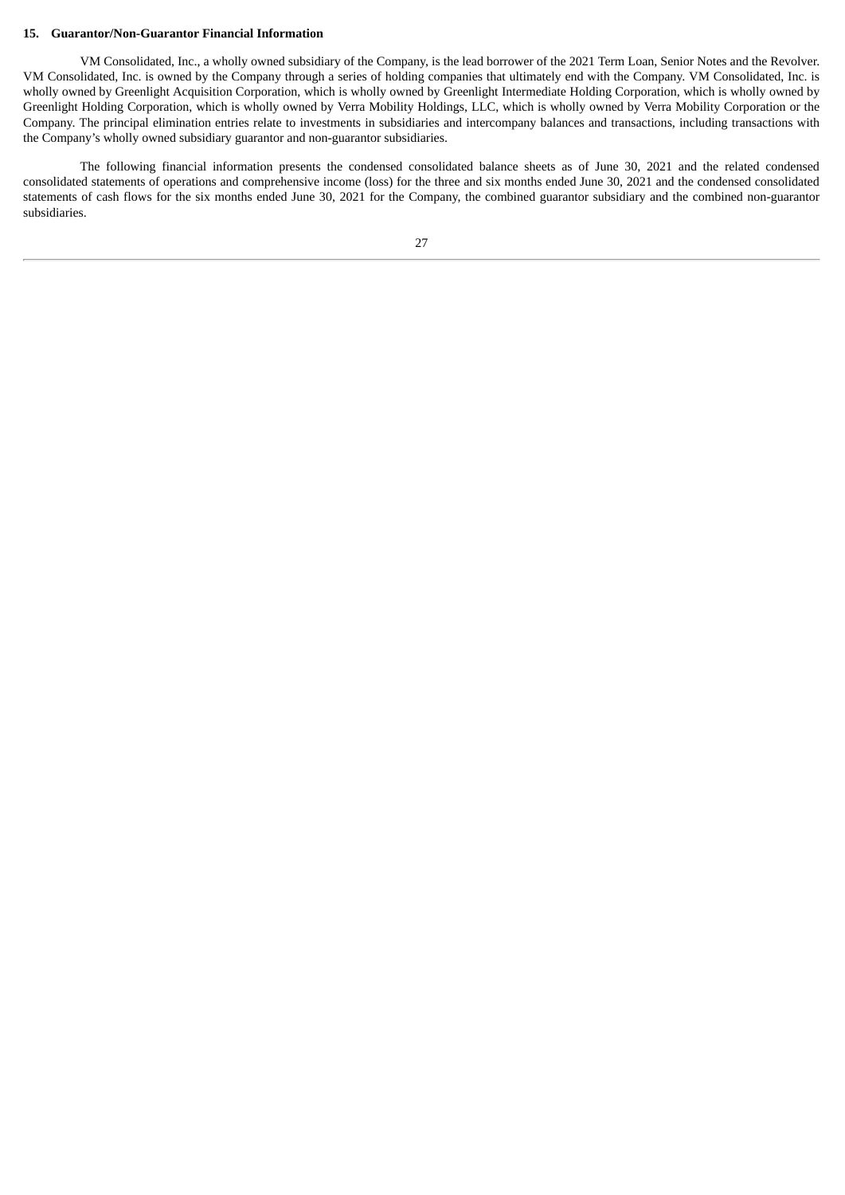## 15. Guarantor/Non-Guarantor Financial Information

VM Consolidated, Inc., a wholly owned subsidiary of the Company, is the lead borrower of the 2021 Term Loan, Senior Notes and the Revolver. VM Consolidated, Inc. is owned by the Company through a series of holding companies that ultimately end with the Company. VM Consolidated, Inc. is wholly owned by Greenlight Acquisition Corporation, which is wholly owned by Greenlight Intermediate Holding Corporation, which is wholly owned by Greenlight Holding Corporation, which is wholly owned by Verra Mobility Holdings, LLC, which is wholly owned by Verra Mobility Corporation or the Company. The principal elimination entries relate to investments in subsidiaries and intercompany balances and transactions, including transactions with the Company's wholly owned subsidiary guarantor and non-guarantor subsidiaries.

The following financial information presents the condensed consolidated balance sheets as of June 30, 2021 and the related condensed consolidated statements of operations and comprehensive income (loss) for the three and six months ended June 30, 2021 and the condensed consolidated statements of cash flows for the six months ended June 30, 2021 for the Company, the combined guarantor subsidiary and the combined non-guarantor subsidiaries.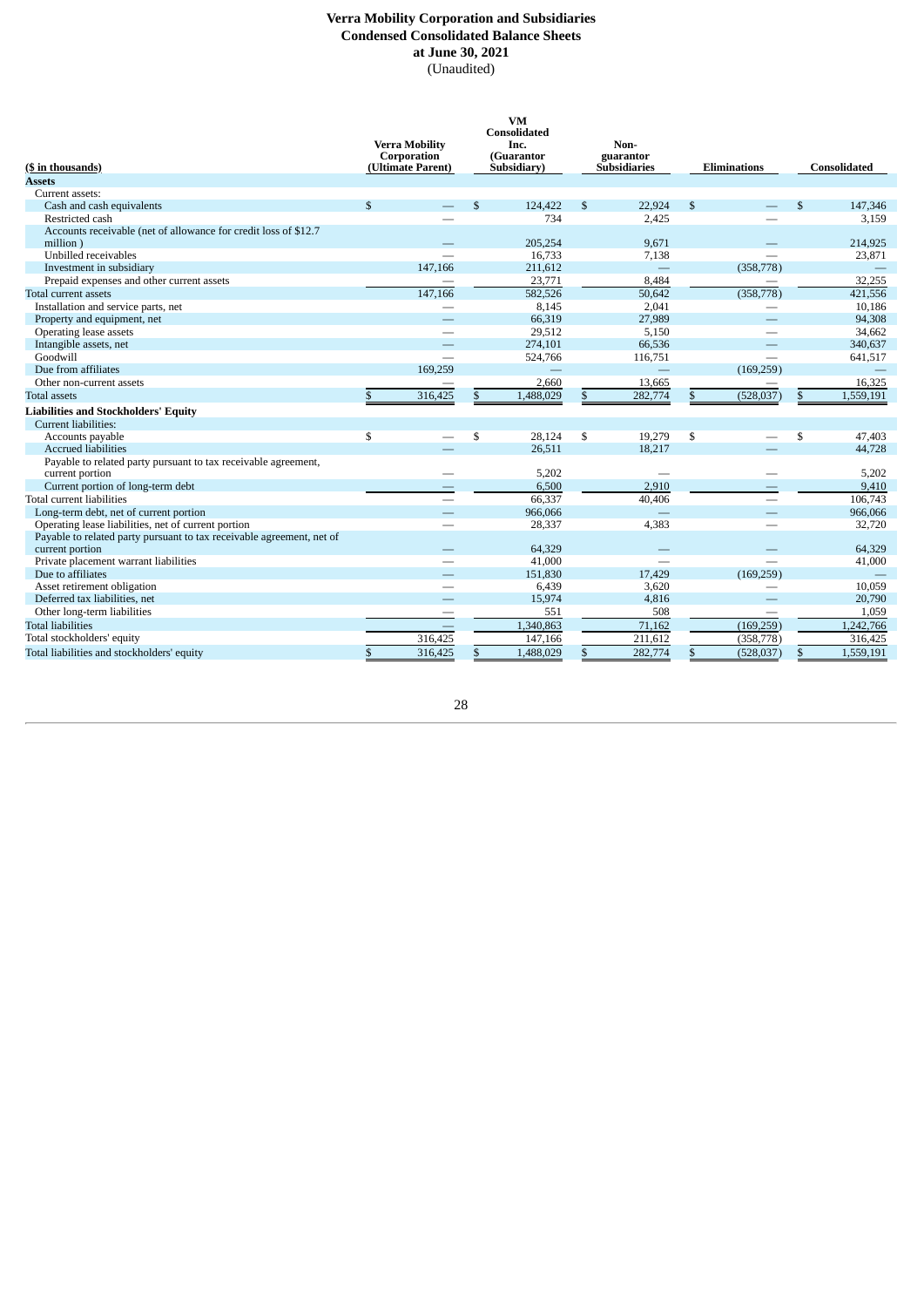# Verra Mobility Corporation and Subsidiaries
## Condensed Consolidated Balance Sheets
### at June 30, 2021
(Unaudited)

| ($ in thousands) | Verra Mobility Corporation (Ultimate Parent) | VM Consolidated Inc. (Guarantor Subsidiary) | Non-guarantor Subsidiaries | Eliminations | Consolidated |
|---|---|---|---|---|---|
| **Assets** | | | | | |
| Current assets: | | | | | |
| Cash and cash equivalents | $ — | $ 124,422 | $ 22,924 | $ — | $ 147,346 |
| Restricted cash | — | 734 | 2,425 | — | 3,159 |
| Accounts receivable (net of allowance for credit loss of $12.7 million ) | — | 205,254 | 9,671 | — | 214,925 |
| Unbilled receivables | — | 16,733 | 7,138 | — | 23,871 |
| Investment in subsidiary | 147,166 | 211,612 | — | (358,778) | — |
| Prepaid expenses and other current assets | — | 23,771 | 8,484 | — | 32,255 |
| Total current assets | 147,166 | 582,526 | 50,642 | (358,778) | 421,556 |
| Installation and service parts, net | — | 8,145 | 2,041 | — | 10,186 |
| Property and equipment, net | — | 66,319 | 27,989 | — | 94,308 |
| Operating lease assets | — | 29,512 | 5,150 | — | 34,662 |
| Intangible assets, net | — | 274,101 | 66,536 | — | 340,637 |
| Goodwill | — | 524,766 | 116,751 | — | 641,517 |
| Due from affiliates | 169,259 | — | — | (169,259) | — |
| Other non-current assets | — | 2,660 | 13,665 | — | 16,325 |
| Total assets | $ 316,425 | $ 1,488,029 | $ 282,774 | $ (528,037) | $ 1,559,191 |
| **Liabilities and Stockholders' Equity** | | | | | |
| Current liabilities: | | | | | |
| Accounts payable | $ — | $ 28,124 | $ 19,279 | $ — | $ 47,403 |
| Accrued liabilities | — | 26,511 | 18,217 | — | 44,728 |
| Payable to related party pursuant to tax receivable agreement, current portion | — | 5,202 | — | — | 5,202 |
| Current portion of long-term debt | — | 6,500 | 2,910 | — | 9,410 |
| Total current liabilities | — | 66,337 | 40,406 | — | 106,743 |
| Long-term debt, net of current portion | — | 966,066 | — | — | 966,066 |
| Operating lease liabilities, net of current portion | — | 28,337 | 4,383 | — | 32,720 |
| Payable to related party pursuant to tax receivable agreement, net of current portion | — | 64,329 | — | — | 64,329 |
| Private placement warrant liabilities | — | 41,000 | — | — | 41,000 |
| Due to affiliates | — | 151,830 | 17,429 | (169,259) | — |
| Asset retirement obligation | — | 6,439 | 3,620 | — | 10,059 |
| Deferred tax liabilities, net | — | 15,974 | 4,816 | — | 20,790 |
| Other long-term liabilities | — | 551 | 508 | — | 1,059 |
| Total liabilities | — | 1,340,863 | 71,162 | (169,259) | 1,242,766 |
| Total stockholders' equity | 316,425 | 147,166 | 211,612 | (358,778) | 316,425 |
| Total liabilities and stockholders' equity | $ 316,425 | $ 1,488,029 | $ 282,774 | $ (528,037) | $ 1,559,191 |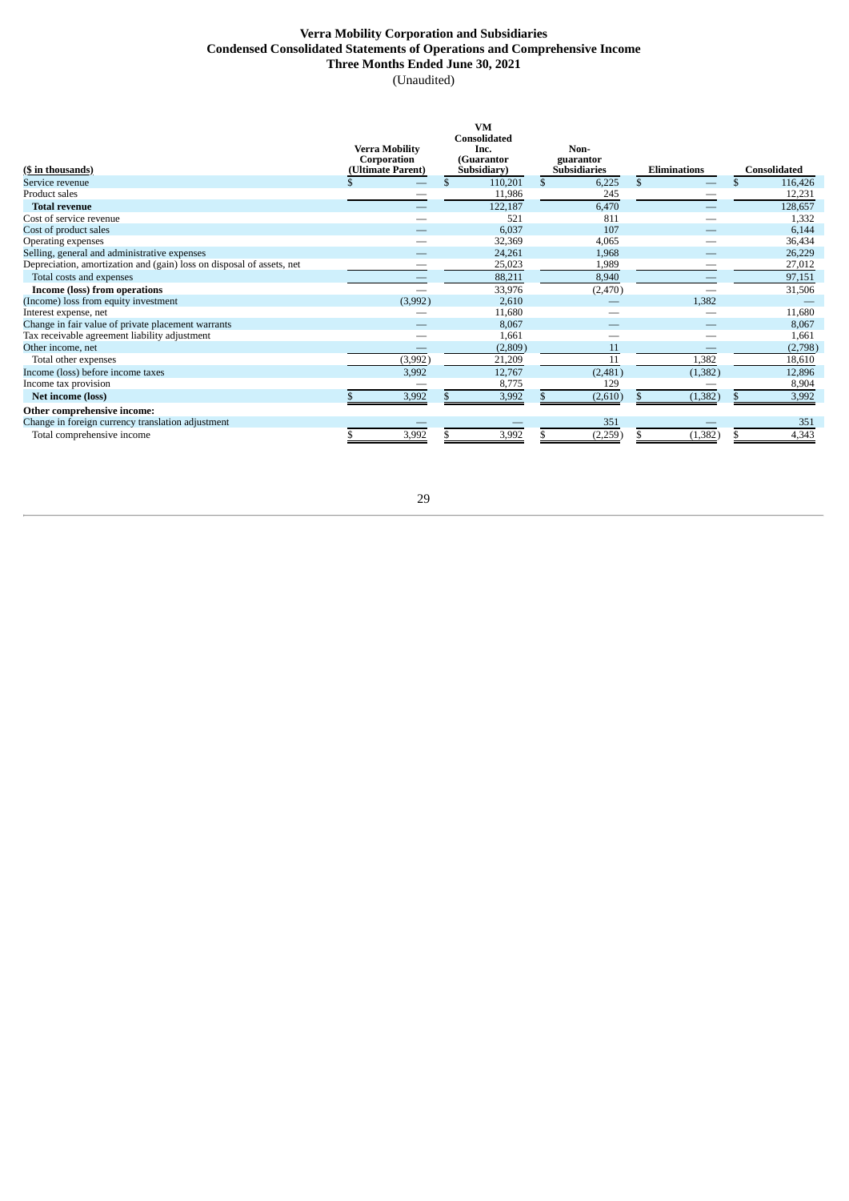# Verra Mobility Corporation and Subsidiaries
## Condensed Consolidated Statements of Operations and Comprehensive Income
### Three Months Ended June 30, 2021
(Unaudited)

| ($ in thousands) | Verra Mobility Corporation (Ultimate Parent) | VM Consolidated Inc. (Guarantor Subsidiary) | Non-guarantor Subsidiaries | Eliminations | Consolidated |
|---|---|---|---|---|---|
| Service revenue | $ — | $ 110,201 | $ 6,225 | $ — | $ 116,426 |
| Product sales | — | 11,986 | 245 | — | 12,231 |
| **Total revenue** | — | 122,187 | 6,470 | — | 128,657 |
| Cost of service revenue | — | 521 | 811 | — | 1,332 |
| Cost of product sales | — | 6,037 | 107 | — | 6,144 |
| Operating expenses | — | 32,369 | 4,065 | — | 36,434 |
| Selling, general and administrative expenses | — | 24,261 | 1,968 | — | 26,229 |
| Depreciation, amortization and (gain) loss on disposal of assets, net | — | 25,023 | 1,989 | — | 27,012 |
| Total costs and expenses | — | 88,211 | 8,940 | — | 97,151 |
| **Income (loss) from operations** | — | 33,976 | (2,470) | — | 31,506 |
| (Income) loss from equity investment | (3,992) | 2,610 | — | 1,382 | — |
| Interest expense, net | — | 11,680 | — | — | 11,680 |
| Change in fair value of private placement warrants | — | 8,067 | — | — | 8,067 |
| Tax receivable agreement liability adjustment | — | 1,661 | — | — | 1,661 |
| Other income, net | — | (2,809) | 11 | — | (2,798) |
| Total other expenses | (3,992) | 21,209 | 11 | 1,382 | 18,610 |
| Income (loss) before income taxes | 3,992 | 12,767 | (2,481) | (1,382) | 12,896 |
| Income tax provision | — | 8,775 | 129 | — | 8,904 |
| **Net income (loss)** | $ 3,992 | $ 3,992 | $ (2,610) | $ (1,382) | $ 3,992 |
| **Other comprehensive income:** | | | | | |
| Change in foreign currency translation adjustment | — | — | 351 | — | 351 |
| Total comprehensive income | $ 3,992 | $ 3,992 | $ (2,259) | $ (1,382) | $ 4,343 |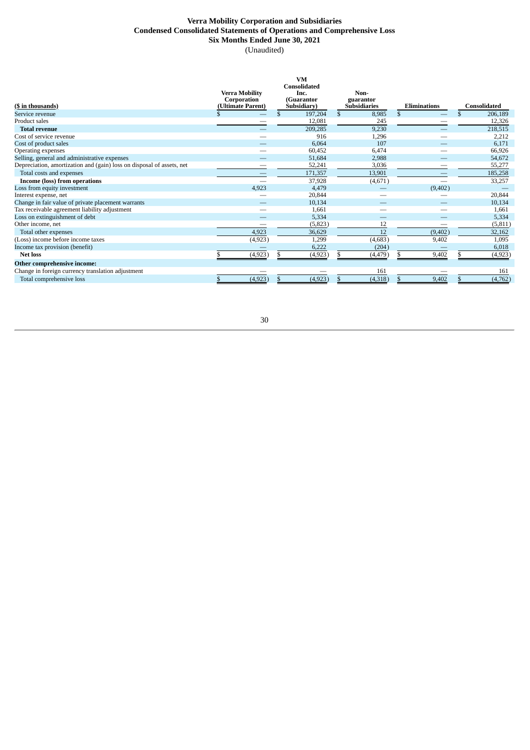# Verra Mobility Corporation and Subsidiaries
## Condensed Consolidated Statements of Operations and Comprehensive Loss
### Six Months Ended June 30, 2021
(Unaudited)

| ($ in thousands) | Verra Mobility Corporation (Ultimate Parent) | VM Consolidated Inc. (Guarantor Subsidiary) | Non-guarantor Subsidiaries | Eliminations | Consolidated |
|---|---|---|---|---|---|
| Service revenue | $ — | $ 197,204 | $ 8,985 | $ — | $ 206,189 |
| Product sales | — | 12,081 | 245 | — | 12,326 |
| **Total revenue** | — | 209,285 | 9,230 | — | 218,515 |
| Cost of service revenue | — | 916 | 1,296 | — | 2,212 |
| Cost of product sales | — | 6,064 | 107 | — | 6,171 |
| Operating expenses | — | 60,452 | 6,474 | — | 66,926 |
| Selling, general and administrative expenses | — | 51,684 | 2,988 | — | 54,672 |
| Depreciation, amortization and (gain) loss on disposal of assets, net | — | 52,241 | 3,036 | — | 55,277 |
| Total costs and expenses | — | 171,357 | 13,901 | — | 185,258 |
| **Income (loss) from operations** | — | 37,928 | (4,671) | — | 33,257 |
| Loss from equity investment | 4,923 | 4,479 | — | (9,402) | — |
| Interest expense, net | — | 20,844 | — | — | 20,844 |
| Change in fair value of private placement warrants | — | 10,134 | — | — | 10,134 |
| Tax receivable agreement liability adjustment | — | 1,661 | — | — | 1,661 |
| Loss on extinguishment of debt | — | 5,334 | — | — | 5,334 |
| Other income, net | — | (5,823) | 12 | — | (5,811) |
| Total other expenses | 4,923 | 36,629 | 12 | (9,402) | 32,162 |
| (Loss) income before income taxes | (4,923) | 1,299 | (4,683) | 9,402 | 1,095 |
| Income tax provision (benefit) | — | 6,222 | (204) | — | 6,018 |
| **Net loss** | $ (4,923) | $ (4,923) | $ (4,479) | $ 9,402 | $ (4,923) |
| **Other comprehensive income:** | | | | | |
| Change in foreign currency translation adjustment | — | — | 161 | — | 161 |
| Total comprehensive loss | $ (4,923) | $ (4,923) | $ (4,318) | $ 9,402 | $ (4,762) |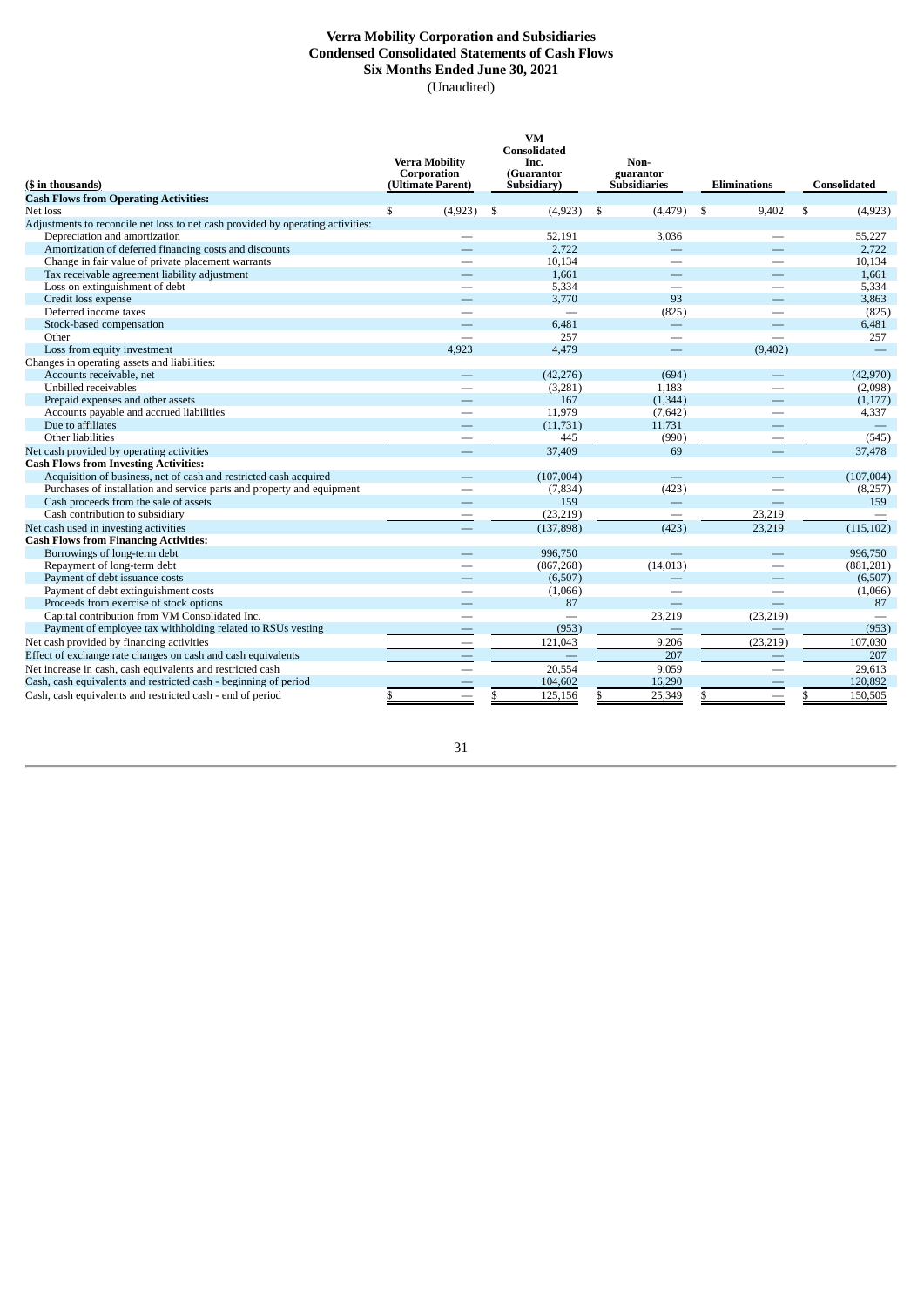**Verra Mobility Corporation and Subsidiaries**
**Condensed Consolidated Statements of Cash Flows**
**Six Months Ended June 30, 2021**
(Unaudited)

| ($ in thousands) | Verra Mobility Corporation (Ultimate Parent) | VM Consolidated Inc. (Guarantor Subsidiary) | Non-guarantor Subsidiaries | Eliminations | Consolidated |
|---|---|---|---|---|---|
| **Cash Flows from Operating Activities:** | | | | | |
| Net loss | $ (4,923) | $ (4,923) | $ (4,479) | $ 9,402 | $ (4,923) |
| Adjustments to reconcile net loss to net cash provided by operating activities: | | | | | |
| Depreciation and amortization | — | 52,191 | 3,036 | — | 55,227 |
| Amortization of deferred financing costs and discounts | — | 2,722 | — | — | 2,722 |
| Change in fair value of private placement warrants | — | 10,134 | — | — | 10,134 |
| Tax receivable agreement liability adjustment | — | 1,661 | — | — | 1,661 |
| Loss on extinguishment of debt | — | 5,334 | — | — | 5,334 |
| Credit loss expense | — | 3,770 | 93 | — | 3,863 |
| Deferred income taxes | — | — | (825) | — | (825) |
| Stock-based compensation | — | 6,481 | — | — | 6,481 |
| Other | — | 257 | — | — | 257 |
| Loss from equity investment | 4,923 | 4,479 | — | (9,402) | — |
| Changes in operating assets and liabilities: | | | | | |
| Accounts receivable, net | — | (42,276) | (694) | — | (42,970) |
| Unbilled receivables | — | (3,281) | 1,183 | — | (2,098) |
| Prepaid expenses and other assets | — | 167 | (1,344) | — | (1,177) |
| Accounts payable and accrued liabilities | — | 11,979 | (7,642) | — | 4,337 |
| Due to affiliates | — | (11,731) | 11,731 | — | — |
| Other liabilities | — | 445 | (990) | — | (545) |
| Net cash provided by operating activities | — | 37,409 | 69 | — | 37,478 |
| **Cash Flows from Investing Activities:** | | | | | |
| Acquisition of business, net of cash and restricted cash acquired | — | (107,004) | — | — | (107,004) |
| Purchases of installation and service parts and property and equipment | — | (7,834) | (423) | — | (8,257) |
| Cash proceeds from the sale of assets | — | 159 | — | — | 159 |
| Cash contribution to subsidiary | — | (23,219) | — | 23,219 | — |
| Net cash used in investing activities | — | (137,898) | (423) | 23,219 | (115,102) |
| **Cash Flows from Financing Activities:** | | | | | |
| Borrowings of long-term debt | — | 996,750 | — | — | 996,750 |
| Repayment of long-term debt | — | (867,268) | (14,013) | — | (881,281) |
| Payment of debt issuance costs | — | (6,507) | — | — | (6,507) |
| Payment of debt extinguishment costs | — | (1,066) | — | — | (1,066) |
| Proceeds from exercise of stock options | — | 87 | — | — | 87 |
| Capital contribution from VM Consolidated Inc. | — | — | 23,219 | (23,219) | — |
| Payment of employee tax withholding related to RSUs vesting | — | (953) | — | — | (953) |
| Net cash provided by financing activities | — | 121,043 | 9,206 | (23,219) | 107,030 |
| Effect of exchange rate changes on cash and cash equivalents | — | — | 207 | — | 207 |
| Net increase in cash, cash equivalents and restricted cash | — | 20,554 | 9,059 | — | 29,613 |
| Cash, cash equivalents and restricted cash - beginning of period | — | 104,602 | 16,290 | — | 120,892 |
| Cash, cash equivalents and restricted cash - end of period | $ — | $ 125,156 | $ 25,349 | $ — | $ 150,505 |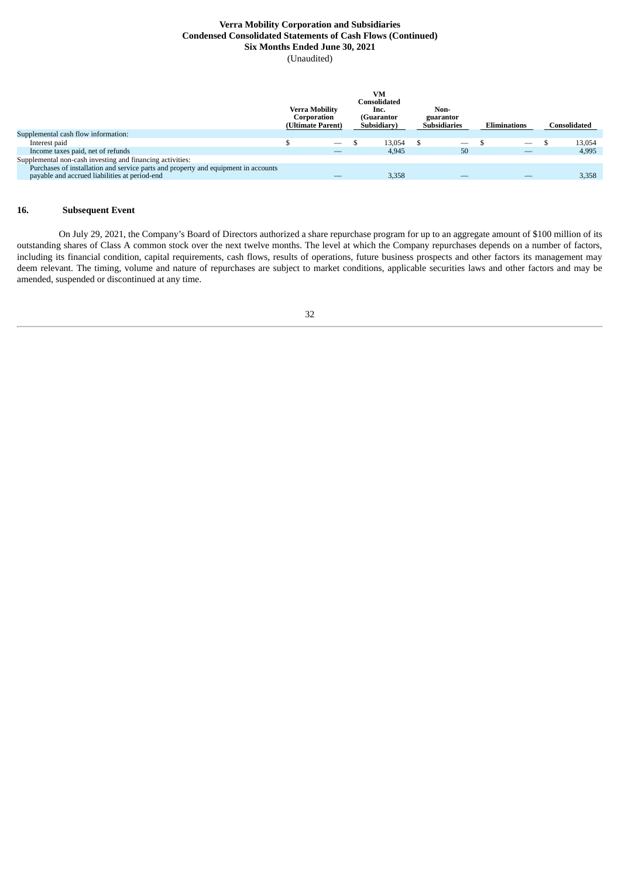**Verra Mobility Corporation and Subsidiaries**
**Condensed Consolidated Statements of Cash Flows (Continued)**
**Six Months Ended June 30, 2021**
(Unaudited)

| | Verra Mobility Corporation (Ultimate Parent) | VM Consolidated Inc. (Guarantor Subsidiary) | Non-guarantor Subsidiaries | Eliminations | Consolidated |
|---|---|---|---|---|---|
| Supplemental cash flow information: | | | | | |
| Interest paid | $ — | $ 13,054 | $ — | $ — | $ 13,054 |
| Income taxes paid, net of refunds | — | 4,945 | 50 | — | 4,995 |
| Supplemental non-cash investing and financing activities: | | | | | |
| Purchases of installation and service parts and property and equipment in accounts payable and accrued liabilities at period-end | — | 3,358 | — | — | 3,358 |

## 16. Subsequent Event

On July 29, 2021, the Company's Board of Directors authorized a share repurchase program for up to an aggregate amount of $100 million of its outstanding shares of Class A common stock over the next twelve months. The level at which the Company repurchases depends on a number of factors, including its financial condition, capital requirements, cash flows, results of operations, future business prospects and other factors its management may deem relevant. The timing, volume and nature of repurchases are subject to market conditions, applicable securities laws and other factors and may be amended, suspended or discontinued at any time.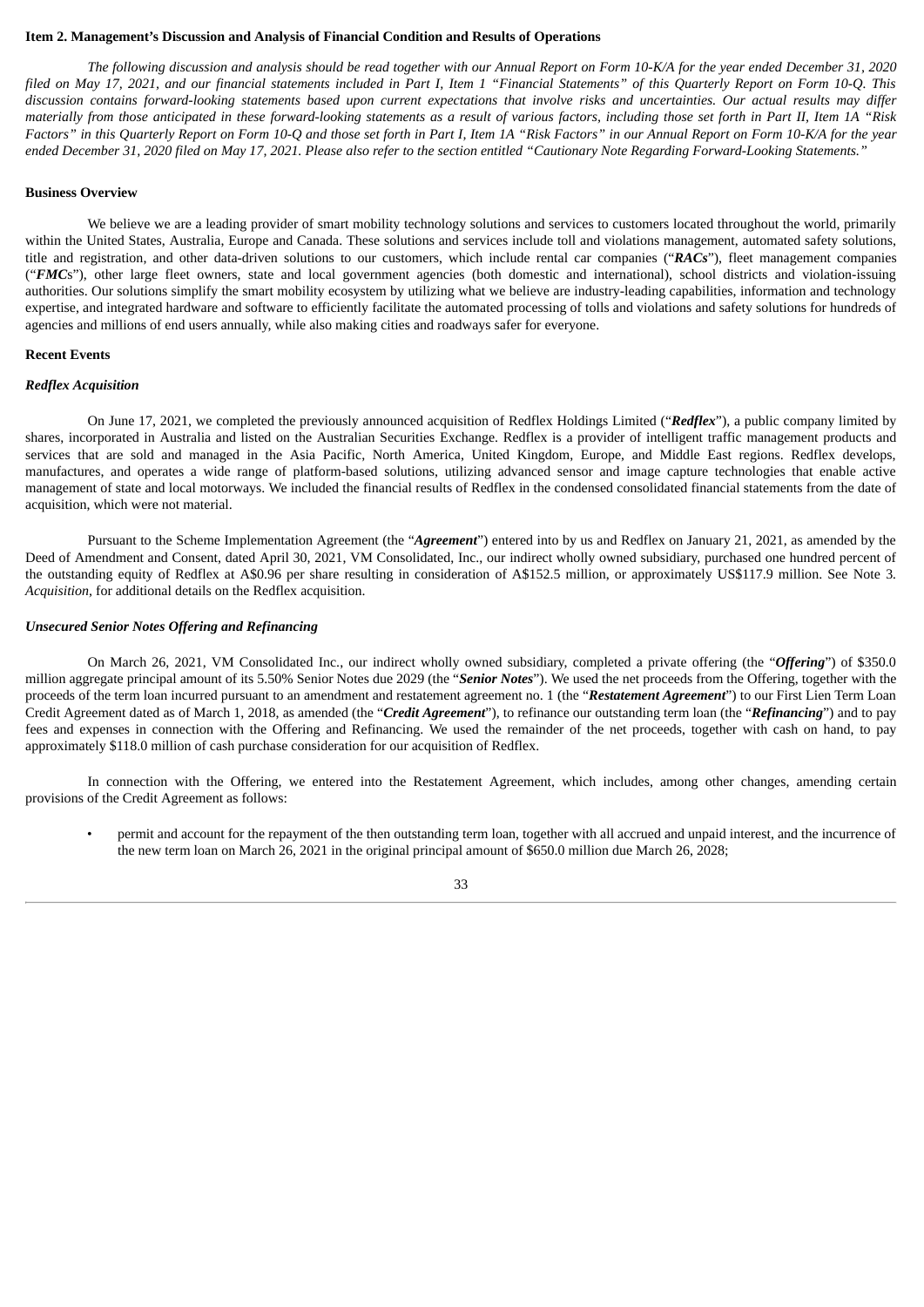## Item 2. Management's Discussion and Analysis of Financial Condition and Results of Operations

*The following discussion and analysis should be read together with our Annual Report on Form 10-K/A for the year ended December 31, 2020 filed on May 17, 2021, and our financial statements included in Part I, Item 1 "Financial Statements" of this Quarterly Report on Form 10-Q. This discussion contains forward-looking statements based upon current expectations that involve risks and uncertainties. Our actual results may differ materially from those anticipated in these forward-looking statements as a result of various factors, including those set forth in Part II, Item 1A "Risk Factors" in this Quarterly Report on Form 10-Q and those set forth in Part I, Item 1A "Risk Factors" in our Annual Report on Form 10-K/A for the year ended December 31, 2020 filed on May 17, 2021. Please also refer to the section entitled "Cautionary Note Regarding Forward-Looking Statements."*

### Business Overview

We believe we are a leading provider of smart mobility technology solutions and services to customers located throughout the world, primarily within the United States, Australia, Europe and Canada. These solutions and services include toll and violations management, automated safety solutions, title and registration, and other data-driven solutions to our customers, which include rental car companies ("***RACs***"), fleet management companies ("***FMC***s"), other large fleet owners, state and local government agencies (both domestic and international), school districts and violation-issuing authorities. Our solutions simplify the smart mobility ecosystem by utilizing what we believe are industry-leading capabilities, information and technology expertise, and integrated hardware and software to efficiently facilitate the automated processing of tolls and violations and safety solutions for hundreds of agencies and millions of end users annually, while also making cities and roadways safer for everyone.

### Recent Events

#### *Redflex Acquisition*

On June 17, 2021, we completed the previously announced acquisition of Redflex Holdings Limited ("***Redflex***"), a public company limited by shares, incorporated in Australia and listed on the Australian Securities Exchange. Redflex is a provider of intelligent traffic management products and services that are sold and managed in the Asia Pacific, North America, United Kingdom, Europe, and Middle East regions. Redflex develops, manufactures, and operates a wide range of platform-based solutions, utilizing advanced sensor and image capture technologies that enable active management of state and local motorways. We included the financial results of Redflex in the condensed consolidated financial statements from the date of acquisition, which were not material.

Pursuant to the Scheme Implementation Agreement (the "***Agreement***") entered into by us and Redflex on January 21, 2021, as amended by the Deed of Amendment and Consent, dated April 30, 2021, VM Consolidated, Inc., our indirect wholly owned subsidiary, purchased one hundred percent of the outstanding equity of Redflex at A$0.96 per share resulting in consideration of A$152.5 million, or approximately US$117.9 million. See Note 3. *Acquisition*, for additional details on the Redflex acquisition.

#### *Unsecured Senior Notes Offering and Refinancing*

On March 26, 2021, VM Consolidated Inc., our indirect wholly owned subsidiary, completed a private offering (the "***Offering***") of $350.0 million aggregate principal amount of its 5.50% Senior Notes due 2029 (the "***Senior Notes***"). We used the net proceeds from the Offering, together with the proceeds of the term loan incurred pursuant to an amendment and restatement agreement no. 1 (the "***Restatement Agreement***") to our First Lien Term Loan Credit Agreement dated as of March 1, 2018, as amended (the "***Credit Agreement***"), to refinance our outstanding term loan (the "***Refinancing***") and to pay fees and expenses in connection with the Offering and Refinancing. We used the remainder of the net proceeds, together with cash on hand, to pay approximately $118.0 million of cash purchase consideration for our acquisition of Redflex.

In connection with the Offering, we entered into the Restatement Agreement, which includes, among other changes, amending certain provisions of the Credit Agreement as follows:

- permit and account for the repayment of the then outstanding term loan, together with all accrued and unpaid interest, and the incurrence of the new term loan on March 26, 2021 in the original principal amount of $650.0 million due March 26, 2028;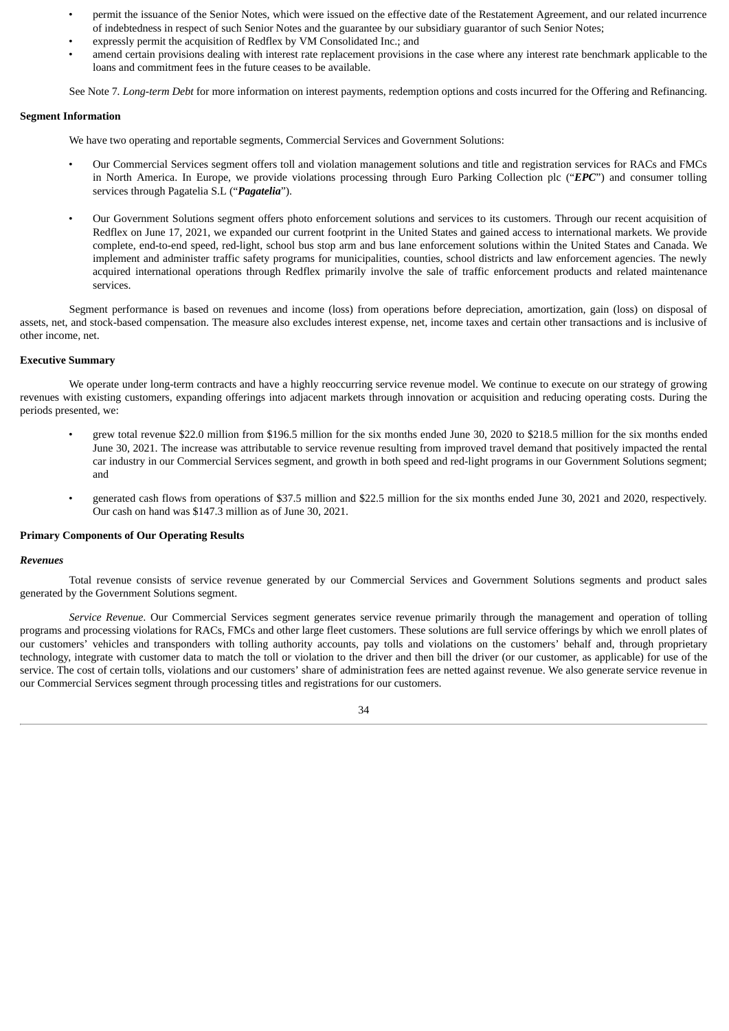- permit the issuance of the Senior Notes, which were issued on the effective date of the Restatement Agreement, and our related incurrence of indebtedness in respect of such Senior Notes and the guarantee by our subsidiary guarantor of such Senior Notes;
- expressly permit the acquisition of Redflex by VM Consolidated Inc.; and
- amend certain provisions dealing with interest rate replacement provisions in the case where any interest rate benchmark applicable to the loans and commitment fees in the future ceases to be available.

See Note 7. *Long-term Debt* for more information on interest payments, redemption options and costs incurred for the Offering and Refinancing.

**Segment Information**

We have two operating and reportable segments, Commercial Services and Government Solutions:

- Our Commercial Services segment offers toll and violation management solutions and title and registration services for RACs and FMCs in North America. In Europe, we provide violations processing through Euro Parking Collection plc ("***EPC***") and consumer tolling services through Pagatelia S.L ("***Pagatelia***").

- Our Government Solutions segment offers photo enforcement solutions and services to its customers. Through our recent acquisition of Redflex on June 17, 2021, we expanded our current footprint in the United States and gained access to international markets. We provide complete, end-to-end speed, red-light, school bus stop arm and bus lane enforcement solutions within the United States and Canada. We implement and administer traffic safety programs for municipalities, counties, school districts and law enforcement agencies. The newly acquired international operations through Redflex primarily involve the sale of traffic enforcement products and related maintenance services.

Segment performance is based on revenues and income (loss) from operations before depreciation, amortization, gain (loss) on disposal of assets, net, and stock-based compensation. The measure also excludes interest expense, net, income taxes and certain other transactions and is inclusive of other income, net.

**Executive Summary**

We operate under long-term contracts and have a highly reoccurring service revenue model. We continue to execute on our strategy of growing revenues with existing customers, expanding offerings into adjacent markets through innovation or acquisition and reducing operating costs. During the periods presented, we:

- grew total revenue $22.0 million from $196.5 million for the six months ended June 30, 2020 to $218.5 million for the six months ended June 30, 2021. The increase was attributable to service revenue resulting from improved travel demand that positively impacted the rental car industry in our Commercial Services segment, and growth in both speed and red-light programs in our Government Solutions segment; and

- generated cash flows from operations of $37.5 million and $22.5 million for the six months ended June 30, 2021 and 2020, respectively. Our cash on hand was $147.3 million as of June 30, 2021.

**Primary Components of Our Operating Results**

***Revenues***

Total revenue consists of service revenue generated by our Commercial Services and Government Solutions segments and product sales generated by the Government Solutions segment.

*Service Revenue*. Our Commercial Services segment generates service revenue primarily through the management and operation of tolling programs and processing violations for RACs, FMCs and other large fleet customers. These solutions are full service offerings by which we enroll plates of our customers' vehicles and transponders with tolling authority accounts, pay tolls and violations on the customers' behalf and, through proprietary technology, integrate with customer data to match the toll or violation to the driver and then bill the driver (or our customer, as applicable) for use of the service. The cost of certain tolls, violations and our customers' share of administration fees are netted against revenue. We also generate service revenue in our Commercial Services segment through processing titles and registrations for our customers.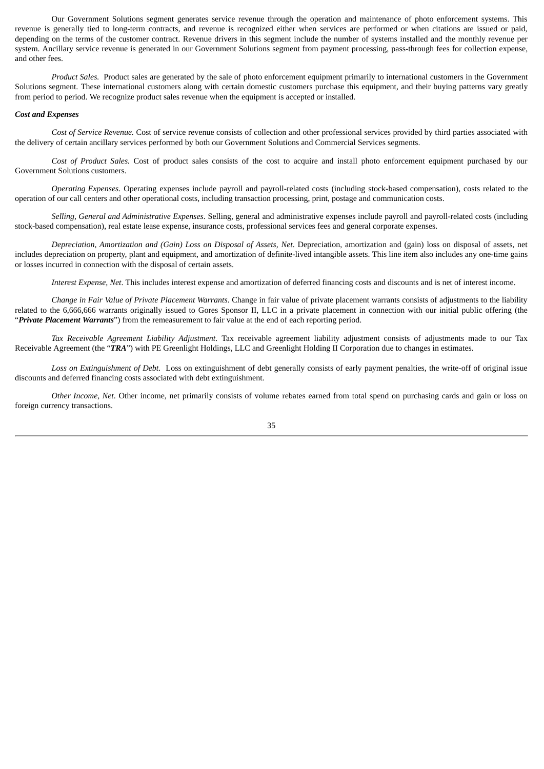Our Government Solutions segment generates service revenue through the operation and maintenance of photo enforcement systems. This revenue is generally tied to long-term contracts, and revenue is recognized either when services are performed or when citations are issued or paid, depending on the terms of the customer contract. Revenue drivers in this segment include the number of systems installed and the monthly revenue per system. Ancillary service revenue is generated in our Government Solutions segment from payment processing, pass-through fees for collection expense, and other fees.

*Product Sales.* Product sales are generated by the sale of photo enforcement equipment primarily to international customers in the Government Solutions segment. These international customers along with certain domestic customers purchase this equipment, and their buying patterns vary greatly from period to period. We recognize product sales revenue when the equipment is accepted or installed.

***Cost and Expenses***

*Cost of Service Revenue.* Cost of service revenue consists of collection and other professional services provided by third parties associated with the delivery of certain ancillary services performed by both our Government Solutions and Commercial Services segments.

*Cost of Product Sales.* Cost of product sales consists of the cost to acquire and install photo enforcement equipment purchased by our Government Solutions customers.

*Operating Expenses*. Operating expenses include payroll and payroll-related costs (including stock-based compensation), costs related to the operation of our call centers and other operational costs, including transaction processing, print, postage and communication costs.

*Selling, General and Administrative Expenses*. Selling, general and administrative expenses include payroll and payroll-related costs (including stock-based compensation), real estate lease expense, insurance costs, professional services fees and general corporate expenses.

*Depreciation, Amortization and (Gain) Loss on Disposal of Assets, Net*. Depreciation, amortization and (gain) loss on disposal of assets, net includes depreciation on property, plant and equipment, and amortization of definite-lived intangible assets. This line item also includes any one-time gains or losses incurred in connection with the disposal of certain assets.

*Interest Expense, Net*. This includes interest expense and amortization of deferred financing costs and discounts and is net of interest income.

*Change in Fair Value of Private Placement Warrants*. Change in fair value of private placement warrants consists of adjustments to the liability related to the 6,666,666 warrants originally issued to Gores Sponsor II, LLC in a private placement in connection with our initial public offering (the "***Private Placement Warrants***") from the remeasurement to fair value at the end of each reporting period.

*Tax Receivable Agreement Liability Adjustment*. Tax receivable agreement liability adjustment consists of adjustments made to our Tax Receivable Agreement (the "***TRA***") with PE Greenlight Holdings, LLC and Greenlight Holding II Corporation due to changes in estimates.

*Loss on Extinguishment of Debt.* Loss on extinguishment of debt generally consists of early payment penalties, the write-off of original issue discounts and deferred financing costs associated with debt extinguishment.

*Other Income, Net*. Other income, net primarily consists of volume rebates earned from total spend on purchasing cards and gain or loss on foreign currency transactions.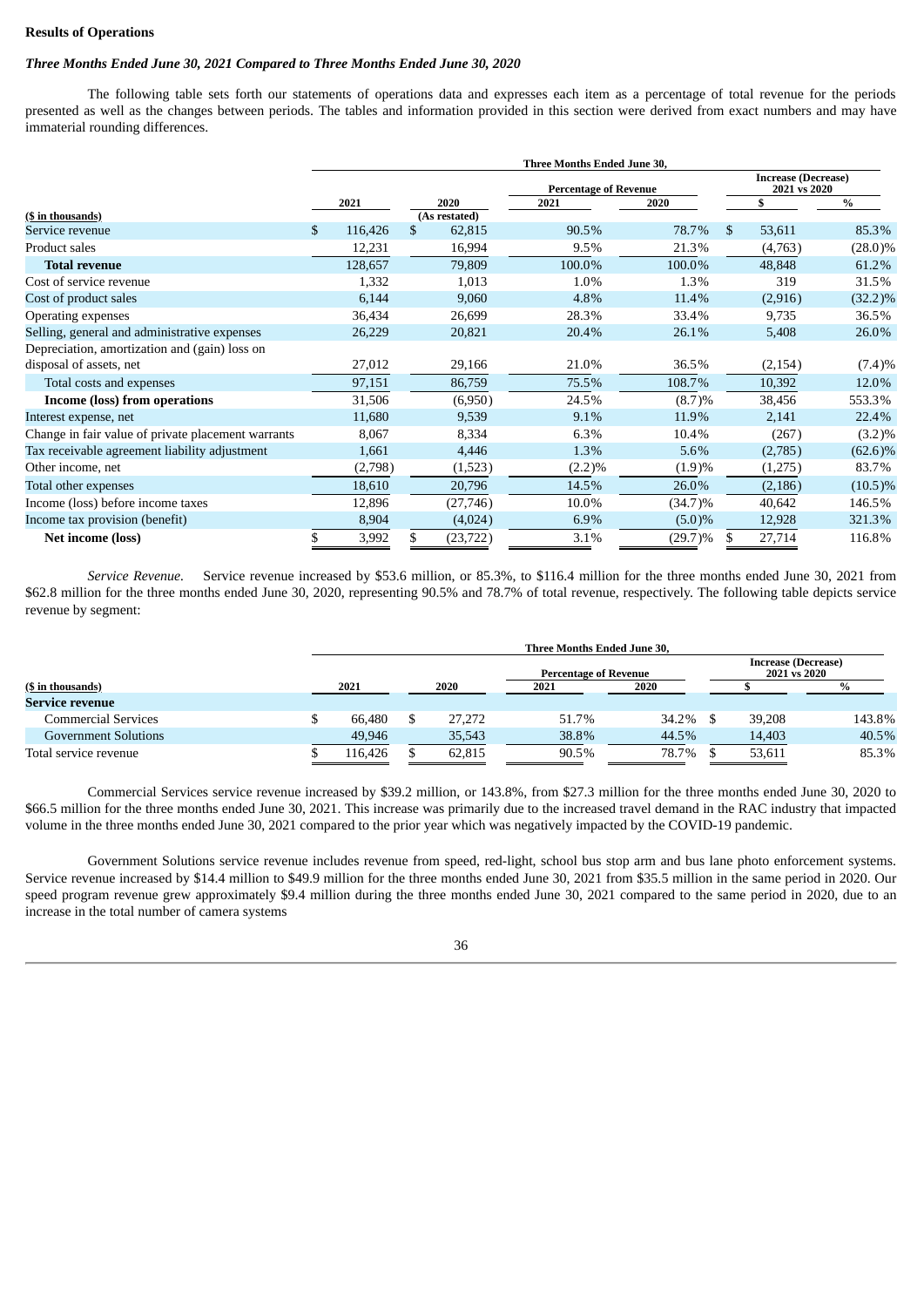**Results of Operations**

***Three Months Ended June 30, 2021 Compared to Three Months Ended June 30, 2020***

The following table sets forth our statements of operations data and expresses each item as a percentage of total revenue for the periods presented as well as the changes between periods. The tables and information provided in this section were derived from exact numbers and may have immaterial rounding differences.

| | Three Months Ended June 30, | | | | | |
|---|---|---|---|---|---|---|
| | | | Percentage of Revenue | | Increase (Decrease) 2021 vs 2020 | |
| ($ in thousands) | 2021 | 2020 (As restated) | 2021 | 2020 | $ | % |
| Service revenue | $ 116,426 | $ 62,815 | 90.5% | 78.7% | $ 53,611 | 85.3% |
| Product sales | 12,231 | 16,994 | 9.5% | 21.3% | (4,763) | (28.0)% |
| **Total revenue** | 128,657 | 79,809 | 100.0% | 100.0% | 48,848 | 61.2% |
| Cost of service revenue | 1,332 | 1,013 | 1.0% | 1.3% | 319 | 31.5% |
| Cost of product sales | 6,144 | 9,060 | 4.8% | 11.4% | (2,916) | (32.2)% |
| Operating expenses | 36,434 | 26,699 | 28.3% | 33.4% | 9,735 | 36.5% |
| Selling, general and administrative expenses | 26,229 | 20,821 | 20.4% | 26.1% | 5,408 | 26.0% |
| Depreciation, amortization and (gain) loss on disposal of assets, net | 27,012 | 29,166 | 21.0% | 36.5% | (2,154) | (7.4)% |
| Total costs and expenses | 97,151 | 86,759 | 75.5% | 108.7% | 10,392 | 12.0% |
| **Income (loss) from operations** | 31,506 | (6,950) | 24.5% | (8.7)% | 38,456 | 553.3% |
| Interest expense, net | 11,680 | 9,539 | 9.1% | 11.9% | 2,141 | 22.4% |
| Change in fair value of private placement warrants | 8,067 | 8,334 | 6.3% | 10.4% | (267) | (3.2)% |
| Tax receivable agreement liability adjustment | 1,661 | 4,446 | 1.3% | 5.6% | (2,785) | (62.6)% |
| Other income, net | (2,798) | (1,523) | (2.2)% | (1.9)% | (1,275) | 83.7% |
| Total other expenses | 18,610 | 20,796 | 14.5% | 26.0% | (2,186) | (10.5)% |
| Income (loss) before income taxes | 12,896 | (27,746) | 10.0% | (34.7)% | 40,642 | 146.5% |
| Income tax provision (benefit) | 8,904 | (4,024) | 6.9% | (5.0)% | 12,928 | 321.3% |
| **Net income (loss)** | $ 3,992 | $ (23,722) | 3.1% | (29.7)% | $ 27,714 | 116.8% |

*Service Revenue.* Service revenue increased by $53.6 million, or 85.3%, to $116.4 million for the three months ended June 30, 2021 from $62.8 million for the three months ended June 30, 2020, representing 90.5% and 78.7% of total revenue, respectively. The following table depicts service revenue by segment:

| | Three Months Ended June 30, | | | | | |
|---|---|---|---|---|---|---|
| | | | Percentage of Revenue | | Increase (Decrease) 2021 vs 2020 | |
| ($ in thousands) | 2021 | 2020 | 2021 | 2020 | $ | % |
| **Service revenue** | | | | | | |
| Commercial Services | $ 66,480 | $ 27,272 | 51.7% | 34.2% | $ 39,208 | 143.8% |
| Government Solutions | 49,946 | 35,543 | 38.8% | 44.5% | 14,403 | 40.5% |
| Total service revenue | $ 116,426 | $ 62,815 | 90.5% | 78.7% | $ 53,611 | 85.3% |

Commercial Services service revenue increased by $39.2 million, or 143.8%, from $27.3 million for the three months ended June 30, 2020 to $66.5 million for the three months ended June 30, 2021. This increase was primarily due to the increased travel demand in the RAC industry that impacted volume in the three months ended June 30, 2021 compared to the prior year which was negatively impacted by the COVID-19 pandemic.

Government Solutions service revenue includes revenue from speed, red-light, school bus stop arm and bus lane photo enforcement systems. Service revenue increased by $14.4 million to $49.9 million for the three months ended June 30, 2021 from $35.5 million in the same period in 2020. Our speed program revenue grew approximately $9.4 million during the three months ended June 30, 2021 compared to the same period in 2020, due to an increase in the total number of camera systems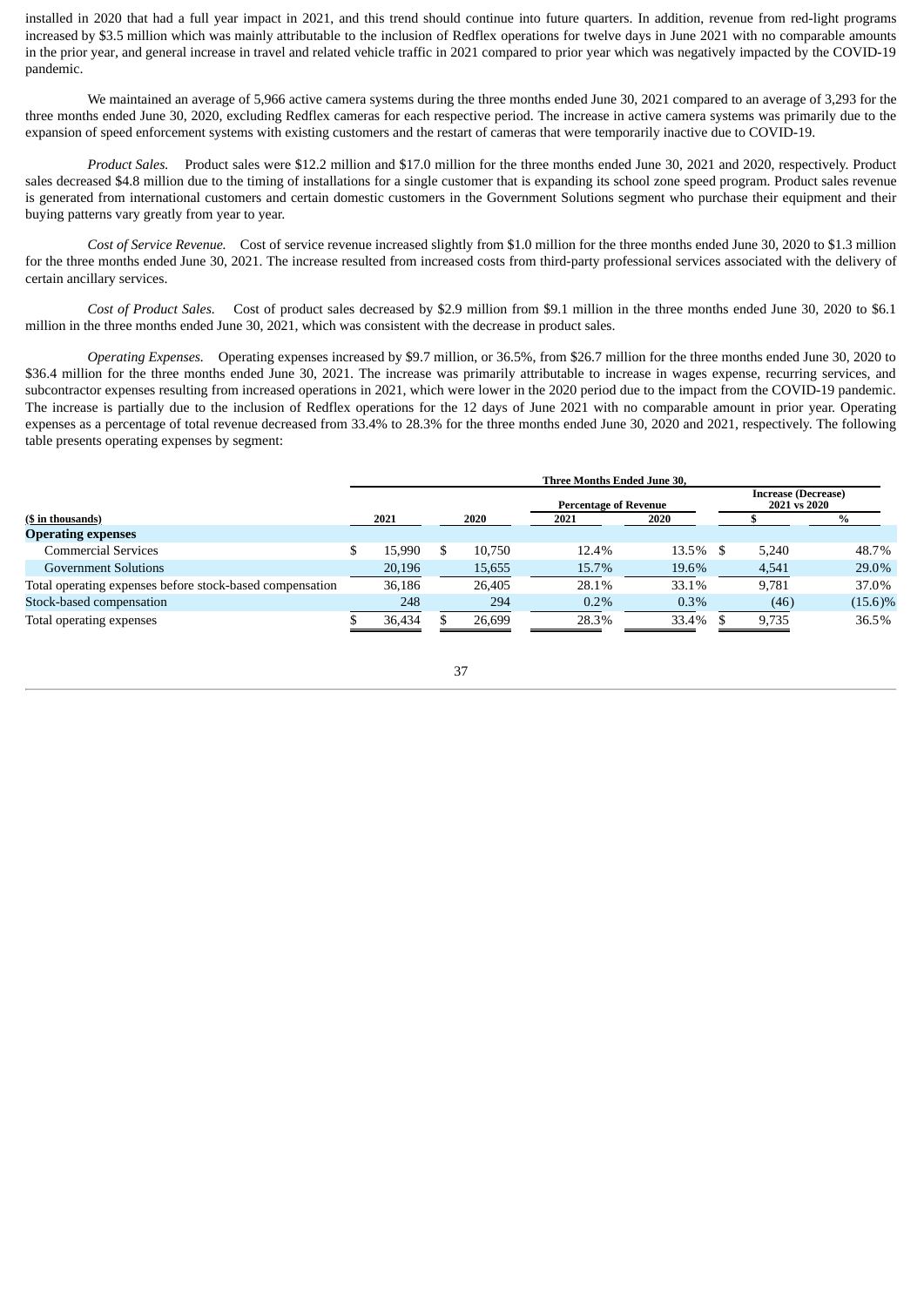installed in 2020 that had a full year impact in 2021, and this trend should continue into future quarters. In addition, revenue from red-light programs increased by $3.5 million which was mainly attributable to the inclusion of Redflex operations for twelve days in June 2021 with no comparable amounts in the prior year, and general increase in travel and related vehicle traffic in 2021 compared to prior year which was negatively impacted by the COVID-19 pandemic.

We maintained an average of 5,966 active camera systems during the three months ended June 30, 2021 compared to an average of 3,293 for the three months ended June 30, 2020, excluding Redflex cameras for each respective period. The increase in active camera systems was primarily due to the expansion of speed enforcement systems with existing customers and the restart of cameras that were temporarily inactive due to COVID-19.

*Product Sales.* Product sales were $12.2 million and $17.0 million for the three months ended June 30, 2021 and 2020, respectively. Product sales decreased $4.8 million due to the timing of installations for a single customer that is expanding its school zone speed program. Product sales revenue is generated from international customers and certain domestic customers in the Government Solutions segment who purchase their equipment and their buying patterns vary greatly from year to year.

*Cost of Service Revenue.* Cost of service revenue increased slightly from $1.0 million for the three months ended June 30, 2020 to $1.3 million for the three months ended June 30, 2021. The increase resulted from increased costs from third-party professional services associated with the delivery of certain ancillary services.

*Cost of Product Sales.* Cost of product sales decreased by $2.9 million from $9.1 million in the three months ended June 30, 2020 to $6.1 million in the three months ended June 30, 2021, which was consistent with the decrease in product sales.

*Operating Expenses.* Operating expenses increased by $9.7 million, or 36.5%, from $26.7 million for the three months ended June 30, 2020 to $36.4 million for the three months ended June 30, 2021. The increase was primarily attributable to increase in wages expense, recurring services, and subcontractor expenses resulting from increased operations in 2021, which were lower in the 2020 period due to the impact from the COVID-19 pandemic. The increase is partially due to the inclusion of Redflex operations for the 12 days of June 2021 with no comparable amount in prior year. Operating expenses as a percentage of total revenue decreased from 33.4% to 28.3% for the three months ended June 30, 2020 and 2021, respectively. The following table presents operating expenses by segment:

| ($ in thousands) | Three Months Ended June 30, | | | | | |
|---|---|---|---|---|---|---|
| | | | Percentage of Revenue | | Increase (Decrease) 2021 vs 2020 | |
| | 2021 | 2020 | 2021 | 2020 | $ | % |
| **Operating expenses** | | | | | | |
| Commercial Services | $ 15,990 | $ 10,750 | 12.4% | 13.5% | $ 5,240 | 48.7% |
| Government Solutions | 20,196 | 15,655 | 15.7% | 19.6% | 4,541 | 29.0% |
| Total operating expenses before stock-based compensation | 36,186 | 26,405 | 28.1% | 33.1% | 9,781 | 37.0% |
| Stock-based compensation | 248 | 294 | 0.2% | 0.3% | (46) | (15.6)% |
| Total operating expenses | $ 36,434 | $ 26,699 | 28.3% | 33.4% | $ 9,735 | 36.5% |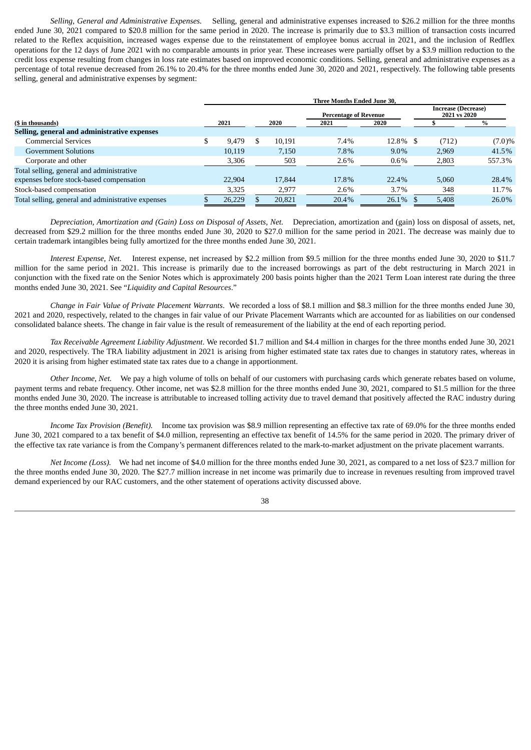*Selling, General and Administrative Expenses.* Selling, general and administrative expenses increased to $26.2 million for the three months ended June 30, 2021 compared to $20.8 million for the same period in 2020. The increase is primarily due to $3.3 million of transaction costs incurred related to the Reflex acquisition, increased wages expense due to the reinstatement of employee bonus accrual in 2021, and the inclusion of Redflex operations for the 12 days of June 2021 with no comparable amounts in prior year. These increases were partially offset by a $3.9 million reduction to the credit loss expense resulting from changes in loss rate estimates based on improved economic conditions. Selling, general and administrative expenses as a percentage of total revenue decreased from 26.1% to 20.4% for the three months ended June 30, 2020 and 2021, respectively. The following table presents selling, general and administrative expenses by segment:

| | Three Months Ended June 30, | | | | | |
|---|---|---|---|---|---|---|
| | | | Percentage of Revenue | | Increase (Decrease) 2021 vs 2020 | |
| ($ in thousands) | 2021 | 2020 | 2021 | 2020 | $ | % |
| **Selling, general and administrative expenses** | | | | | | |
| Commercial Services | $ 9,479 | $ 10,191 | 7.4% | 12.8% | $ (712) | (7.0)% |
| Government Solutions | 10,119 | 7,150 | 7.8% | 9.0% | 2,969 | 41.5% |
| Corporate and other | 3,306 | 503 | 2.6% | 0.6% | 2,803 | 557.3% |
| Total selling, general and administrative expenses before stock-based compensation | 22,904 | 17,844 | 17.8% | 22.4% | 5,060 | 28.4% |
| Stock-based compensation | 3,325 | 2,977 | 2.6% | 3.7% | 348 | 11.7% |
| Total selling, general and administrative expenses | $ 26,229 | $ 20,821 | 20.4% | 26.1% | $ 5,408 | 26.0% |

*Depreciation, Amortization and (Gain) Loss on Disposal of Assets, Net.* Depreciation, amortization and (gain) loss on disposal of assets, net, decreased from $29.2 million for the three months ended June 30, 2020 to $27.0 million for the same period in 2021. The decrease was mainly due to certain trademark intangibles being fully amortized for the three months ended June 30, 2021.

*Interest Expense, Net.* Interest expense, net increased by $2.2 million from $9.5 million for the three months ended June 30, 2020 to $11.7 million for the same period in 2021. This increase is primarily due to the increased borrowings as part of the debt restructuring in March 2021 in conjunction with the fixed rate on the Senior Notes which is approximately 200 basis points higher than the 2021 Term Loan interest rate during the three months ended June 30, 2021. See "*Liquidity and Capital Resources*."

*Change in Fair Value of Private Placement Warrants*. We recorded a loss of $8.1 million and $8.3 million for the three months ended June 30, 2021 and 2020, respectively, related to the changes in fair value of our Private Placement Warrants which are accounted for as liabilities on our condensed consolidated balance sheets. The change in fair value is the result of remeasurement of the liability at the end of each reporting period.

*Tax Receivable Agreement Liability Adjustment*. We recorded $1.7 million and $4.4 million in charges for the three months ended June 30, 2021 and 2020, respectively. The TRA liability adjustment in 2021 is arising from higher estimated state tax rates due to changes in statutory rates, whereas in 2020 it is arising from higher estimated state tax rates due to a change in apportionment.

*Other Income, Net.* We pay a high volume of tolls on behalf of our customers with purchasing cards which generate rebates based on volume, payment terms and rebate frequency. Other income, net was $2.8 million for the three months ended June 30, 2021, compared to $1.5 million for the three months ended June 30, 2020. The increase is attributable to increased tolling activity due to travel demand that positively affected the RAC industry during the three months ended June 30, 2021.

*Income Tax Provision (Benefit).* Income tax provision was $8.9 million representing an effective tax rate of 69.0% for the three months ended June 30, 2021 compared to a tax benefit of $4.0 million, representing an effective tax benefit of 14.5% for the same period in 2020. The primary driver of the effective tax rate variance is from the Company's permanent differences related to the mark-to-market adjustment on the private placement warrants.

*Net Income (Loss).* We had net income of $4.0 million for the three months ended June 30, 2021, as compared to a net loss of $23.7 million for the three months ended June 30, 2020. The $27.7 million increase in net income was primarily due to increase in revenues resulting from improved travel demand experienced by our RAC customers, and the other statement of operations activity discussed above.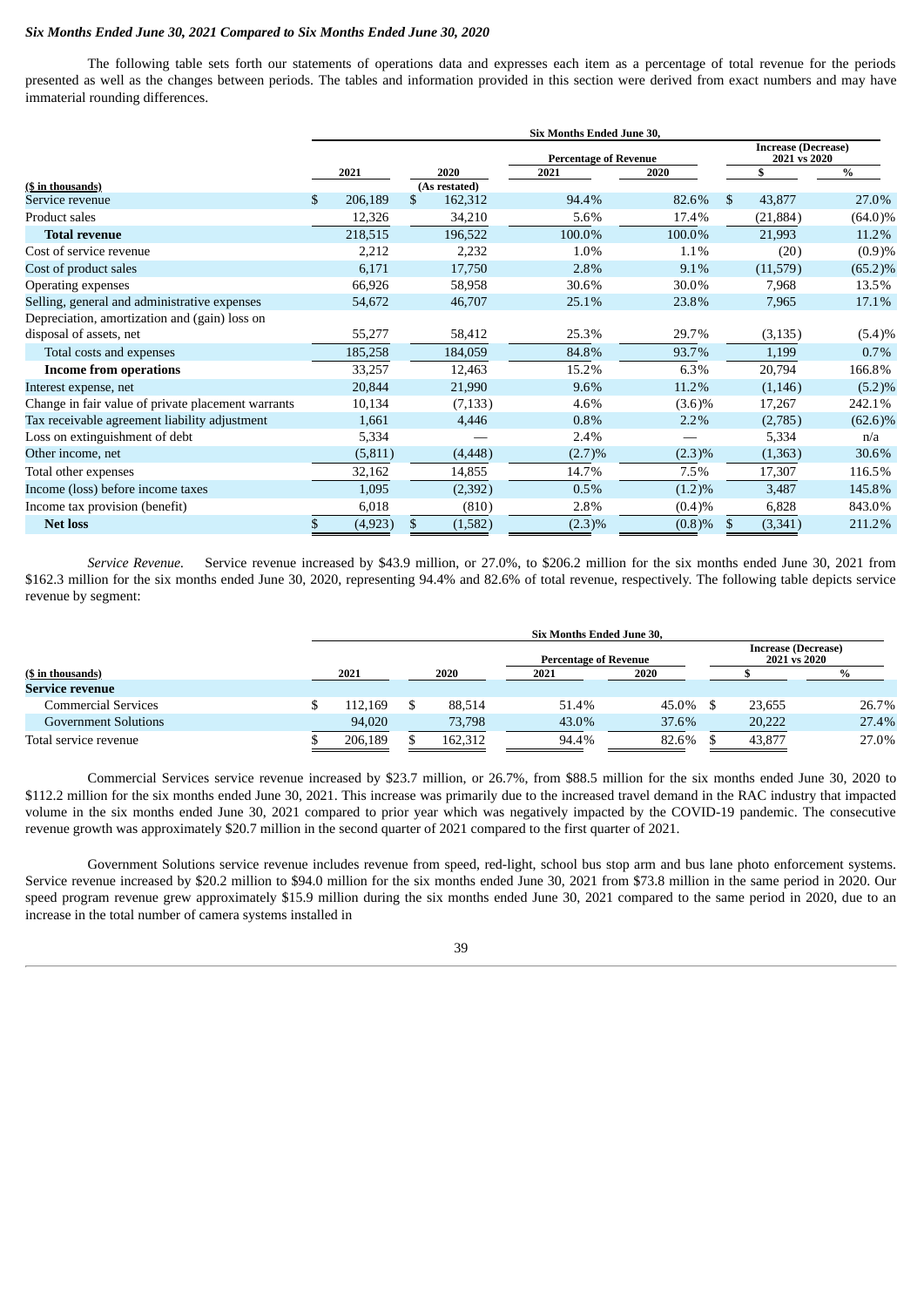*Six Months Ended June 30, 2021 Compared to Six Months Ended June 30, 2020*

The following table sets forth our statements of operations data and expresses each item as a percentage of total revenue for the periods presented as well as the changes between periods. The tables and information provided in this section were derived from exact numbers and may have immaterial rounding differences.

| | Six Months Ended June 30, | | | | | |
|---|---|---|---|---|---|---|
| | | | Percentage of Revenue | | Increase (Decrease) 2021 vs 2020 | |
| ($ in thousands) | 2021 | 2020 (As restated) | 2021 | 2020 | $ | % |
| Service revenue | $ 206,189 | $ 162,312 | 94.4% | 82.6% | $ 43,877 | 27.0% |
| Product sales | 12,326 | 34,210 | 5.6% | 17.4% | (21,884) | (64.0)% |
| **Total revenue** | 218,515 | 196,522 | 100.0% | 100.0% | 21,993 | 11.2% |
| Cost of service revenue | 2,212 | 2,232 | 1.0% | 1.1% | (20) | (0.9)% |
| Cost of product sales | 6,171 | 17,750 | 2.8% | 9.1% | (11,579) | (65.2)% |
| Operating expenses | 66,926 | 58,958 | 30.6% | 30.0% | 7,968 | 13.5% |
| Selling, general and administrative expenses | 54,672 | 46,707 | 25.1% | 23.8% | 7,965 | 17.1% |
| Depreciation, amortization and (gain) loss on disposal of assets, net | 55,277 | 58,412 | 25.3% | 29.7% | (3,135) | (5.4)% |
| Total costs and expenses | 185,258 | 184,059 | 84.8% | 93.7% | 1,199 | 0.7% |
| **Income from operations** | 33,257 | 12,463 | 15.2% | 6.3% | 20,794 | 166.8% |
| Interest expense, net | 20,844 | 21,990 | 9.6% | 11.2% | (1,146) | (5.2)% |
| Change in fair value of private placement warrants | 10,134 | (7,133) | 4.6% | (3.6)% | 17,267 | 242.1% |
| Tax receivable agreement liability adjustment | 1,661 | 4,446 | 0.8% | 2.2% | (2,785) | (62.6)% |
| Loss on extinguishment of debt | 5,334 | — | 2.4% | — | 5,334 | n/a |
| Other income, net | (5,811) | (4,448) | (2.7)% | (2.3)% | (1,363) | 30.6% |
| Total other expenses | 32,162 | 14,855 | 14.7% | 7.5% | 17,307 | 116.5% |
| Income (loss) before income taxes | 1,095 | (2,392) | 0.5% | (1.2)% | 3,487 | 145.8% |
| Income tax provision (benefit) | 6,018 | (810) | 2.8% | (0.4)% | 6,828 | 843.0% |
| **Net loss** | $ (4,923) | $ (1,582) | (2.3)% | (0.8)% | $ (3,341) | 211.2% |

*Service Revenue.* Service revenue increased by $43.9 million, or 27.0%, to $206.2 million for the six months ended June 30, 2021 from $162.3 million for the six months ended June 30, 2020, representing 94.4% and 82.6% of total revenue, respectively. The following table depicts service revenue by segment:

| | Six Months Ended June 30, | | | | | |
|---|---|---|---|---|---|---|
| | | | Percentage of Revenue | | Increase (Decrease) 2021 vs 2020 | |
| ($ in thousands) | 2021 | 2020 | 2021 | 2020 | $ | % |
| **Service revenue** | | | | | | |
| Commercial Services | $ 112,169 | $ 88,514 | 51.4% | 45.0% | $ 23,655 | 26.7% |
| Government Solutions | 94,020 | 73,798 | 43.0% | 37.6% | 20,222 | 27.4% |
| Total service revenue | $ 206,189 | $ 162,312 | 94.4% | 82.6% | $ 43,877 | 27.0% |

Commercial Services service revenue increased by $23.7 million, or 26.7%, from $88.5 million for the six months ended June 30, 2020 to $112.2 million for the six months ended June 30, 2021. This increase was primarily due to the increased travel demand in the RAC industry that impacted volume in the six months ended June 30, 2021 compared to prior year which was negatively impacted by the COVID-19 pandemic. The consecutive revenue growth was approximately $20.7 million in the second quarter of 2021 compared to the first quarter of 2021.

Government Solutions service revenue includes revenue from speed, red-light, school bus stop arm and bus lane photo enforcement systems. Service revenue increased by $20.2 million to $94.0 million for the six months ended June 30, 2021 from $73.8 million in the same period in 2020. Our speed program revenue grew approximately $15.9 million during the six months ended June 30, 2021 compared to the same period in 2020, due to an increase in the total number of camera systems installed in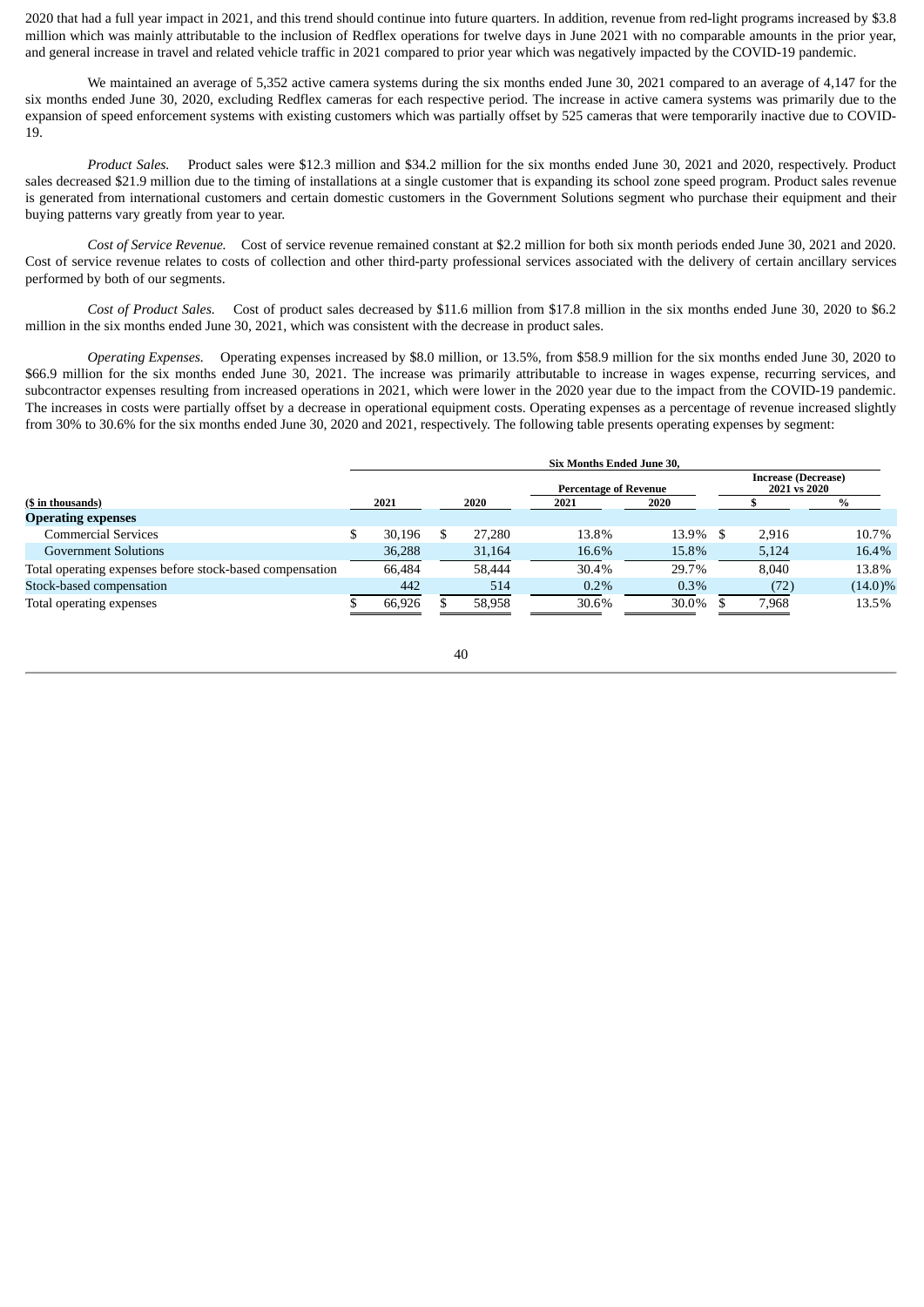2020 that had a full year impact in 2021, and this trend should continue into future quarters. In addition, revenue from red-light programs increased by $3.8 million which was mainly attributable to the inclusion of Redflex operations for twelve days in June 2021 with no comparable amounts in the prior year, and general increase in travel and related vehicle traffic in 2021 compared to prior year which was negatively impacted by the COVID-19 pandemic.

We maintained an average of 5,352 active camera systems during the six months ended June 30, 2021 compared to an average of 4,147 for the six months ended June 30, 2020, excluding Redflex cameras for each respective period. The increase in active camera systems was primarily due to the expansion of speed enforcement systems with existing customers which was partially offset by 525 cameras that were temporarily inactive due to COVID-19.

*Product Sales.* Product sales were $12.3 million and $34.2 million for the six months ended June 30, 2021 and 2020, respectively. Product sales decreased $21.9 million due to the timing of installations at a single customer that is expanding its school zone speed program. Product sales revenue is generated from international customers and certain domestic customers in the Government Solutions segment who purchase their equipment and their buying patterns vary greatly from year to year.

*Cost of Service Revenue.* Cost of service revenue remained constant at $2.2 million for both six month periods ended June 30, 2021 and 2020. Cost of service revenue relates to costs of collection and other third-party professional services associated with the delivery of certain ancillary services performed by both of our segments.

*Cost of Product Sales.* Cost of product sales decreased by $11.6 million from $17.8 million in the six months ended June 30, 2020 to $6.2 million in the six months ended June 30, 2021, which was consistent with the decrease in product sales.

*Operating Expenses.* Operating expenses increased by $8.0 million, or 13.5%, from $58.9 million for the six months ended June 30, 2020 to $66.9 million for the six months ended June 30, 2021. The increase was primarily attributable to increase in wages expense, recurring services, and subcontractor expenses resulting from increased operations in 2021, which were lower in the 2020 year due to the impact from the COVID-19 pandemic. The increases in costs were partially offset by a decrease in operational equipment costs. Operating expenses as a percentage of revenue increased slightly from 30% to 30.6% for the six months ended June 30, 2020 and 2021, respectively. The following table presents operating expenses by segment:

| | Six Months Ended June 30, | | | | | |
|---|---|---|---|---|---|---|
| | | | Percentage of Revenue | | Increase (Decrease) 2021 vs 2020 | |
| ($ in thousands) | 2021 | 2020 | 2021 | 2020 | $ | % |
| **Operating expenses** | | | | | | |
| Commercial Services | $ 30,196 | $ 27,280 | 13.8% | 13.9% | $ 2,916 | 10.7% |
| Government Solutions | 36,288 | 31,164 | 16.6% | 15.8% | 5,124 | 16.4% |
| Total operating expenses before stock-based compensation | 66,484 | 58,444 | 30.4% | 29.7% | 8,040 | 13.8% |
| Stock-based compensation | 442 | 514 | 0.2% | 0.3% | (72) | (14.0)% |
| Total operating expenses | $ 66,926 | $ 58,958 | 30.6% | 30.0% | $ 7,968 | 13.5% |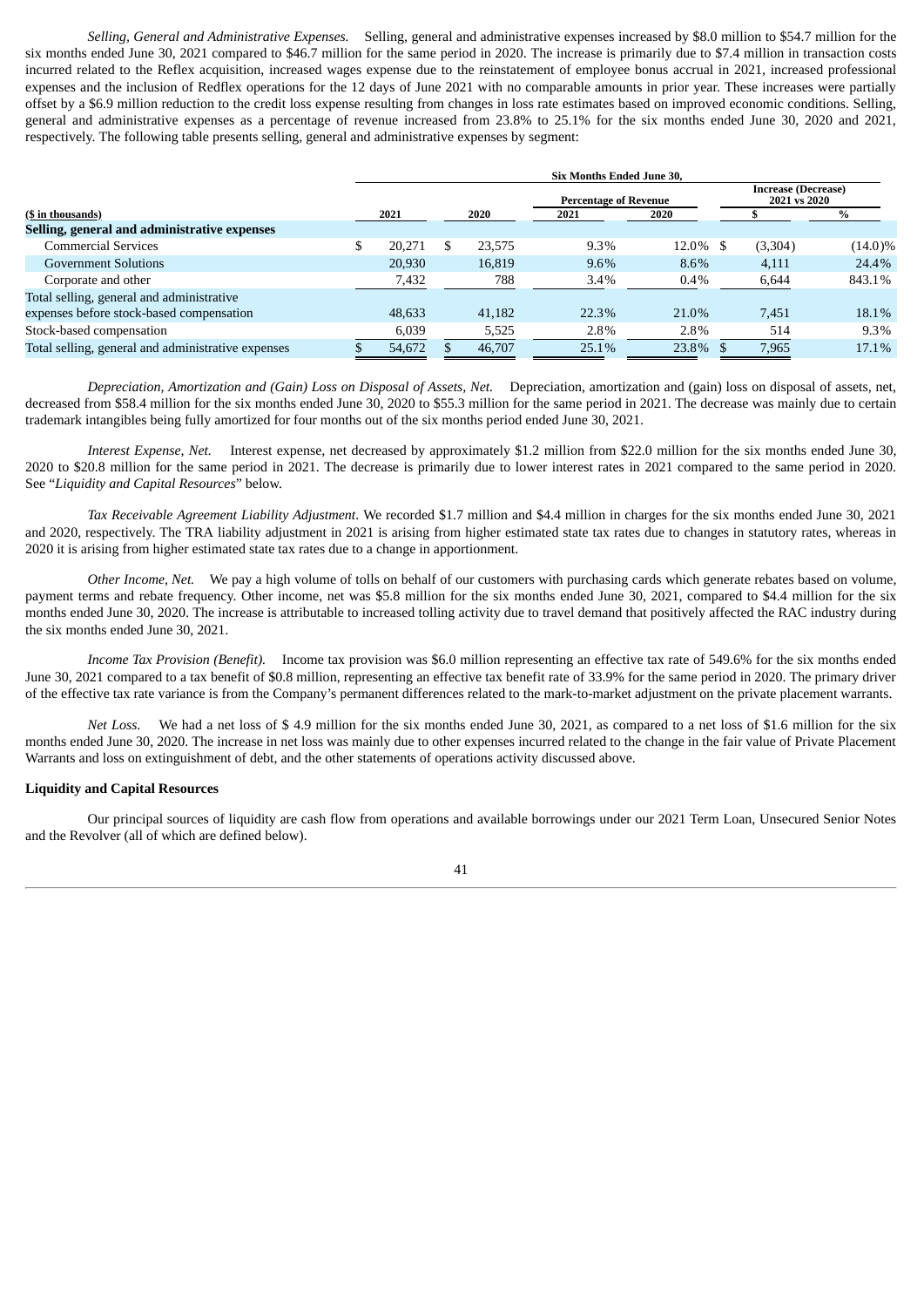*Selling, General and Administrative Expenses.* Selling, general and administrative expenses increased by $8.0 million to $54.7 million for the six months ended June 30, 2021 compared to $46.7 million for the same period in 2020. The increase is primarily due to $7.4 million in transaction costs incurred related to the Reflex acquisition, increased wages expense due to the reinstatement of employee bonus accrual in 2021, increased professional expenses and the inclusion of Redflex operations for the 12 days of June 2021 with no comparable amounts in prior year. These increases were partially offset by a $6.9 million reduction to the credit loss expense resulting from changes in loss rate estimates based on improved economic conditions. Selling, general and administrative expenses as a percentage of revenue increased from 23.8% to 25.1% for the six months ended June 30, 2020 and 2021, respectively. The following table presents selling, general and administrative expenses by segment:

| | Six Months Ended June 30, | | | | | |
|---|---|---|---|---|---|---|
| | | | Percentage of Revenue | | Increase (Decrease) 2021 vs 2020 | |
| ($ in thousands) | 2021 | 2020 | 2021 | 2020 | $ | % |
| **Selling, general and administrative expenses** | | | | | | |
| Commercial Services | $ 20,271 | $ 23,575 | 9.3% | 12.0% | $ (3,304) | (14.0)% |
| Government Solutions | 20,930 | 16,819 | 9.6% | 8.6% | 4,111 | 24.4% |
| Corporate and other | 7,432 | 788 | 3.4% | 0.4% | 6,644 | 843.1% |
| Total selling, general and administrative expenses before stock-based compensation | 48,633 | 41,182 | 22.3% | 21.0% | 7,451 | 18.1% |
| Stock-based compensation | 6,039 | 5,525 | 2.8% | 2.8% | 514 | 9.3% |
| Total selling, general and administrative expenses | $ 54,672 | $ 46,707 | 25.1% | 23.8% | $ 7,965 | 17.1% |

*Depreciation, Amortization and (Gain) Loss on Disposal of Assets, Net.* Depreciation, amortization and (gain) loss on disposal of assets, net, decreased from $58.4 million for the six months ended June 30, 2020 to $55.3 million for the same period in 2021. The decrease was mainly due to certain trademark intangibles being fully amortized for four months out of the six months period ended June 30, 2021.

*Interest Expense, Net.* Interest expense, net decreased by approximately $1.2 million from $22.0 million for the six months ended June 30, 2020 to $20.8 million for the same period in 2021. The decrease is primarily due to lower interest rates in 2021 compared to the same period in 2020. See "*Liquidity and Capital Resources*" below.

*Tax Receivable Agreement Liability Adjustment*. We recorded $1.7 million and $4.4 million in charges for the six months ended June 30, 2021 and 2020, respectively. The TRA liability adjustment in 2021 is arising from higher estimated state tax rates due to changes in statutory rates, whereas in 2020 it is arising from higher estimated state tax rates due to a change in apportionment.

*Other Income, Net.* We pay a high volume of tolls on behalf of our customers with purchasing cards which generate rebates based on volume, payment terms and rebate frequency. Other income, net was $5.8 million for the six months ended June 30, 2021, compared to $4.4 million for the six months ended June 30, 2020. The increase is attributable to increased tolling activity due to travel demand that positively affected the RAC industry during the six months ended June 30, 2021.

*Income Tax Provision (Benefit).* Income tax provision was $6.0 million representing an effective tax rate of 549.6% for the six months ended June 30, 2021 compared to a tax benefit of $0.8 million, representing an effective tax benefit rate of 33.9% for the same period in 2020. The primary driver of the effective tax rate variance is from the Company's permanent differences related to the mark-to-market adjustment on the private placement warrants.

*Net Loss.* We had a net loss of $ 4.9 million for the six months ended June 30, 2021, as compared to a net loss of $1.6 million for the six months ended June 30, 2020. The increase in net loss was mainly due to other expenses incurred related to the change in the fair value of Private Placement Warrants and loss on extinguishment of debt, and the other statements of operations activity discussed above.

**Liquidity and Capital Resources**

Our principal sources of liquidity are cash flow from operations and available borrowings under our 2021 Term Loan, Unsecured Senior Notes and the Revolver (all of which are defined below).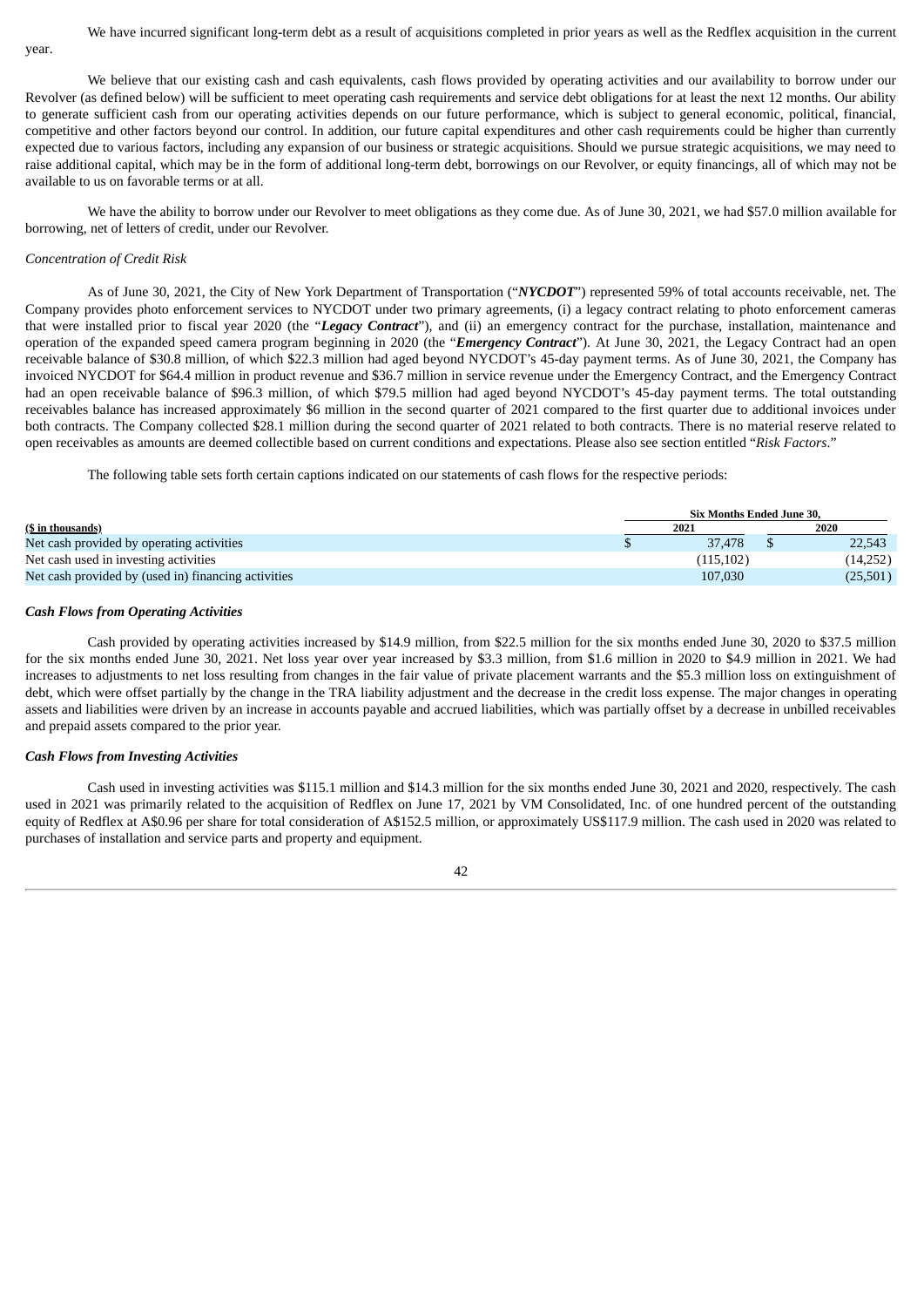We have incurred significant long-term debt as a result of acquisitions completed in prior years as well as the Redflex acquisition in the current year.

We believe that our existing cash and cash equivalents, cash flows provided by operating activities and our availability to borrow under our Revolver (as defined below) will be sufficient to meet operating cash requirements and service debt obligations for at least the next 12 months. Our ability to generate sufficient cash from our operating activities depends on our future performance, which is subject to general economic, political, financial, competitive and other factors beyond our control. In addition, our future capital expenditures and other cash requirements could be higher than currently expected due to various factors, including any expansion of our business or strategic acquisitions. Should we pursue strategic acquisitions, we may need to raise additional capital, which may be in the form of additional long-term debt, borrowings on our Revolver, or equity financings, all of which may not be available to us on favorable terms or at all.

We have the ability to borrow under our Revolver to meet obligations as they come due. As of June 30, 2021, we had $57.0 million available for borrowing, net of letters of credit, under our Revolver.

*Concentration of Credit Risk*

As of June 30, 2021, the City of New York Department of Transportation ("***NYCDOT***") represented 59% of total accounts receivable, net. The Company provides photo enforcement services to NYCDOT under two primary agreements, (i) a legacy contract relating to photo enforcement cameras that were installed prior to fiscal year 2020 (the "***Legacy Contract***"), and (ii) an emergency contract for the purchase, installation, maintenance and operation of the expanded speed camera program beginning in 2020 (the "***Emergency Contract***"). At June 30, 2021, the Legacy Contract had an open receivable balance of $30.8 million, of which $22.3 million had aged beyond NYCDOT's 45-day payment terms. As of June 30, 2021, the Company has invoiced NYCDOT for $64.4 million in product revenue and $36.7 million in service revenue under the Emergency Contract, and the Emergency Contract had an open receivable balance of $96.3 million, of which $79.5 million had aged beyond NYCDOT's 45-day payment terms. The total outstanding receivables balance has increased approximately $6 million in the second quarter of 2021 compared to the first quarter due to additional invoices under both contracts. The Company collected $28.1 million during the second quarter of 2021 related to both contracts. There is no material reserve related to open receivables as amounts are deemed collectible based on current conditions and expectations. Please also see section entitled "*Risk Factors*."

The following table sets forth certain captions indicated on our statements of cash flows for the respective periods:

| ($ in thousands) | Six Months Ended June 30, 2021 | Six Months Ended June 30, 2020 |
|---|---|---|
| Net cash provided by operating activities | $ 37,478 | $ 22,543 |
| Net cash used in investing activities | (115,102) | (14,252) |
| Net cash provided by (used in) financing activities | 107,030 | (25,501) |

***Cash Flows from Operating Activities***

Cash provided by operating activities increased by $14.9 million, from $22.5 million for the six months ended June 30, 2020 to $37.5 million for the six months ended June 30, 2021. Net loss year over year increased by $3.3 million, from $1.6 million in 2020 to $4.9 million in 2021. We had increases to adjustments to net loss resulting from changes in the fair value of private placement warrants and the $5.3 million loss on extinguishment of debt, which were offset partially by the change in the TRA liability adjustment and the decrease in the credit loss expense. The major changes in operating assets and liabilities were driven by an increase in accounts payable and accrued liabilities, which was partially offset by a decrease in unbilled receivables and prepaid assets compared to the prior year.

***Cash Flows from Investing Activities***

Cash used in investing activities was $115.1 million and $14.3 million for the six months ended June 30, 2021 and 2020, respectively. The cash used in 2021 was primarily related to the acquisition of Redflex on June 17, 2021 by VM Consolidated, Inc. of one hundred percent of the outstanding equity of Redflex at A$0.96 per share for total consideration of A$152.5 million, or approximately US$117.9 million. The cash used in 2020 was related to purchases of installation and service parts and property and equipment.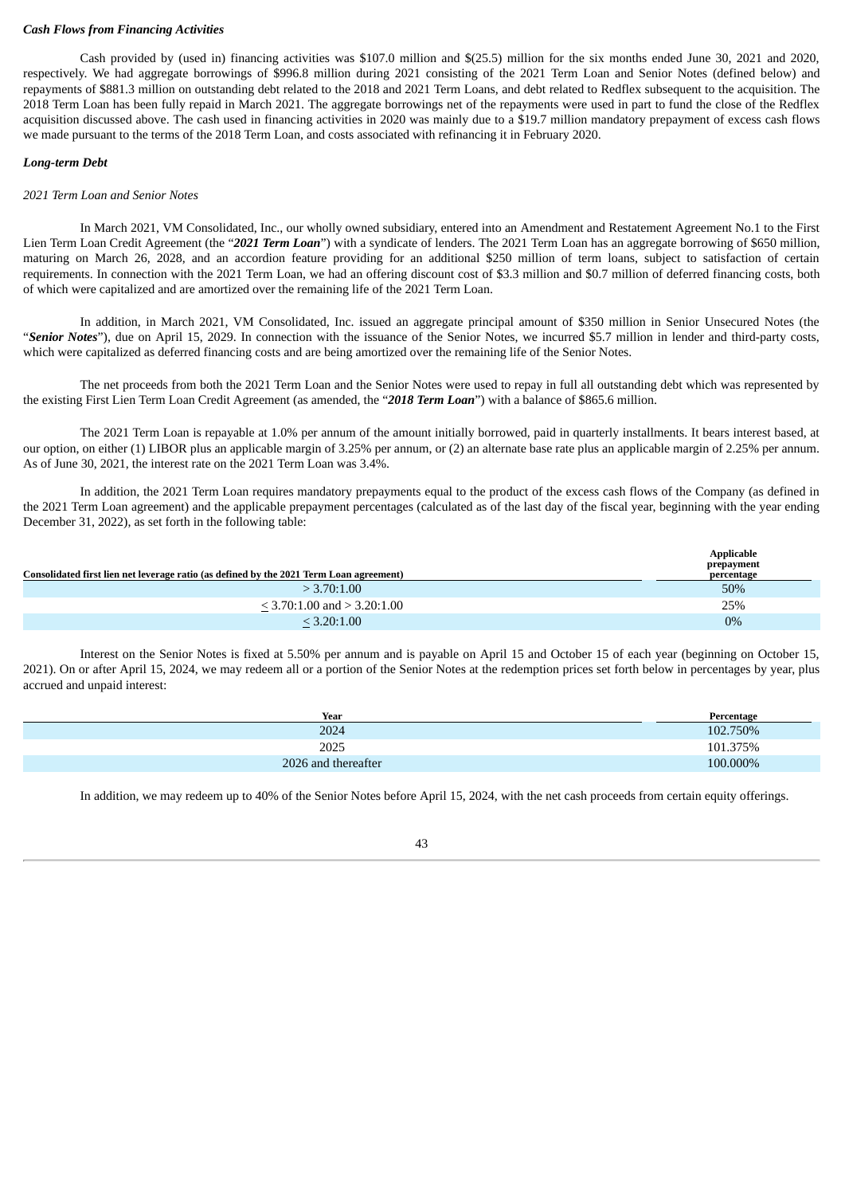***Cash Flows from Financing Activities***

Cash provided by (used in) financing activities was $107.0 million and $(25.5) million for the six months ended June 30, 2021 and 2020, respectively. We had aggregate borrowings of $996.8 million during 2021 consisting of the 2021 Term Loan and Senior Notes (defined below) and repayments of $881.3 million on outstanding debt related to the 2018 and 2021 Term Loans, and debt related to Redflex subsequent to the acquisition. The 2018 Term Loan has been fully repaid in March 2021. The aggregate borrowings net of the repayments were used in part to fund the close of the Redflex acquisition discussed above. The cash used in financing activities in 2020 was mainly due to a $19.7 million mandatory prepayment of excess cash flows we made pursuant to the terms of the 2018 Term Loan, and costs associated with refinancing it in February 2020.

***Long-term Debt***

*2021 Term Loan and Senior Notes*

In March 2021, VM Consolidated, Inc., our wholly owned subsidiary, entered into an Amendment and Restatement Agreement No.1 to the First Lien Term Loan Credit Agreement (the "***2021 Term Loan***") with a syndicate of lenders. The 2021 Term Loan has an aggregate borrowing of $650 million, maturing on March 26, 2028, and an accordion feature providing for an additional $250 million of term loans, subject to satisfaction of certain requirements. In connection with the 2021 Term Loan, we had an offering discount cost of $3.3 million and $0.7 million of deferred financing costs, both of which were capitalized and are amortized over the remaining life of the 2021 Term Loan.

In addition, in March 2021, VM Consolidated, Inc. issued an aggregate principal amount of $350 million in Senior Unsecured Notes (the "***Senior Notes***"), due on April 15, 2029. In connection with the issuance of the Senior Notes, we incurred $5.7 million in lender and third-party costs, which were capitalized as deferred financing costs and are being amortized over the remaining life of the Senior Notes.

The net proceeds from both the 2021 Term Loan and the Senior Notes were used to repay in full all outstanding debt which was represented by the existing First Lien Term Loan Credit Agreement (as amended, the "***2018 Term Loan***") with a balance of $865.6 million.

The 2021 Term Loan is repayable at 1.0% per annum of the amount initially borrowed, paid in quarterly installments. It bears interest based, at our option, on either (1) LIBOR plus an applicable margin of 3.25% per annum, or (2) an alternate base rate plus an applicable margin of 2.25% per annum. As of June 30, 2021, the interest rate on the 2021 Term Loan was 3.4%.

In addition, the 2021 Term Loan requires mandatory prepayments equal to the product of the excess cash flows of the Company (as defined in the 2021 Term Loan agreement) and the applicable prepayment percentages (calculated as of the last day of the fiscal year, beginning with the year ending December 31, 2022), as set forth in the following table:

| Consolidated first lien net leverage ratio (as defined by the 2021 Term Loan agreement) | Applicable prepayment percentage |
|---|---|
| > 3.70:1.00 | 50% |
| ≤ 3.70:1.00 and > 3.20:1.00 | 25% |
| ≤ 3.20:1.00 | 0% |

Interest on the Senior Notes is fixed at 5.50% per annum and is payable on April 15 and October 15 of each year (beginning on October 15, 2021). On or after April 15, 2024, we may redeem all or a portion of the Senior Notes at the redemption prices set forth below in percentages by year, plus accrued and unpaid interest:

| Year | Percentage |
|---|---|
| 2024 | 102.750% |
| 2025 | 101.375% |
| 2026 and thereafter | 100.000% |

In addition, we may redeem up to 40% of the Senior Notes before April 15, 2024, with the net cash proceeds from certain equity offerings.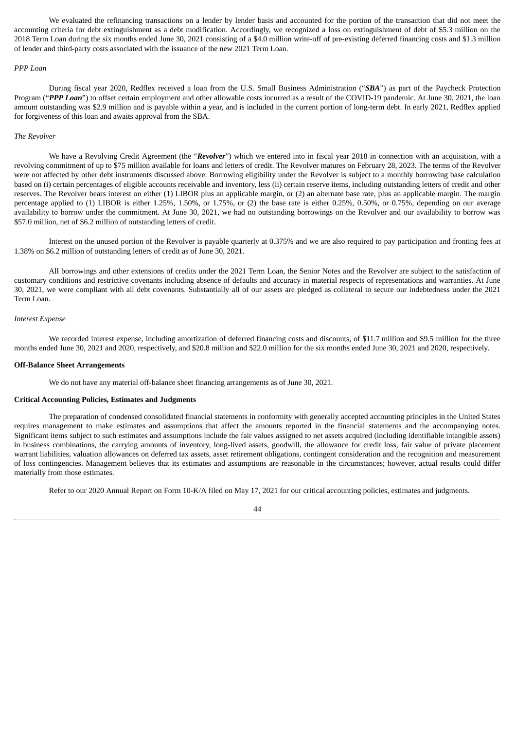We evaluated the refinancing transactions on a lender by lender basis and accounted for the portion of the transaction that did not meet the accounting criteria for debt extinguishment as a debt modification. Accordingly, we recognized a loss on extinguishment of debt of $5.3 million on the 2018 Term Loan during the six months ended June 30, 2021 consisting of a $4.0 million write-off of pre-existing deferred financing costs and $1.3 million of lender and third-party costs associated with the issuance of the new 2021 Term Loan.

*PPP Loan*

During fiscal year 2020, Redflex received a loan from the U.S. Small Business Administration ("***SBA***") as part of the Paycheck Protection Program ("***PPP Loan***") to offset certain employment and other allowable costs incurred as a result of the COVID-19 pandemic. At June 30, 2021, the loan amount outstanding was $2.9 million and is payable within a year, and is included in the current portion of long-term debt. In early 2021, Redflex applied for forgiveness of this loan and awaits approval from the SBA.

*The Revolver*

We have a Revolving Credit Agreement (the "***Revolver***") which we entered into in fiscal year 2018 in connection with an acquisition, with a revolving commitment of up to $75 million available for loans and letters of credit. The Revolver matures on February 28, 2023. The terms of the Revolver were not affected by other debt instruments discussed above. Borrowing eligibility under the Revolver is subject to a monthly borrowing base calculation based on (i) certain percentages of eligible accounts receivable and inventory, less (ii) certain reserve items, including outstanding letters of credit and other reserves. The Revolver bears interest on either (1) LIBOR plus an applicable margin, or (2) an alternate base rate, plus an applicable margin. The margin percentage applied to (1) LIBOR is either 1.25%, 1.50%, or 1.75%, or (2) the base rate is either 0.25%, 0.50%, or 0.75%, depending on our average availability to borrow under the commitment. At June 30, 2021, we had no outstanding borrowings on the Revolver and our availability to borrow was $57.0 million, net of $6.2 million of outstanding letters of credit.

Interest on the unused portion of the Revolver is payable quarterly at 0.375% and we are also required to pay participation and fronting fees at 1.38% on $6.2 million of outstanding letters of credit as of June 30, 2021.

All borrowings and other extensions of credits under the 2021 Term Loan, the Senior Notes and the Revolver are subject to the satisfaction of customary conditions and restrictive covenants including absence of defaults and accuracy in material respects of representations and warranties. At June 30, 2021, we were compliant with all debt covenants. Substantially all of our assets are pledged as collateral to secure our indebtedness under the 2021 Term Loan.

*Interest Expense*

We recorded interest expense, including amortization of deferred financing costs and discounts, of $11.7 million and $9.5 million for the three months ended June 30, 2021 and 2020, respectively, and $20.8 million and $22.0 million for the six months ended June 30, 2021 and 2020, respectively.

**Off-Balance Sheet Arrangements**

We do not have any material off-balance sheet financing arrangements as of June 30, 2021.

**Critical Accounting Policies, Estimates and Judgments**

The preparation of condensed consolidated financial statements in conformity with generally accepted accounting principles in the United States requires management to make estimates and assumptions that affect the amounts reported in the financial statements and the accompanying notes. Significant items subject to such estimates and assumptions include the fair values assigned to net assets acquired (including identifiable intangible assets) in business combinations, the carrying amounts of inventory, long-lived assets, goodwill, the allowance for credit loss, fair value of private placement warrant liabilities, valuation allowances on deferred tax assets, asset retirement obligations, contingent consideration and the recognition and measurement of loss contingencies. Management believes that its estimates and assumptions are reasonable in the circumstances; however, actual results could differ materially from those estimates.

Refer to our 2020 Annual Report on Form 10-K/A filed on May 17, 2021 for our critical accounting policies, estimates and judgments.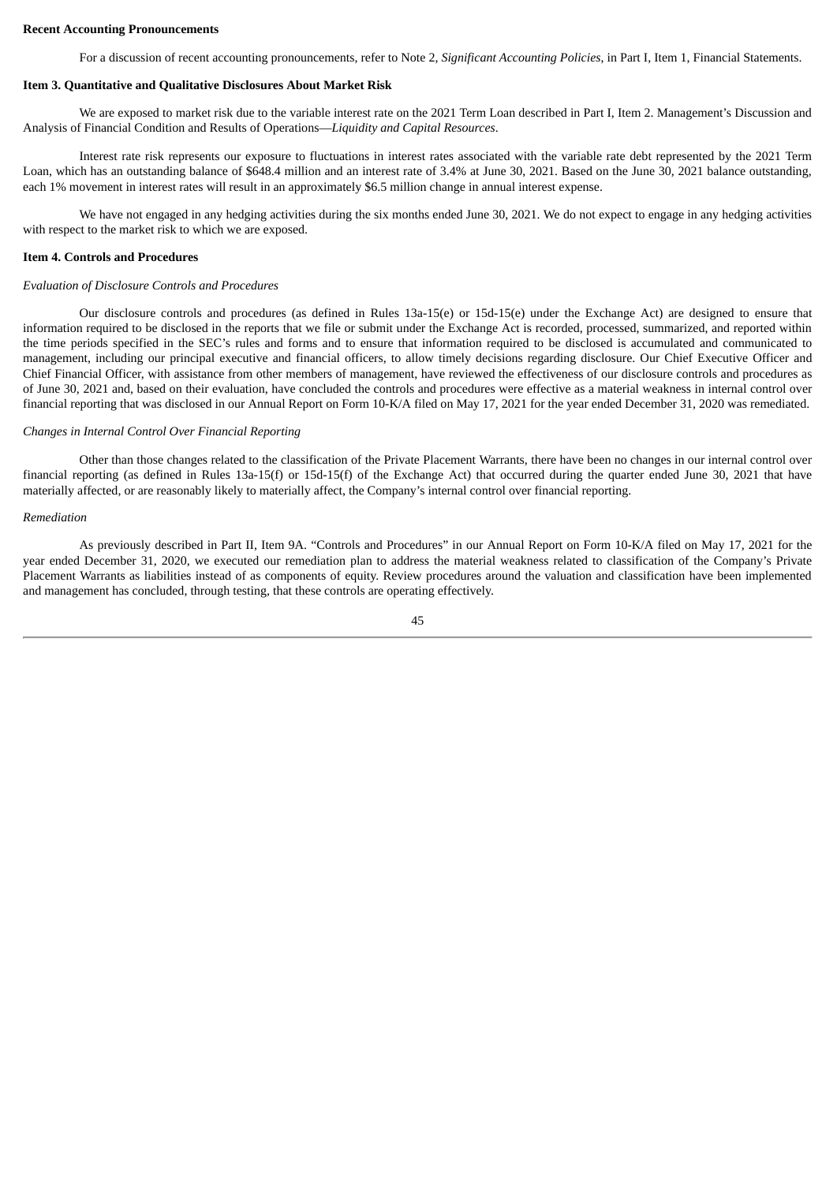**Recent Accounting Pronouncements**

For a discussion of recent accounting pronouncements, refer to Note 2, *Significant Accounting Policies*, in Part I, Item 1, Financial Statements.

**Item 3. Quantitative and Qualitative Disclosures About Market Risk**

We are exposed to market risk due to the variable interest rate on the 2021 Term Loan described in Part I, Item 2. Management's Discussion and Analysis of Financial Condition and Results of Operations—*Liquidity and Capital Resources*.

Interest rate risk represents our exposure to fluctuations in interest rates associated with the variable rate debt represented by the 2021 Term Loan, which has an outstanding balance of $648.4 million and an interest rate of 3.4% at June 30, 2021. Based on the June 30, 2021 balance outstanding, each 1% movement in interest rates will result in an approximately $6.5 million change in annual interest expense.

We have not engaged in any hedging activities during the six months ended June 30, 2021. We do not expect to engage in any hedging activities with respect to the market risk to which we are exposed.

**Item 4. Controls and Procedures**

*Evaluation of Disclosure Controls and Procedures*

Our disclosure controls and procedures (as defined in Rules 13a-15(e) or 15d-15(e) under the Exchange Act) are designed to ensure that information required to be disclosed in the reports that we file or submit under the Exchange Act is recorded, processed, summarized, and reported within the time periods specified in the SEC's rules and forms and to ensure that information required to be disclosed is accumulated and communicated to management, including our principal executive and financial officers, to allow timely decisions regarding disclosure. Our Chief Executive Officer and Chief Financial Officer, with assistance from other members of management, have reviewed the effectiveness of our disclosure controls and procedures as of June 30, 2021 and, based on their evaluation, have concluded the controls and procedures were effective as a material weakness in internal control over financial reporting that was disclosed in our Annual Report on Form 10-K/A filed on May 17, 2021 for the year ended December 31, 2020 was remediated.

*Changes in Internal Control Over Financial Reporting*

Other than those changes related to the classification of the Private Placement Warrants, there have been no changes in our internal control over financial reporting (as defined in Rules 13a-15(f) or 15d-15(f) of the Exchange Act) that occurred during the quarter ended June 30, 2021 that have materially affected, or are reasonably likely to materially affect, the Company's internal control over financial reporting.

*Remediation*

As previously described in Part II, Item 9A. "Controls and Procedures" in our Annual Report on Form 10-K/A filed on May 17, 2021 for the year ended December 31, 2020, we executed our remediation plan to address the material weakness related to classification of the Company's Private Placement Warrants as liabilities instead of as components of equity. Review procedures around the valuation and classification have been implemented and management has concluded, through testing, that these controls are operating effectively.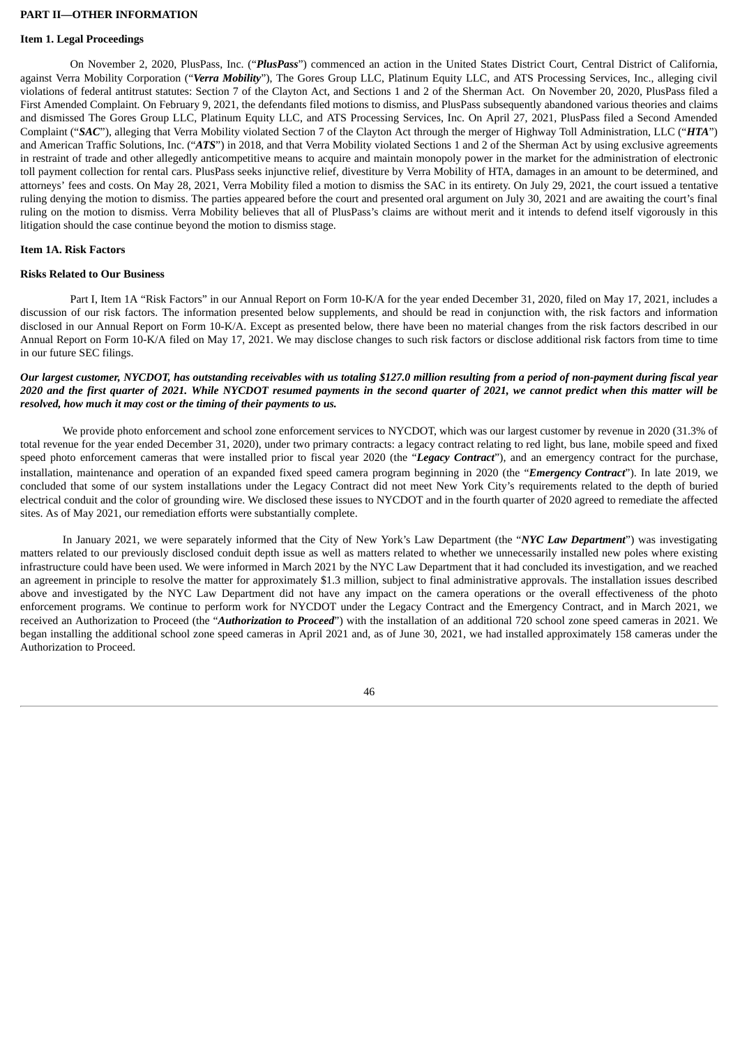## PART II—OTHER INFORMATION

### Item 1. Legal Proceedings

On November 2, 2020, PlusPass, Inc. ("***PlusPass***") commenced an action in the United States District Court, Central District of California, against Verra Mobility Corporation ("***Verra Mobility***"), The Gores Group LLC, Platinum Equity LLC, and ATS Processing Services, Inc., alleging civil violations of federal antitrust statutes: Section 7 of the Clayton Act, and Sections 1 and 2 of the Sherman Act. On November 20, 2020, PlusPass filed a First Amended Complaint. On February 9, 2021, the defendants filed motions to dismiss, and PlusPass subsequently abandoned various theories and claims and dismissed The Gores Group LLC, Platinum Equity LLC, and ATS Processing Services, Inc. On April 27, 2021, PlusPass filed a Second Amended Complaint ("***SAC***"), alleging that Verra Mobility violated Section 7 of the Clayton Act through the merger of Highway Toll Administration, LLC ("***HTA***") and American Traffic Solutions, Inc. ("***ATS***") in 2018, and that Verra Mobility violated Sections 1 and 2 of the Sherman Act by using exclusive agreements in restraint of trade and other allegedly anticompetitive means to acquire and maintain monopoly power in the market for the administration of electronic toll payment collection for rental cars. PlusPass seeks injunctive relief, divestiture by Verra Mobility of HTA, damages in an amount to be determined, and attorneys' fees and costs. On May 28, 2021, Verra Mobility filed a motion to dismiss the SAC in its entirety. On July 29, 2021, the court issued a tentative ruling denying the motion to dismiss. The parties appeared before the court and presented oral argument on July 30, 2021 and are awaiting the court's final ruling on the motion to dismiss. Verra Mobility believes that all of PlusPass's claims are without merit and it intends to defend itself vigorously in this litigation should the case continue beyond the motion to dismiss stage.

### Item 1A. Risk Factors

#### Risks Related to Our Business

Part I, Item 1A "Risk Factors" in our Annual Report on Form 10-K/A for the year ended December 31, 2020, filed on May 17, 2021, includes a discussion of our risk factors. The information presented below supplements, and should be read in conjunction with, the risk factors and information disclosed in our Annual Report on Form 10-K/A. Except as presented below, there have been no material changes from the risk factors described in our Annual Report on Form 10-K/A filed on May 17, 2021. We may disclose changes to such risk factors or disclose additional risk factors from time to time in our future SEC filings.

***Our largest customer, NYCDOT, has outstanding receivables with us totaling $127.0 million resulting from a period of non-payment during fiscal year 2020 and the first quarter of 2021. While NYCDOT resumed payments in the second quarter of 2021, we cannot predict when this matter will be resolved, how much it may cost or the timing of their payments to us.***

We provide photo enforcement and school zone enforcement services to NYCDOT, which was our largest customer by revenue in 2020 (31.3% of total revenue for the year ended December 31, 2020), under two primary contracts: a legacy contract relating to red light, bus lane, mobile speed and fixed speed photo enforcement cameras that were installed prior to fiscal year 2020 (the "***Legacy Contract***"), and an emergency contract for the purchase, installation, maintenance and operation of an expanded fixed speed camera program beginning in 2020 (the "***Emergency Contract***"). In late 2019, we concluded that some of our system installations under the Legacy Contract did not meet New York City's requirements related to the depth of buried electrical conduit and the color of grounding wire. We disclosed these issues to NYCDOT and in the fourth quarter of 2020 agreed to remediate the affected sites. As of May 2021, our remediation efforts were substantially complete.

In January 2021, we were separately informed that the City of New York's Law Department (the "***NYC Law Department***") was investigating matters related to our previously disclosed conduit depth issue as well as matters related to whether we unnecessarily installed new poles where existing infrastructure could have been used. We were informed in March 2021 by the NYC Law Department that it had concluded its investigation, and we reached an agreement in principle to resolve the matter for approximately $1.3 million, subject to final administrative approvals. The installation issues described above and investigated by the NYC Law Department did not have any impact on the camera operations or the overall effectiveness of the photo enforcement programs. We continue to perform work for NYCDOT under the Legacy Contract and the Emergency Contract, and in March 2021, we received an Authorization to Proceed (the "***Authorization to Proceed***") with the installation of an additional 720 school zone speed cameras in 2021. We began installing the additional school zone speed cameras in April 2021 and, as of June 30, 2021, we had installed approximately 158 cameras under the Authorization to Proceed.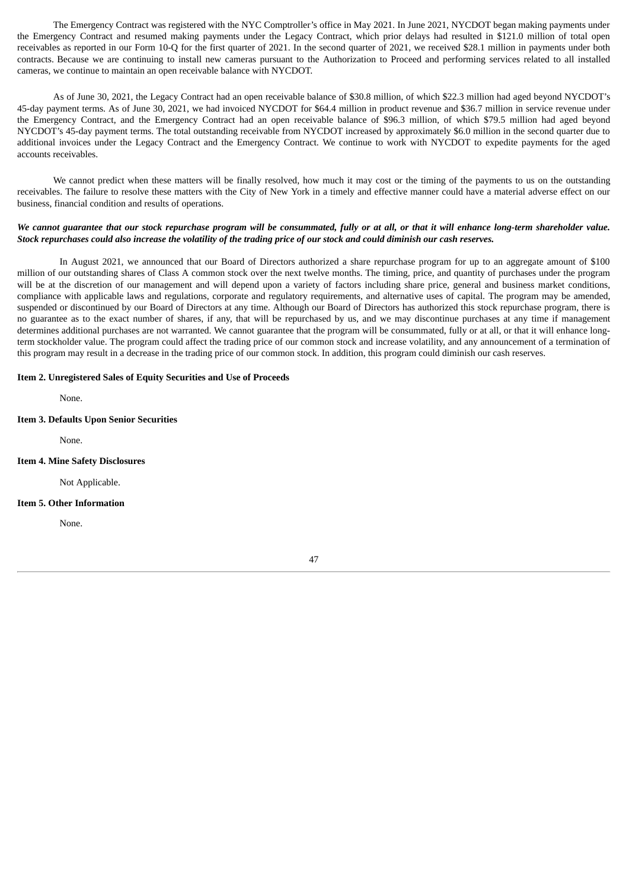The Emergency Contract was registered with the NYC Comptroller's office in May 2021. In June 2021, NYCDOT began making payments under the Emergency Contract and resumed making payments under the Legacy Contract, which prior delays had resulted in $121.0 million of total open receivables as reported in our Form 10-Q for the first quarter of 2021. In the second quarter of 2021, we received $28.1 million in payments under both contracts. Because we are continuing to install new cameras pursuant to the Authorization to Proceed and performing services related to all installed cameras, we continue to maintain an open receivable balance with NYCDOT.

As of June 30, 2021, the Legacy Contract had an open receivable balance of $30.8 million, of which $22.3 million had aged beyond NYCDOT's 45-day payment terms. As of June 30, 2021, we had invoiced NYCDOT for $64.4 million in product revenue and $36.7 million in service revenue under the Emergency Contract, and the Emergency Contract had an open receivable balance of $96.3 million, of which $79.5 million had aged beyond NYCDOT's 45-day payment terms. The total outstanding receivable from NYCDOT increased by approximately $6.0 million in the second quarter due to additional invoices under the Legacy Contract and the Emergency Contract. We continue to work with NYCDOT to expedite payments for the aged accounts receivables.

We cannot predict when these matters will be finally resolved, how much it may cost or the timing of the payments to us on the outstanding receivables. The failure to resolve these matters with the City of New York in a timely and effective manner could have a material adverse effect on our business, financial condition and results of operations.

***We cannot guarantee that our stock repurchase program will be consummated, fully or at all, or that it will enhance long-term shareholder value. Stock repurchases could also increase the volatility of the trading price of our stock and could diminish our cash reserves.***

In August 2021, we announced that our Board of Directors authorized a share repurchase program for up to an aggregate amount of $100 million of our outstanding shares of Class A common stock over the next twelve months. The timing, price, and quantity of purchases under the program will be at the discretion of our management and will depend upon a variety of factors including share price, general and business market conditions, compliance with applicable laws and regulations, corporate and regulatory requirements, and alternative uses of capital. The program may be amended, suspended or discontinued by our Board of Directors at any time. Although our Board of Directors has authorized this stock repurchase program, there is no guarantee as to the exact number of shares, if any, that will be repurchased by us, and we may discontinue purchases at any time if management determines additional purchases are not warranted. We cannot guarantee that the program will be consummated, fully or at all, or that it will enhance long-term stockholder value. The program could affect the trading price of our common stock and increase volatility, and any announcement of a termination of this program may result in a decrease in the trading price of our common stock. In addition, this program could diminish our cash reserves.

**Item 2. Unregistered Sales of Equity Securities and Use of Proceeds**

None.

**Item 3. Defaults Upon Senior Securities**

None.

**Item 4. Mine Safety Disclosures**

Not Applicable.

**Item 5. Other Information**

None.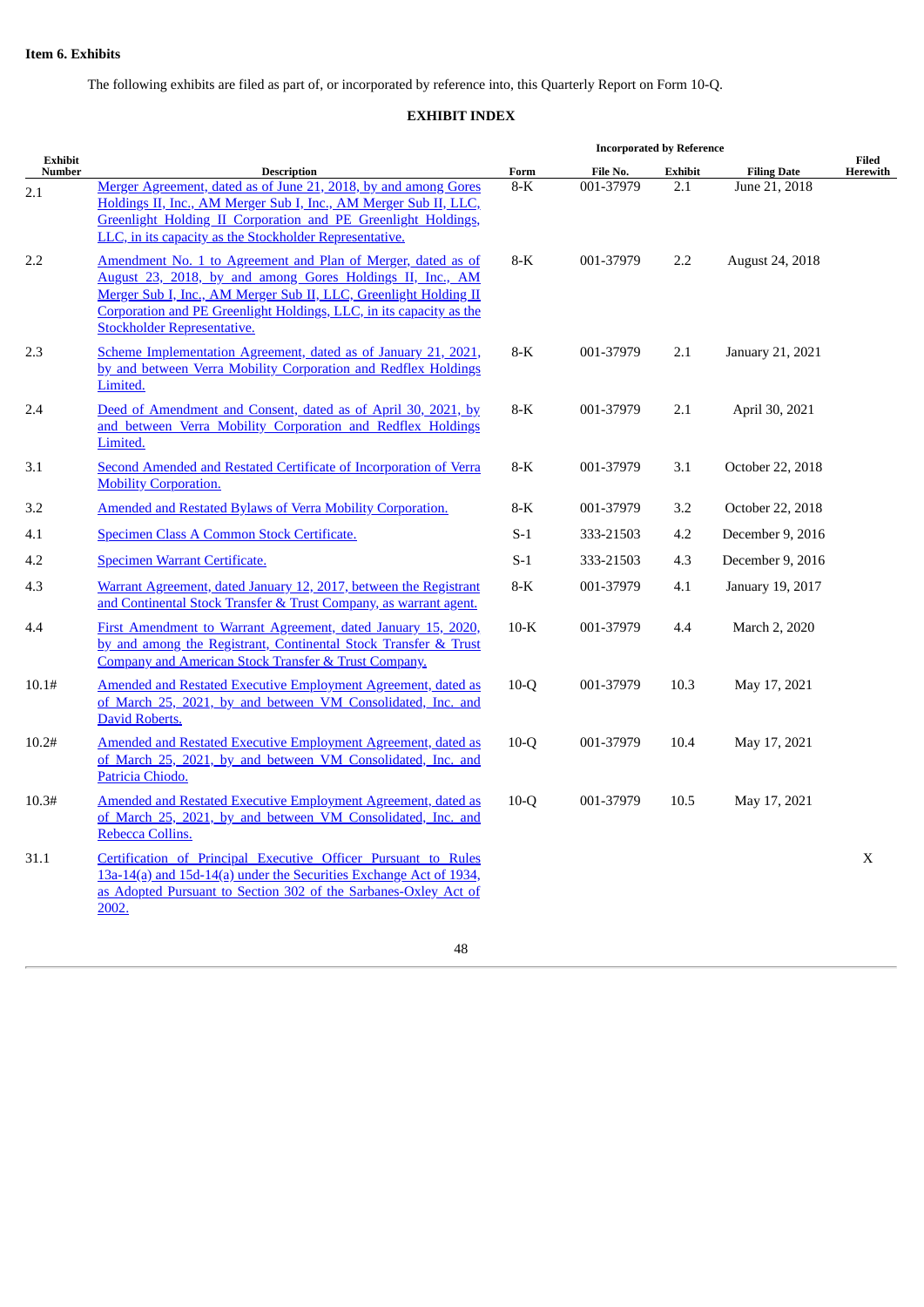**Item 6. Exhibits**

The following exhibits are filed as part of, or incorporated by reference into, this Quarterly Report on Form 10-Q.

**EXHIBIT INDEX**

| Exhibit Number | Description | Incorporated by Reference | | | | Filed Herewith |
|---|---|---|---|---|---|---|
| | | Form | File No. | Exhibit | Filing Date | |
| 2.1 | Merger Agreement, dated as of June 21, 2018, by and among Gores Holdings II, Inc., AM Merger Sub I, Inc., AM Merger Sub II, LLC, Greenlight Holding II Corporation and PE Greenlight Holdings, LLC, in its capacity as the Stockholder Representative. | 8-K | 001-37979 | 2.1 | June 21, 2018 | |
| 2.2 | Amendment No. 1 to Agreement and Plan of Merger, dated as of August 23, 2018, by and among Gores Holdings II, Inc., AM Merger Sub I, Inc., AM Merger Sub II, LLC, Greenlight Holding II Corporation and PE Greenlight Holdings, LLC, in its capacity as the Stockholder Representative. | 8-K | 001-37979 | 2.2 | August 24, 2018 | |
| 2.3 | Scheme Implementation Agreement, dated as of January 21, 2021, by and between Verra Mobility Corporation and Redflex Holdings Limited. | 8-K | 001-37979 | 2.1 | January 21, 2021 | |
| 2.4 | Deed of Amendment and Consent, dated as of April 30, 2021, by and between Verra Mobility Corporation and Redflex Holdings Limited. | 8-K | 001-37979 | 2.1 | April 30, 2021 | |
| 3.1 | Second Amended and Restated Certificate of Incorporation of Verra Mobility Corporation. | 8-K | 001-37979 | 3.1 | October 22, 2018 | |
| 3.2 | Amended and Restated Bylaws of Verra Mobility Corporation. | 8-K | 001-37979 | 3.2 | October 22, 2018 | |
| 4.1 | Specimen Class A Common Stock Certificate. | S-1 | 333-21503 | 4.2 | December 9, 2016 | |
| 4.2 | Specimen Warrant Certificate. | S-1 | 333-21503 | 4.3 | December 9, 2016 | |
| 4.3 | Warrant Agreement, dated January 12, 2017, between the Registrant and Continental Stock Transfer & Trust Company, as warrant agent. | 8-K | 001-37979 | 4.1 | January 19, 2017 | |
| 4.4 | First Amendment to Warrant Agreement, dated January 15, 2020, by and among the Registrant, Continental Stock Transfer & Trust Company and American Stock Transfer & Trust Company. | 10-K | 001-37979 | 4.4 | March 2, 2020 | |
| 10.1# | Amended and Restated Executive Employment Agreement, dated as of March 25, 2021, by and between VM Consolidated, Inc. and David Roberts. | 10-Q | 001-37979 | 10.3 | May 17, 2021 | |
| 10.2# | Amended and Restated Executive Employment Agreement, dated as of March 25, 2021, by and between VM Consolidated, Inc. and Patricia Chiodo. | 10-Q | 001-37979 | 10.4 | May 17, 2021 | |
| 10.3# | Amended and Restated Executive Employment Agreement, dated as of March 25, 2021, by and between VM Consolidated, Inc. and Rebecca Collins. | 10-Q | 001-37979 | 10.5 | May 17, 2021 | |
| 31.1 | Certification of Principal Executive Officer Pursuant to Rules 13a-14(a) and 15d-14(a) under the Securities Exchange Act of 1934, as Adopted Pursuant to Section 302 of the Sarbanes-Oxley Act of 2002. | | | | | X |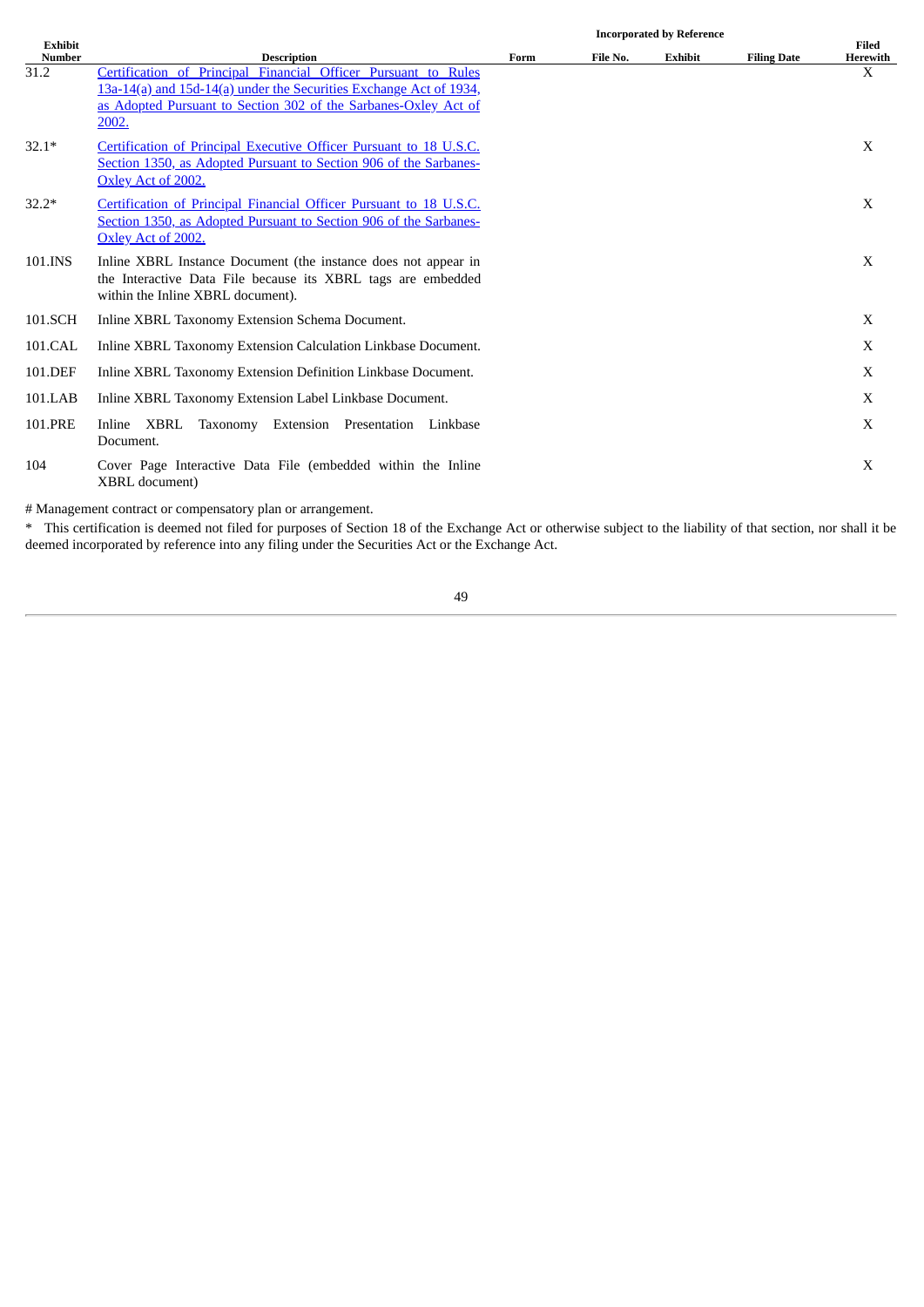| Exhibit Number | Description | Incorporated by Reference | | | | Filed Herewith |
|---|---|---|---|---|---|---|
| | | Form | File No. | Exhibit | Filing Date | |
| 31.2 | Certification of Principal Financial Officer Pursuant to Rules 13a-14(a) and 15d-14(a) under the Securities Exchange Act of 1934, as Adopted Pursuant to Section 302 of the Sarbanes-Oxley Act of 2002. | | | | | X |
| 32.1* | Certification of Principal Executive Officer Pursuant to 18 U.S.C. Section 1350, as Adopted Pursuant to Section 906 of the Sarbanes-Oxley Act of 2002. | | | | | X |
| 32.2* | Certification of Principal Financial Officer Pursuant to 18 U.S.C. Section 1350, as Adopted Pursuant to Section 906 of the Sarbanes-Oxley Act of 2002. | | | | | X |
| 101.INS | Inline XBRL Instance Document (the instance does not appear in the Interactive Data File because its XBRL tags are embedded within the Inline XBRL document). | | | | | X |
| 101.SCH | Inline XBRL Taxonomy Extension Schema Document. | | | | | X |
| 101.CAL | Inline XBRL Taxonomy Extension Calculation Linkbase Document. | | | | | X |
| 101.DEF | Inline XBRL Taxonomy Extension Definition Linkbase Document. | | | | | X |
| 101.LAB | Inline XBRL Taxonomy Extension Label Linkbase Document. | | | | | X |
| 101.PRE | Inline XBRL Taxonomy Extension Presentation Linkbase Document. | | | | | X |
| 104 | Cover Page Interactive Data File (embedded within the Inline XBRL document) | | | | | X |

# Management contract or compensatory plan or arrangement.

* This certification is deemed not filed for purposes of Section 18 of the Exchange Act or otherwise subject to the liability of that section, nor shall it be deemed incorporated by reference into any filing under the Securities Act or the Exchange Act.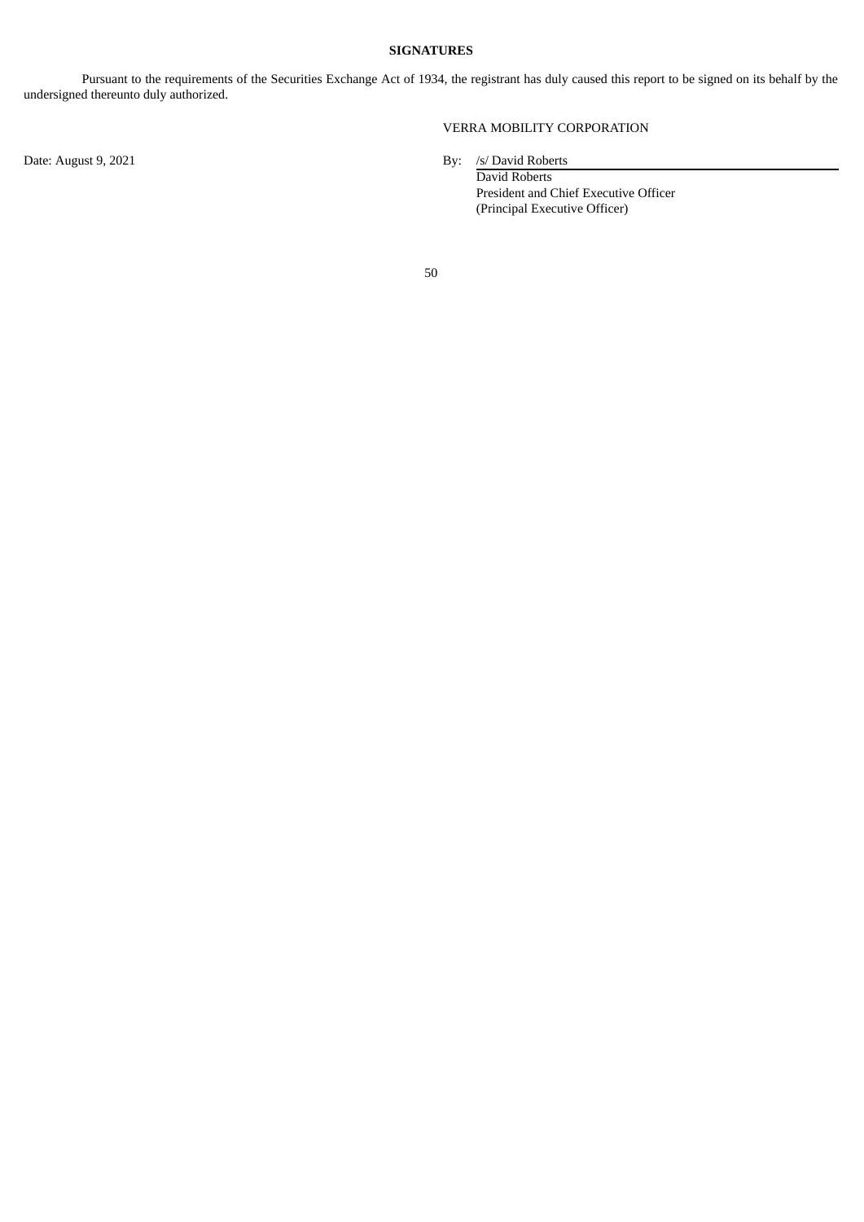**SIGNATURES**

Pursuant to the requirements of the Securities Exchange Act of 1934, the registrant has duly caused this report to be signed on its behalf by the undersigned thereunto duly authorized.

VERRA MOBILITY CORPORATION

Date: August 9, 2021

By: /s/ David Roberts
David Roberts
President and Chief Executive Officer
(Principal Executive Officer)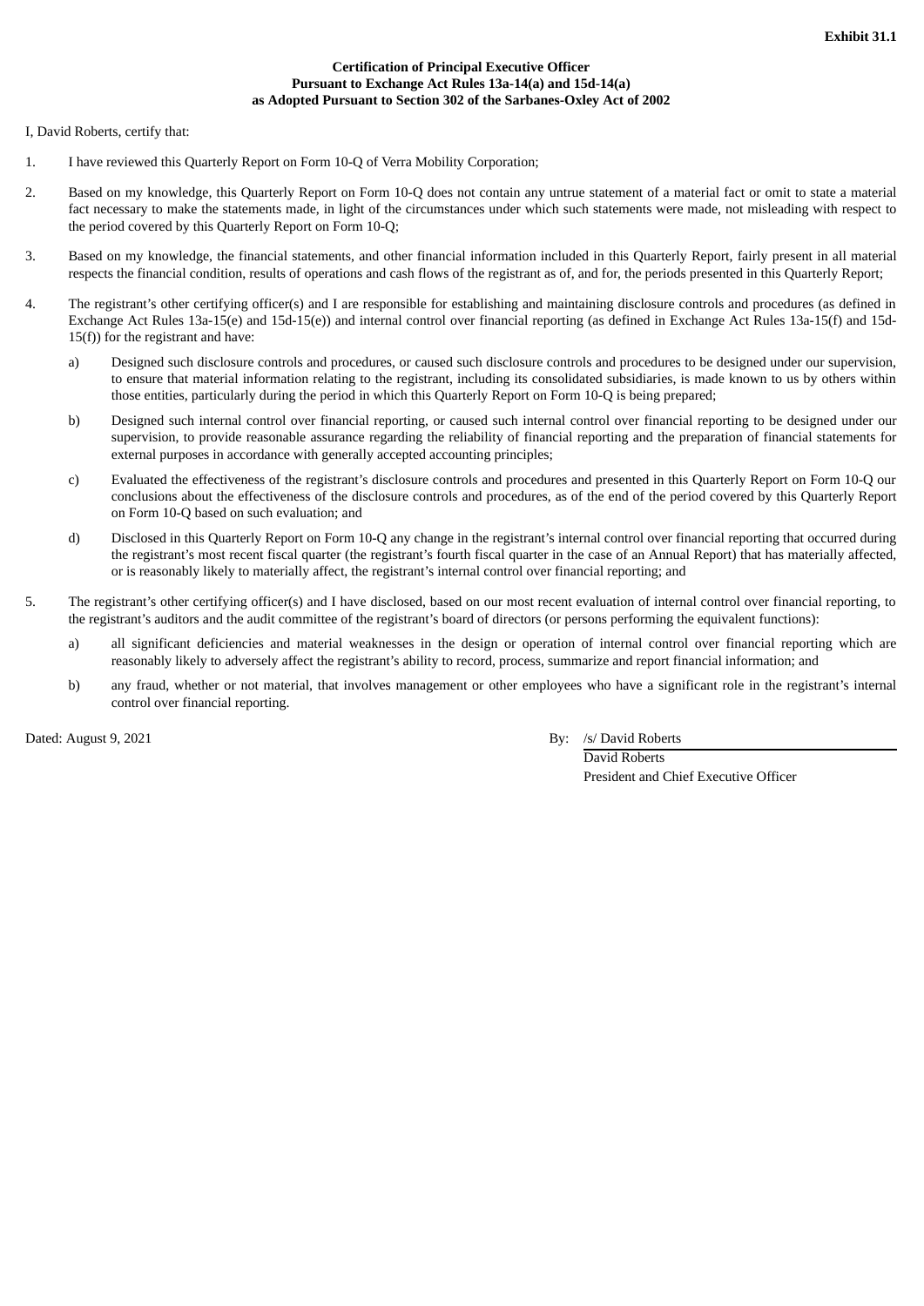**Exhibit 31.1**

**Certification of Principal Executive Officer**
**Pursuant to Exchange Act Rules 13a-14(a) and 15d-14(a)**
**as Adopted Pursuant to Section 302 of the Sarbanes-Oxley Act of 2002**

I, David Roberts, certify that:

1. I have reviewed this Quarterly Report on Form 10-Q of Verra Mobility Corporation;

2. Based on my knowledge, this Quarterly Report on Form 10-Q does not contain any untrue statement of a material fact or omit to state a material fact necessary to make the statements made, in light of the circumstances under which such statements were made, not misleading with respect to the period covered by this Quarterly Report on Form 10-Q;

3. Based on my knowledge, the financial statements, and other financial information included in this Quarterly Report, fairly present in all material respects the financial condition, results of operations and cash flows of the registrant as of, and for, the periods presented in this Quarterly Report;

4. The registrant's other certifying officer(s) and I are responsible for establishing and maintaining disclosure controls and procedures (as defined in Exchange Act Rules 13a-15(e) and 15d-15(e)) and internal control over financial reporting (as defined in Exchange Act Rules 13a-15(f) and 15d-15(f)) for the registrant and have:

   a) Designed such disclosure controls and procedures, or caused such disclosure controls and procedures to be designed under our supervision, to ensure that material information relating to the registrant, including its consolidated subsidiaries, is made known to us by others within those entities, particularly during the period in which this Quarterly Report on Form 10-Q is being prepared;

   b) Designed such internal control over financial reporting, or caused such internal control over financial reporting to be designed under our supervision, to provide reasonable assurance regarding the reliability of financial reporting and the preparation of financial statements for external purposes in accordance with generally accepted accounting principles;

   c) Evaluated the effectiveness of the registrant's disclosure controls and procedures and presented in this Quarterly Report on Form 10-Q our conclusions about the effectiveness of the disclosure controls and procedures, as of the end of the period covered by this Quarterly Report on Form 10-Q based on such evaluation; and

   d) Disclosed in this Quarterly Report on Form 10-Q any change in the registrant's internal control over financial reporting that occurred during the registrant's most recent fiscal quarter (the registrant's fourth fiscal quarter in the case of an Annual Report) that has materially affected, or is reasonably likely to materially affect, the registrant's internal control over financial reporting; and

5. The registrant's other certifying officer(s) and I have disclosed, based on our most recent evaluation of internal control over financial reporting, to the registrant's auditors and the audit committee of the registrant's board of directors (or persons performing the equivalent functions):

   a) all significant deficiencies and material weaknesses in the design or operation of internal control over financial reporting which are reasonably likely to adversely affect the registrant's ability to record, process, summarize and report financial information; and

   b) any fraud, whether or not material, that involves management or other employees who have a significant role in the registrant's internal control over financial reporting.

Dated: August 9, 2021

By: /s/ David Roberts
David Roberts
President and Chief Executive Officer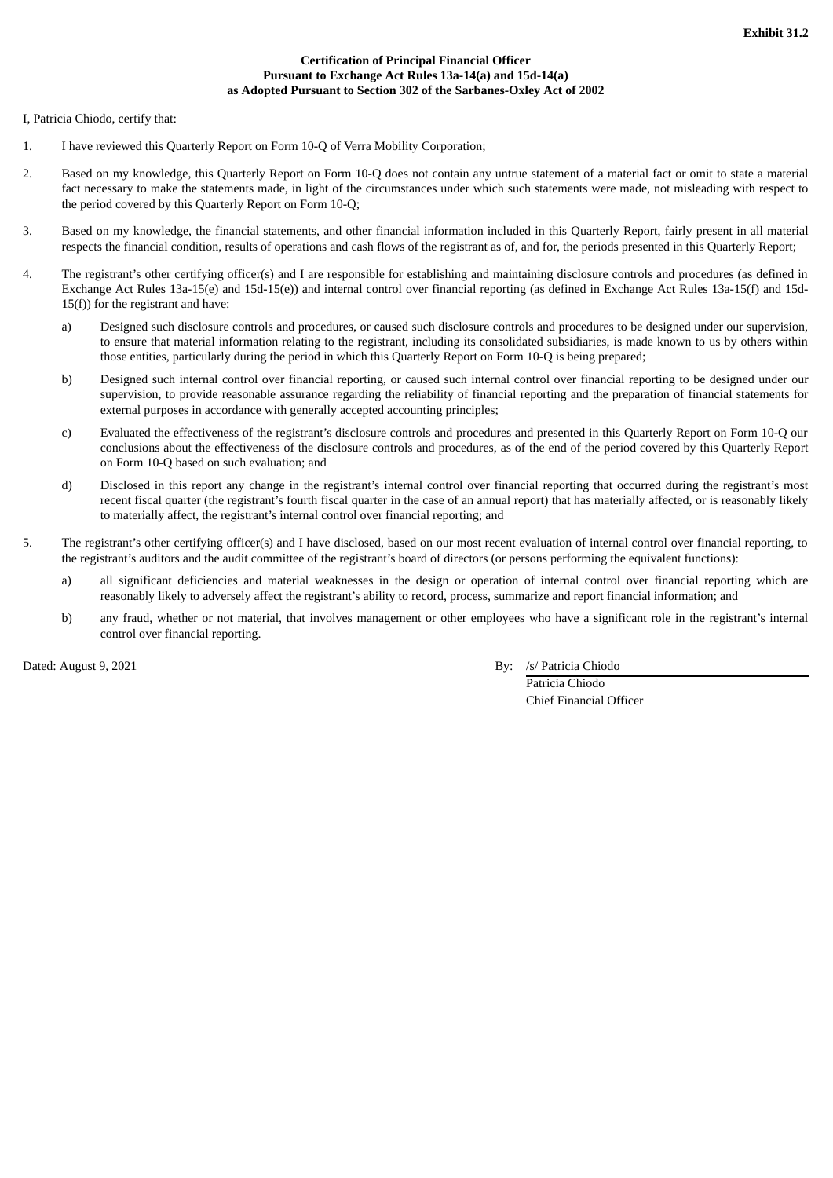**Exhibit 31.2**

**Certification of Principal Financial Officer**
**Pursuant to Exchange Act Rules 13a-14(a) and 15d-14(a)**
**as Adopted Pursuant to Section 302 of the Sarbanes-Oxley Act of 2002**

I, Patricia Chiodo, certify that:

1. I have reviewed this Quarterly Report on Form 10-Q of Verra Mobility Corporation;

2. Based on my knowledge, this Quarterly Report on Form 10-Q does not contain any untrue statement of a material fact or omit to state a material fact necessary to make the statements made, in light of the circumstances under which such statements were made, not misleading with respect to the period covered by this Quarterly Report on Form 10-Q;

3. Based on my knowledge, the financial statements, and other financial information included in this Quarterly Report, fairly present in all material respects the financial condition, results of operations and cash flows of the registrant as of, and for, the periods presented in this Quarterly Report;

4. The registrant's other certifying officer(s) and I are responsible for establishing and maintaining disclosure controls and procedures (as defined in Exchange Act Rules 13a-15(e) and 15d-15(e)) and internal control over financial reporting (as defined in Exchange Act Rules 13a-15(f) and 15d-15(f)) for the registrant and have:

   a) Designed such disclosure controls and procedures, or caused such disclosure controls and procedures to be designed under our supervision, to ensure that material information relating to the registrant, including its consolidated subsidiaries, is made known to us by others within those entities, particularly during the period in which this Quarterly Report on Form 10-Q is being prepared;

   b) Designed such internal control over financial reporting, or caused such internal control over financial reporting to be designed under our supervision, to provide reasonable assurance regarding the reliability of financial reporting and the preparation of financial statements for external purposes in accordance with generally accepted accounting principles;

   c) Evaluated the effectiveness of the registrant's disclosure controls and procedures and presented in this Quarterly Report on Form 10-Q our conclusions about the effectiveness of the disclosure controls and procedures, as of the end of the period covered by this Quarterly Report on Form 10-Q based on such evaluation; and

   d) Disclosed in this report any change in the registrant's internal control over financial reporting that occurred during the registrant's most recent fiscal quarter (the registrant's fourth fiscal quarter in the case of an annual report) that has materially affected, or is reasonably likely to materially affect, the registrant's internal control over financial reporting; and

5. The registrant's other certifying officer(s) and I have disclosed, based on our most recent evaluation of internal control over financial reporting, to the registrant's auditors and the audit committee of the registrant's board of directors (or persons performing the equivalent functions):

   a) all significant deficiencies and material weaknesses in the design or operation of internal control over financial reporting which are reasonably likely to adversely affect the registrant's ability to record, process, summarize and report financial information; and

   b) any fraud, whether or not material, that involves management or other employees who have a significant role in the registrant's internal control over financial reporting.

Dated: August 9, 2021

By: /s/ Patricia Chiodo
Patricia Chiodo
Chief Financial Officer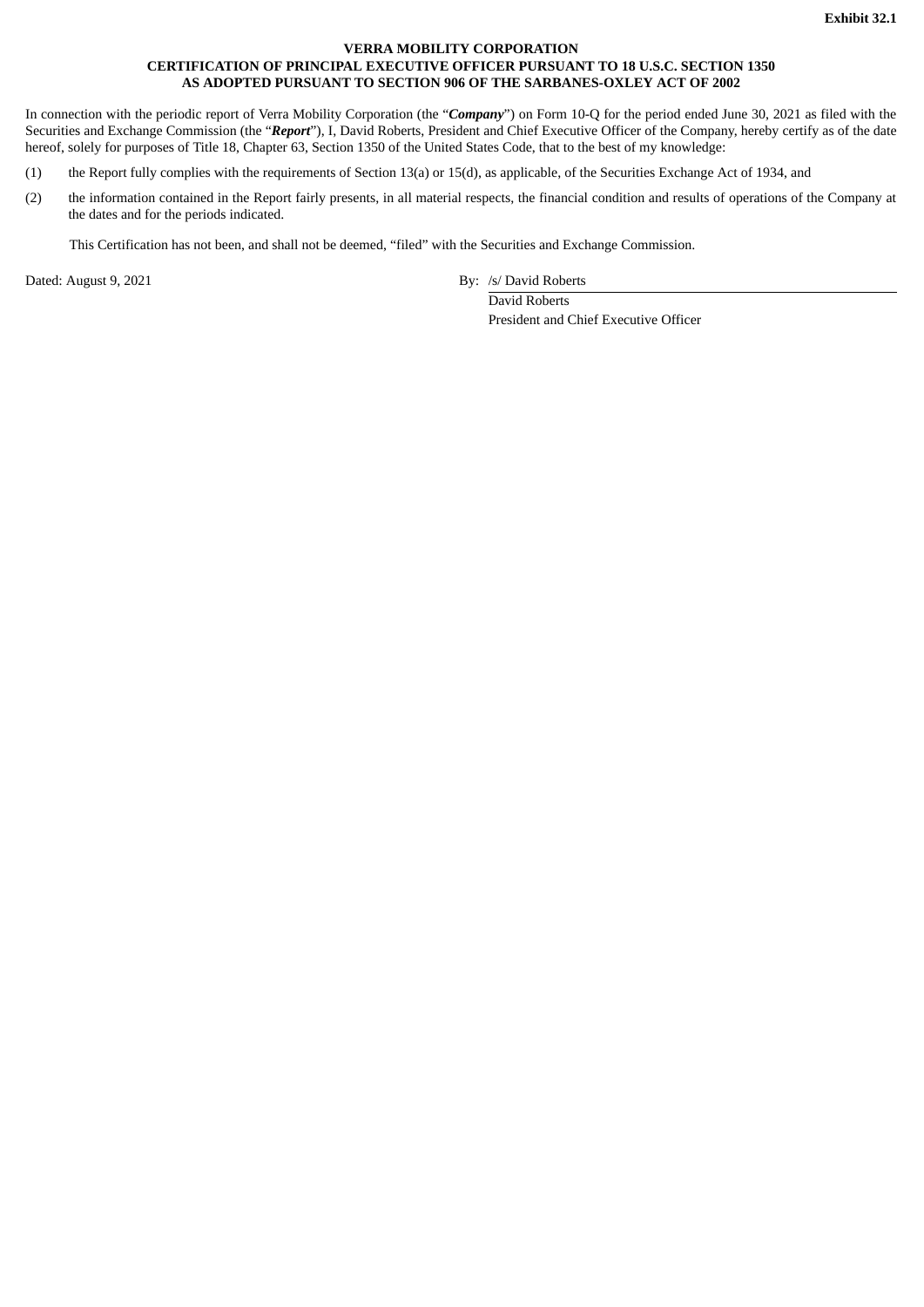**Exhibit 32.1**

**VERRA MOBILITY CORPORATION**
**CERTIFICATION OF PRINCIPAL EXECUTIVE OFFICER PURSUANT TO 18 U.S.C. SECTION 1350**
**AS ADOPTED PURSUANT TO SECTION 906 OF THE SARBANES-OXLEY ACT OF 2002**

In connection with the periodic report of Verra Mobility Corporation (the "***Company***") on Form 10-Q for the period ended June 30, 2021 as filed with the Securities and Exchange Commission (the "***Report***"), I, David Roberts, President and Chief Executive Officer of the Company, hereby certify as of the date hereof, solely for purposes of Title 18, Chapter 63, Section 1350 of the United States Code, that to the best of my knowledge:

(1) the Report fully complies with the requirements of Section 13(a) or 15(d), as applicable, of the Securities Exchange Act of 1934, and

(2) the information contained in the Report fairly presents, in all material respects, the financial condition and results of operations of the Company at the dates and for the periods indicated.

This Certification has not been, and shall not be deemed, "filed" with the Securities and Exchange Commission.

Dated: August 9, 2021

By: /s/ David Roberts
David Roberts
President and Chief Executive Officer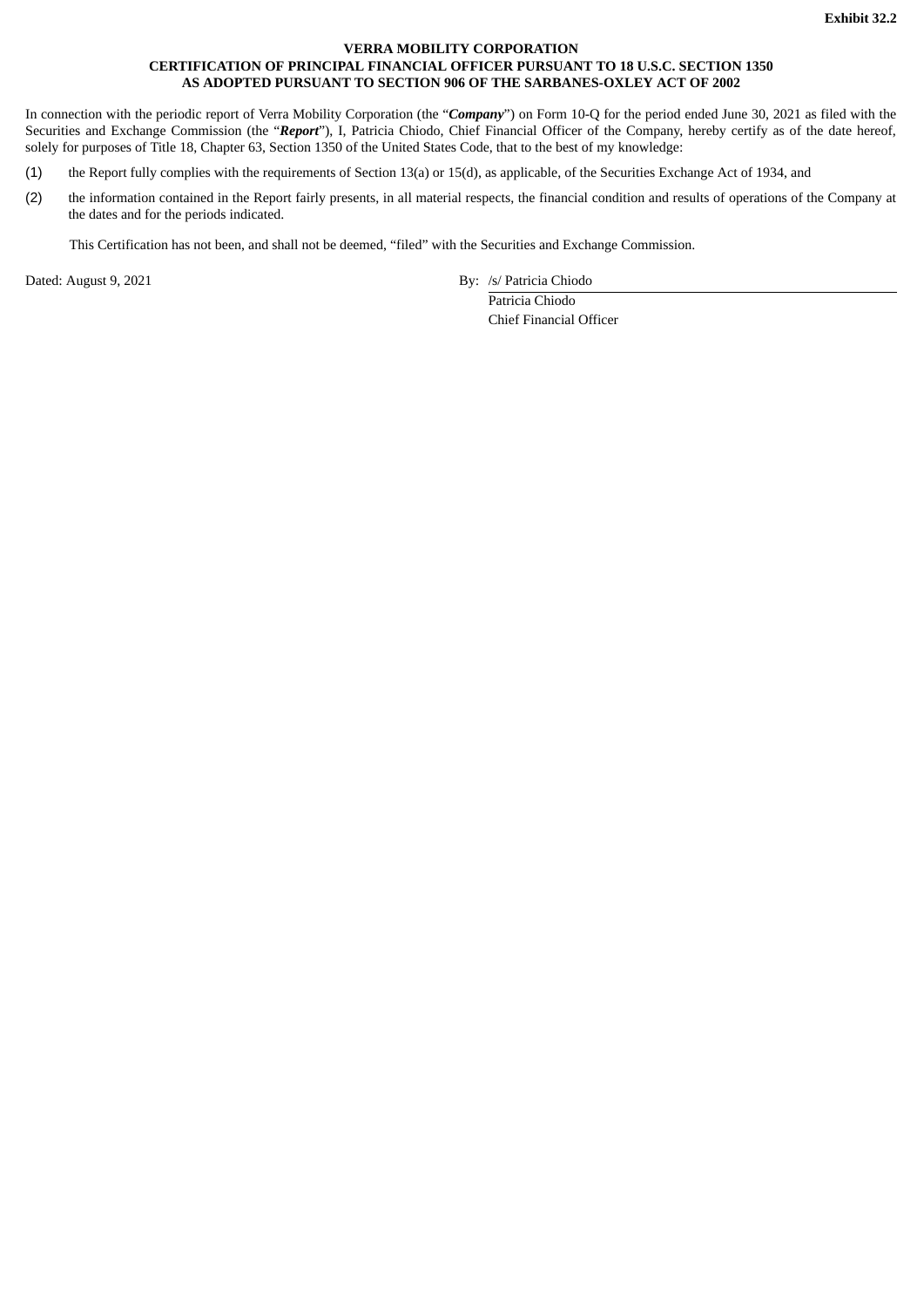**Exhibit 32.2**

**VERRA MOBILITY CORPORATION**
**CERTIFICATION OF PRINCIPAL FINANCIAL OFFICER PURSUANT TO 18 U.S.C. SECTION 1350**
**AS ADOPTED PURSUANT TO SECTION 906 OF THE SARBANES-OXLEY ACT OF 2002**

In connection with the periodic report of Verra Mobility Corporation (the "***Company***") on Form 10-Q for the period ended June 30, 2021 as filed with the Securities and Exchange Commission (the "***Report***"), I, Patricia Chiodo, Chief Financial Officer of the Company, hereby certify as of the date hereof, solely for purposes of Title 18, Chapter 63, Section 1350 of the United States Code, that to the best of my knowledge:

(1) the Report fully complies with the requirements of Section 13(a) or 15(d), as applicable, of the Securities Exchange Act of 1934, and

(2) the information contained in the Report fairly presents, in all material respects, the financial condition and results of operations of the Company at the dates and for the periods indicated.

This Certification has not been, and shall not be deemed, "filed" with the Securities and Exchange Commission.

Dated: August 9, 2021

By: /s/ Patricia Chiodo
Patricia Chiodo
Chief Financial Officer